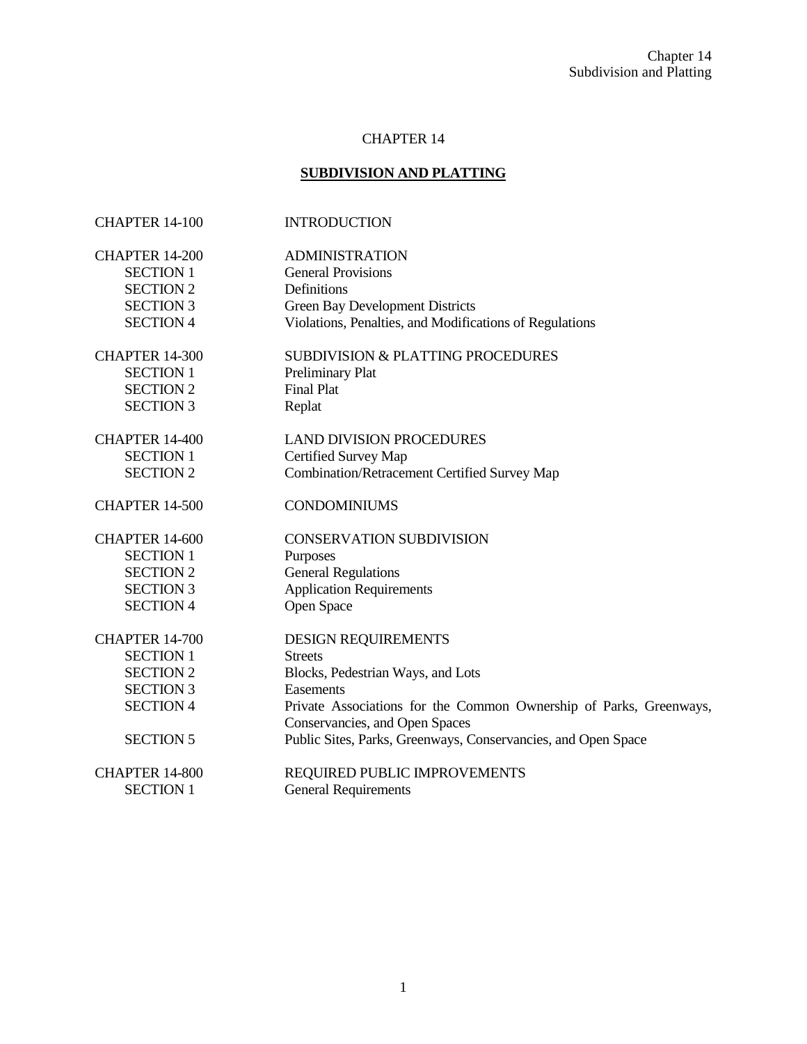# CHAPTER 14

## SUBDIVISION AND PLATTING

| | |
|---|---|
| CHAPTER 14-100 | INTRODUCTION |
| CHAPTER 14-200 | ADMINISTRATION |
| SECTION 1 | General Provisions |
| SECTION 2 | Definitions |
| SECTION 3 | Green Bay Development Districts |
| SECTION 4 | Violations, Penalties, and Modifications of Regulations |
| CHAPTER 14-300 | SUBDIVISION & PLATTING PROCEDURES |
| SECTION 1 | Preliminary Plat |
| SECTION 2 | Final Plat |
| SECTION 3 | Replat |
| CHAPTER 14-400 | LAND DIVISION PROCEDURES |
| SECTION 1 | Certified Survey Map |
| SECTION 2 | Combination/Retracement Certified Survey Map |
| CHAPTER 14-500 | CONDOMINIUMS |
| CHAPTER 14-600 | CONSERVATION SUBDIVISION |
| SECTION 1 | Purposes |
| SECTION 2 | General Regulations |
| SECTION 3 | Application Requirements |
| SECTION 4 | Open Space |
| CHAPTER 14-700 | DESIGN REQUIREMENTS |
| SECTION 1 | Streets |
| SECTION 2 | Blocks, Pedestrian Ways, and Lots |
| SECTION 3 | Easements |
| SECTION 4 | Private Associations for the Common Ownership of Parks, Greenways, Conservancies, and Open Spaces |
| SECTION 5 | Public Sites, Parks, Greenways, Conservancies, and Open Space |
| CHAPTER 14-800 | REQUIRED PUBLIC IMPROVEMENTS |
| SECTION 1 | General Requirements |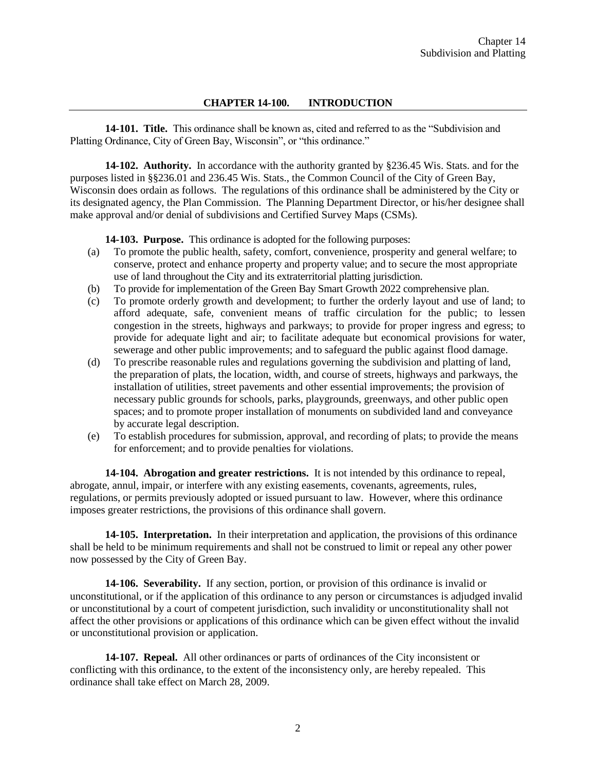## CHAPTER 14-100. INTRODUCTION

**14-101. Title.** This ordinance shall be known as, cited and referred to as the "Subdivision and Platting Ordinance, City of Green Bay, Wisconsin", or "this ordinance."

**14-102. Authority.** In accordance with the authority granted by §236.45 Wis. Stats. and for the purposes listed in §§236.01 and 236.45 Wis. Stats., the Common Council of the City of Green Bay, Wisconsin does ordain as follows. The regulations of this ordinance shall be administered by the City or its designated agency, the Plan Commission. The Planning Department Director, or his/her designee shall make approval and/or denial of subdivisions and Certified Survey Maps (CSMs).

**14-103. Purpose.** This ordinance is adopted for the following purposes:

(a) To promote the public health, safety, comfort, convenience, prosperity and general welfare; to conserve, protect and enhance property and property value; and to secure the most appropriate use of land throughout the City and its extraterritorial platting jurisdiction.

(b) To provide for implementation of the Green Bay Smart Growth 2022 comprehensive plan.

(c) To promote orderly growth and development; to further the orderly layout and use of land; to afford adequate, safe, convenient means of traffic circulation for the public; to lessen congestion in the streets, highways and parkways; to provide for proper ingress and egress; to provide for adequate light and air; to facilitate adequate but economical provisions for water, sewerage and other public improvements; and to safeguard the public against flood damage.

(d) To prescribe reasonable rules and regulations governing the subdivision and platting of land, the preparation of plats, the location, width, and course of streets, highways and parkways, the installation of utilities, street pavements and other essential improvements; the provision of necessary public grounds for schools, parks, playgrounds, greenways, and other public open spaces; and to promote proper installation of monuments on subdivided land and conveyance by accurate legal description.

(e) To establish procedures for submission, approval, and recording of plats; to provide the means for enforcement; and to provide penalties for violations.

**14-104. Abrogation and greater restrictions.** It is not intended by this ordinance to repeal, abrogate, annul, impair, or interfere with any existing easements, covenants, agreements, rules, regulations, or permits previously adopted or issued pursuant to law. However, where this ordinance imposes greater restrictions, the provisions of this ordinance shall govern.

**14-105. Interpretation.** In their interpretation and application, the provisions of this ordinance shall be held to be minimum requirements and shall not be construed to limit or repeal any other power now possessed by the City of Green Bay.

**14-106. Severability.** If any section, portion, or provision of this ordinance is invalid or unconstitutional, or if the application of this ordinance to any person or circumstances is adjudged invalid or unconstitutional by a court of competent jurisdiction, such invalidity or unconstitutionality shall not affect the other provisions or applications of this ordinance which can be given effect without the invalid or unconstitutional provision or application.

**14-107. Repeal.** All other ordinances or parts of ordinances of the City inconsistent or conflicting with this ordinance, to the extent of the inconsistency only, are hereby repealed. This ordinance shall take effect on March 28, 2009.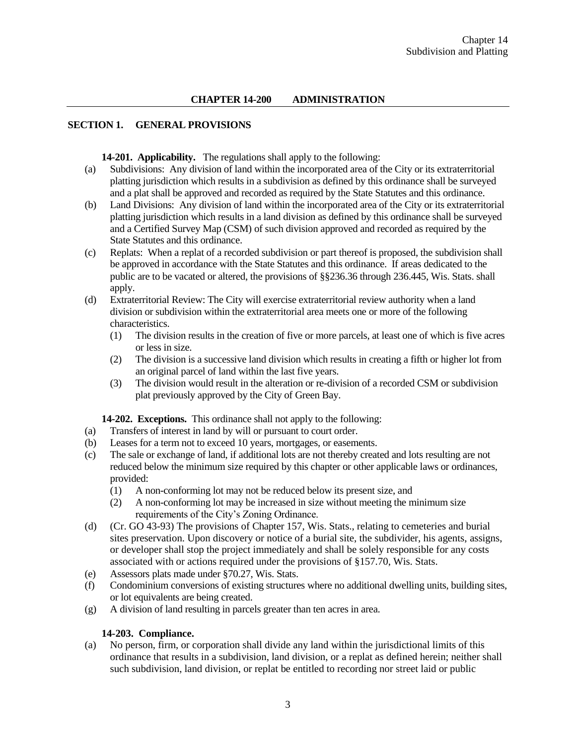## CHAPTER 14-200 ADMINISTRATION

### SECTION 1. GENERAL PROVISIONS

**14-201. Applicability.** The regulations shall apply to the following:

(a) Subdivisions: Any division of land within the incorporated area of the City or its extraterritorial platting jurisdiction which results in a subdivision as defined by this ordinance shall be surveyed and a plat shall be approved and recorded as required by the State Statutes and this ordinance.

(b) Land Divisions: Any division of land within the incorporated area of the City or its extraterritorial platting jurisdiction which results in a land division as defined by this ordinance shall be surveyed and a Certified Survey Map (CSM) of such division approved and recorded as required by the State Statutes and this ordinance.

(c) Replats: When a replat of a recorded subdivision or part thereof is proposed, the subdivision shall be approved in accordance with the State Statutes and this ordinance. If areas dedicated to the public are to be vacated or altered, the provisions of §§236.36 through 236.445, Wis. Stats. shall apply.

(d) Extraterritorial Review: The City will exercise extraterritorial review authority when a land division or subdivision within the extraterritorial area meets one or more of the following characteristics.

  (1) The division results in the creation of five or more parcels, at least one of which is five acres or less in size.

  (2) The division is a successive land division which results in creating a fifth or higher lot from an original parcel of land within the last five years.

  (3) The division would result in the alteration or re-division of a recorded CSM or subdivision plat previously approved by the City of Green Bay.

**14-202. Exceptions.** This ordinance shall not apply to the following:

(a) Transfers of interest in land by will or pursuant to court order.

(b) Leases for a term not to exceed 10 years, mortgages, or easements.

(c) The sale or exchange of land, if additional lots are not thereby created and lots resulting are not reduced below the minimum size required by this chapter or other applicable laws or ordinances, provided:

  (1) A non-conforming lot may not be reduced below its present size, and

  (2) A non-conforming lot may be increased in size without meeting the minimum size requirements of the City's Zoning Ordinance.

(d) (Cr. GO 43-93) The provisions of Chapter 157, Wis. Stats., relating to cemeteries and burial sites preservation. Upon discovery or notice of a burial site, the subdivider, his agents, assigns, or developer shall stop the project immediately and shall be solely responsible for any costs associated with or actions required under the provisions of §157.70, Wis. Stats.

(e) Assessors plats made under §70.27, Wis. Stats.

(f) Condominium conversions of existing structures where no additional dwelling units, building sites, or lot equivalents are being created.

(g) A division of land resulting in parcels greater than ten acres in area.

**14-203. Compliance.**

(a) No person, firm, or corporation shall divide any land within the jurisdictional limits of this ordinance that results in a subdivision, land division, or a replat as defined herein; neither shall such subdivision, land division, or replat be entitled to recording nor street laid or public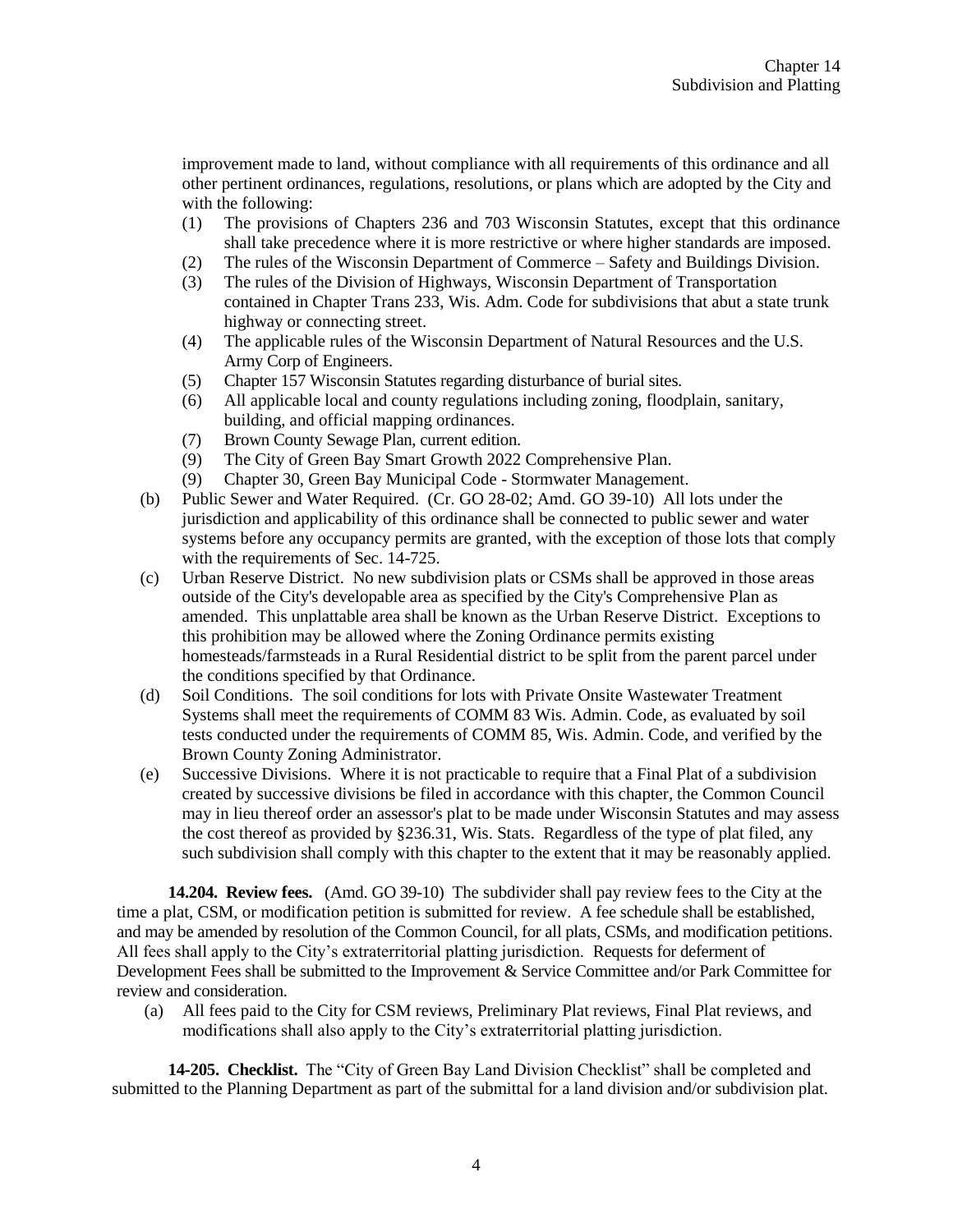improvement made to land, without compliance with all requirements of this ordinance and all other pertinent ordinances, regulations, resolutions, or plans which are adopted by the City and with the following:

(1) The provisions of Chapters 236 and 703 Wisconsin Statutes, except that this ordinance shall take precedence where it is more restrictive or where higher standards are imposed.
(2) The rules of the Wisconsin Department of Commerce – Safety and Buildings Division.
(3) The rules of the Division of Highways, Wisconsin Department of Transportation contained in Chapter Trans 233, Wis. Adm. Code for subdivisions that abut a state trunk highway or connecting street.
(4) The applicable rules of the Wisconsin Department of Natural Resources and the U.S. Army Corp of Engineers.
(5) Chapter 157 Wisconsin Statutes regarding disturbance of burial sites.
(6) All applicable local and county regulations including zoning, floodplain, sanitary, building, and official mapping ordinances.
(7) Brown County Sewage Plan, current edition.
(9) The City of Green Bay Smart Growth 2022 Comprehensive Plan.
(9) Chapter 30, Green Bay Municipal Code - Stormwater Management.

(b) Public Sewer and Water Required. (Cr. GO 28-02; Amd. GO 39-10) All lots under the jurisdiction and applicability of this ordinance shall be connected to public sewer and water systems before any occupancy permits are granted, with the exception of those lots that comply with the requirements of Sec. 14-725.

(c) Urban Reserve District. No new subdivision plats or CSMs shall be approved in those areas outside of the City's developable area as specified by the City's Comprehensive Plan as amended. This unplattable area shall be known as the Urban Reserve District. Exceptions to this prohibition may be allowed where the Zoning Ordinance permits existing homesteads/farmsteads in a Rural Residential district to be split from the parent parcel under the conditions specified by that Ordinance.

(d) Soil Conditions. The soil conditions for lots with Private Onsite Wastewater Treatment Systems shall meet the requirements of COMM 83 Wis. Admin. Code, as evaluated by soil tests conducted under the requirements of COMM 85, Wis. Admin. Code, and verified by the Brown County Zoning Administrator.

(e) Successive Divisions. Where it is not practicable to require that a Final Plat of a subdivision created by successive divisions be filed in accordance with this chapter, the Common Council may in lieu thereof order an assessor's plat to be made under Wisconsin Statutes and may assess the cost thereof as provided by §236.31, Wis. Stats. Regardless of the type of plat filed, any such subdivision shall comply with this chapter to the extent that it may be reasonably applied.

**14.204. Review fees.** (Amd. GO 39-10) The subdivider shall pay review fees to the City at the time a plat, CSM, or modification petition is submitted for review. A fee schedule shall be established, and may be amended by resolution of the Common Council, for all plats, CSMs, and modification petitions. All fees shall apply to the City's extraterritorial platting jurisdiction. Requests for deferment of Development Fees shall be submitted to the Improvement & Service Committee and/or Park Committee for review and consideration.

(a) All fees paid to the City for CSM reviews, Preliminary Plat reviews, Final Plat reviews, and modifications shall also apply to the City's extraterritorial platting jurisdiction.

**14-205. Checklist.** The "City of Green Bay Land Division Checklist" shall be completed and submitted to the Planning Department as part of the submittal for a land division and/or subdivision plat.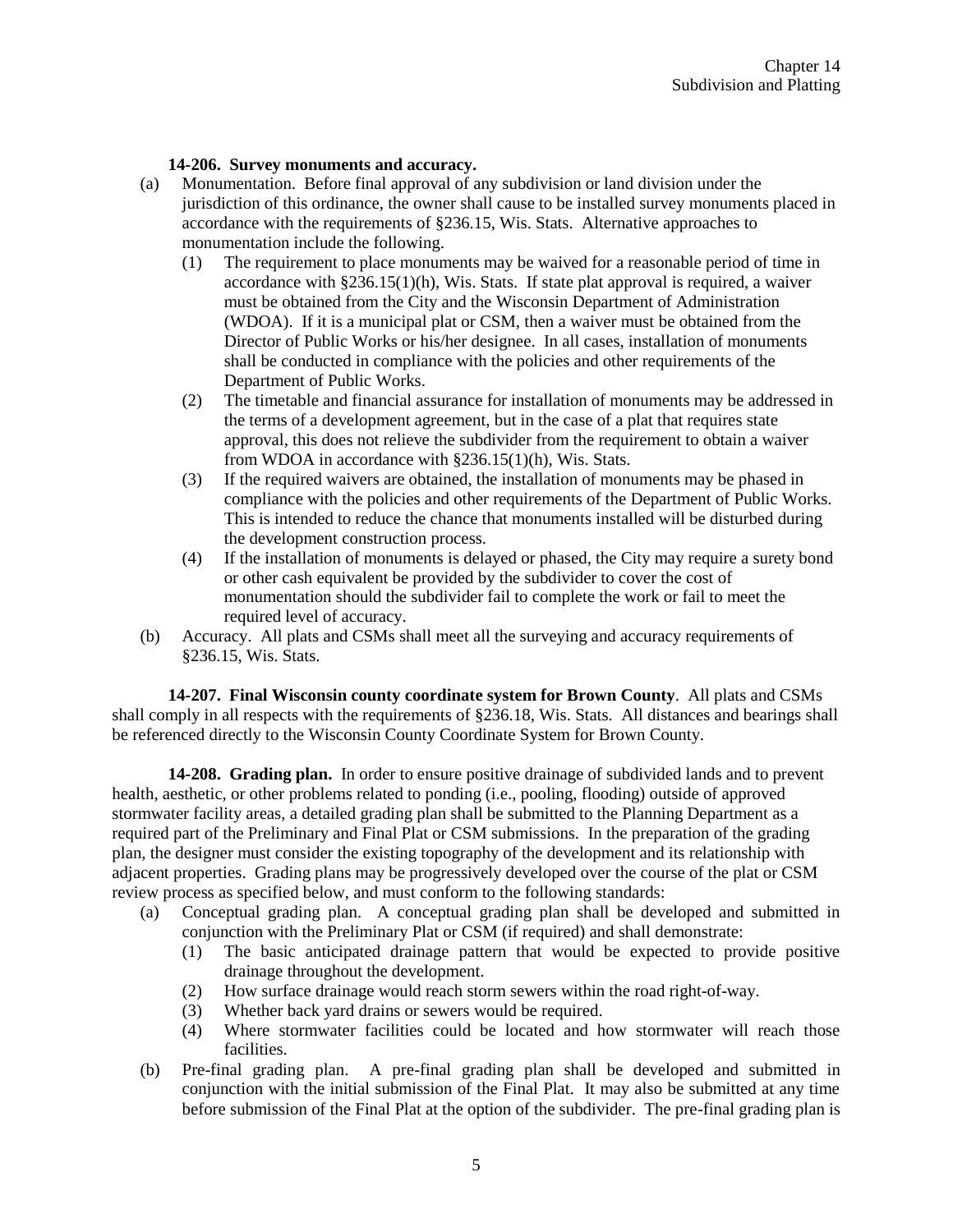**14-206. Survey monuments and accuracy.**

(a) Monumentation. Before final approval of any subdivision or land division under the jurisdiction of this ordinance, the owner shall cause to be installed survey monuments placed in accordance with the requirements of §236.15, Wis. Stats. Alternative approaches to monumentation include the following.

  (1) The requirement to place monuments may be waived for a reasonable period of time in accordance with §236.15(1)(h), Wis. Stats. If state plat approval is required, a waiver must be obtained from the City and the Wisconsin Department of Administration (WDOA). If it is a municipal plat or CSM, then a waiver must be obtained from the Director of Public Works or his/her designee. In all cases, installation of monuments shall be conducted in compliance with the policies and other requirements of the Department of Public Works.

  (2) The timetable and financial assurance for installation of monuments may be addressed in the terms of a development agreement, but in the case of a plat that requires state approval, this does not relieve the subdivider from the requirement to obtain a waiver from WDOA in accordance with §236.15(1)(h), Wis. Stats.

  (3) If the required waivers are obtained, the installation of monuments may be phased in compliance with the policies and other requirements of the Department of Public Works. This is intended to reduce the chance that monuments installed will be disturbed during the development construction process.

  (4) If the installation of monuments is delayed or phased, the City may require a surety bond or other cash equivalent be provided by the subdivider to cover the cost of monumentation should the subdivider fail to complete the work or fail to meet the required level of accuracy.

(b) Accuracy. All plats and CSMs shall meet all the surveying and accuracy requirements of §236.15, Wis. Stats.

**14-207. Final Wisconsin county coordinate system for Brown County**. All plats and CSMs shall comply in all respects with the requirements of §236.18, Wis. Stats. All distances and bearings shall be referenced directly to the Wisconsin County Coordinate System for Brown County.

**14-208. Grading plan.** In order to ensure positive drainage of subdivided lands and to prevent health, aesthetic, or other problems related to ponding (i.e., pooling, flooding) outside of approved stormwater facility areas, a detailed grading plan shall be submitted to the Planning Department as a required part of the Preliminary and Final Plat or CSM submissions. In the preparation of the grading plan, the designer must consider the existing topography of the development and its relationship with adjacent properties. Grading plans may be progressively developed over the course of the plat or CSM review process as specified below, and must conform to the following standards:

(a) Conceptual grading plan. A conceptual grading plan shall be developed and submitted in conjunction with the Preliminary Plat or CSM (if required) and shall demonstrate:

  (1) The basic anticipated drainage pattern that would be expected to provide positive drainage throughout the development.

  (2) How surface drainage would reach storm sewers within the road right-of-way.

  (3) Whether back yard drains or sewers would be required.

  (4) Where stormwater facilities could be located and how stormwater will reach those facilities.

(b) Pre-final grading plan. A pre-final grading plan shall be developed and submitted in conjunction with the initial submission of the Final Plat. It may also be submitted at any time before submission of the Final Plat at the option of the subdivider. The pre-final grading plan is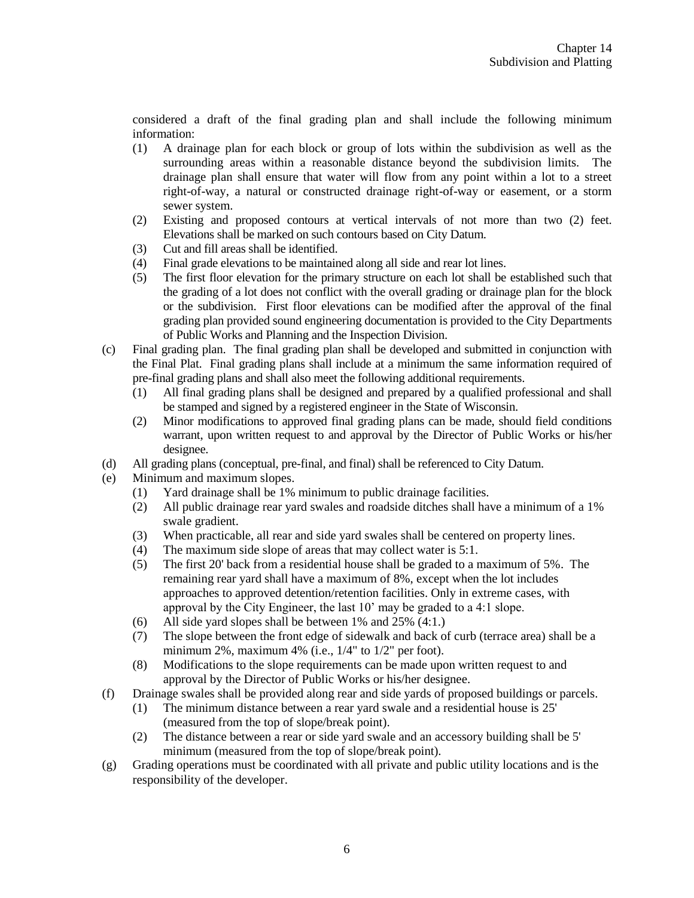considered a draft of the final grading plan and shall include the following minimum information:

(1) A drainage plan for each block or group of lots within the subdivision as well as the surrounding areas within a reasonable distance beyond the subdivision limits. The drainage plan shall ensure that water will flow from any point within a lot to a street right-of-way, a natural or constructed drainage right-of-way or easement, or a storm sewer system.

(2) Existing and proposed contours at vertical intervals of not more than two (2) feet. Elevations shall be marked on such contours based on City Datum.

(3) Cut and fill areas shall be identified.

(4) Final grade elevations to be maintained along all side and rear lot lines.

(5) The first floor elevation for the primary structure on each lot shall be established such that the grading of a lot does not conflict with the overall grading or drainage plan for the block or the subdivision. First floor elevations can be modified after the approval of the final grading plan provided sound engineering documentation is provided to the City Departments of Public Works and Planning and the Inspection Division.

(c) Final grading plan. The final grading plan shall be developed and submitted in conjunction with the Final Plat. Final grading plans shall include at a minimum the same information required of pre-final grading plans and shall also meet the following additional requirements.

(1) All final grading plans shall be designed and prepared by a qualified professional and shall be stamped and signed by a registered engineer in the State of Wisconsin.

(2) Minor modifications to approved final grading plans can be made, should field conditions warrant, upon written request to and approval by the Director of Public Works or his/her designee.

(d) All grading plans (conceptual, pre-final, and final) shall be referenced to City Datum.

(e) Minimum and maximum slopes.

(1) Yard drainage shall be 1% minimum to public drainage facilities.

(2) All public drainage rear yard swales and roadside ditches shall have a minimum of a 1% swale gradient.

(3) When practicable, all rear and side yard swales shall be centered on property lines.

(4) The maximum side slope of areas that may collect water is 5:1.

(5) The first 20' back from a residential house shall be graded to a maximum of 5%. The remaining rear yard shall have a maximum of 8%, except when the lot includes approaches to approved detention/retention facilities. Only in extreme cases, with approval by the City Engineer, the last 10' may be graded to a 4:1 slope.

(6) All side yard slopes shall be between 1% and 25% (4:1.)

(7) The slope between the front edge of sidewalk and back of curb (terrace area) shall be a minimum 2%, maximum 4% (i.e., 1/4" to 1/2" per foot).

(8) Modifications to the slope requirements can be made upon written request to and approval by the Director of Public Works or his/her designee.

(f) Drainage swales shall be provided along rear and side yards of proposed buildings or parcels.

(1) The minimum distance between a rear yard swale and a residential house is 25' (measured from the top of slope/break point).

(2) The distance between a rear or side yard swale and an accessory building shall be 5' minimum (measured from the top of slope/break point).

(g) Grading operations must be coordinated with all private and public utility locations and is the responsibility of the developer.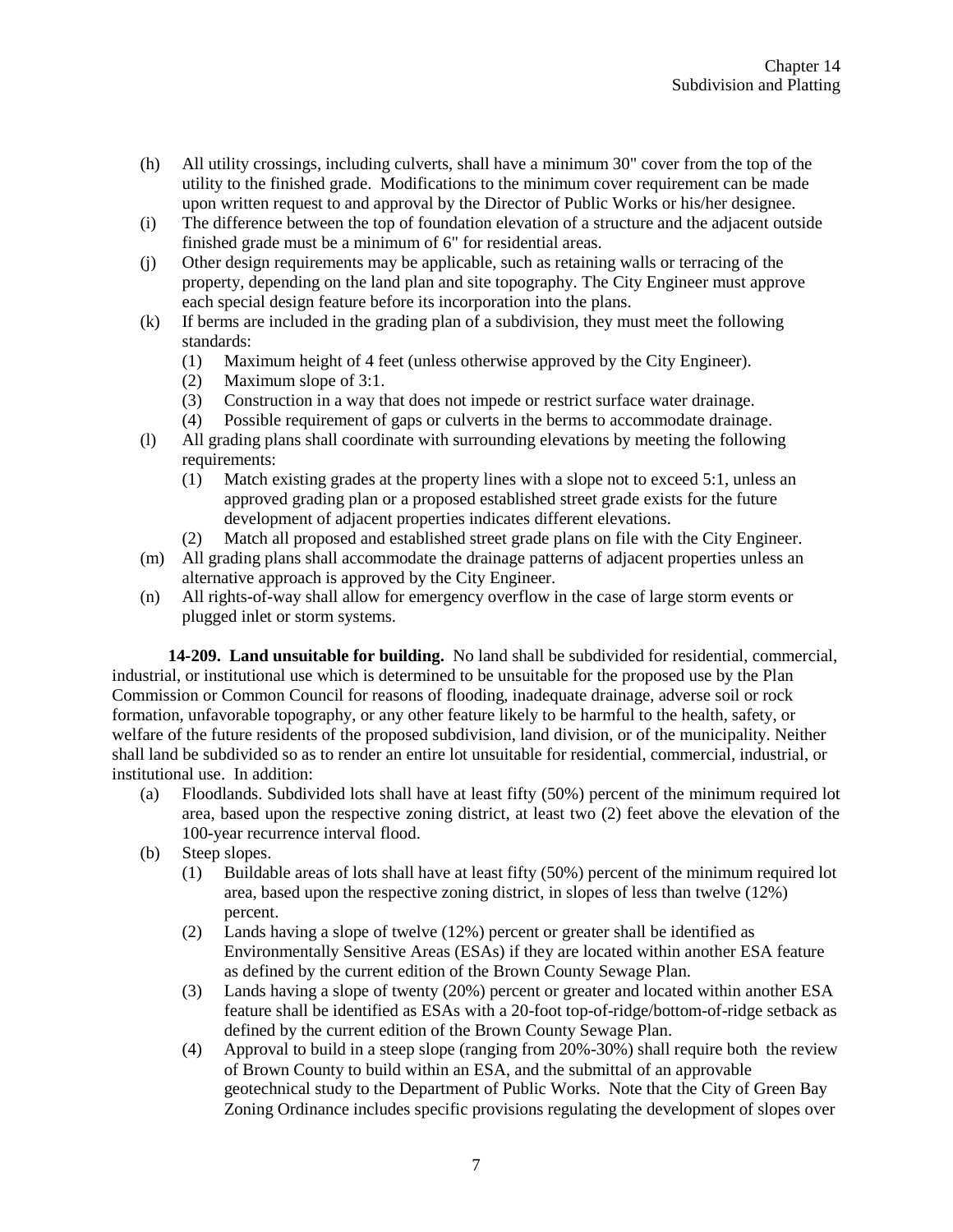(h) All utility crossings, including culverts, shall have a minimum 30" cover from the top of the utility to the finished grade. Modifications to the minimum cover requirement can be made upon written request to and approval by the Director of Public Works or his/her designee.

(i) The difference between the top of foundation elevation of a structure and the adjacent outside finished grade must be a minimum of 6" for residential areas.

(j) Other design requirements may be applicable, such as retaining walls or terracing of the property, depending on the land plan and site topography. The City Engineer must approve each special design feature before its incorporation into the plans.

(k) If berms are included in the grading plan of a subdivision, they must meet the following standards:

   (1) Maximum height of 4 feet (unless otherwise approved by the City Engineer).
   (2) Maximum slope of 3:1.
   (3) Construction in a way that does not impede or restrict surface water drainage.
   (4) Possible requirement of gaps or culverts in the berms to accommodate drainage.

(l) All grading plans shall coordinate with surrounding elevations by meeting the following requirements:

   (1) Match existing grades at the property lines with a slope not to exceed 5:1, unless an approved grading plan or a proposed established street grade exists for the future development of adjacent properties indicates different elevations.
   (2) Match all proposed and established street grade plans on file with the City Engineer.

(m) All grading plans shall accommodate the drainage patterns of adjacent properties unless an alternative approach is approved by the City Engineer.

(n) All rights-of-way shall allow for emergency overflow in the case of large storm events or plugged inlet or storm systems.

**14-209. Land unsuitable for building.** No land shall be subdivided for residential, commercial, industrial, or institutional use which is determined to be unsuitable for the proposed use by the Plan Commission or Common Council for reasons of flooding, inadequate drainage, adverse soil or rock formation, unfavorable topography, or any other feature likely to be harmful to the health, safety, or welfare of the future residents of the proposed subdivision, land division, or of the municipality. Neither shall land be subdivided so as to render an entire lot unsuitable for residential, commercial, industrial, or institutional use. In addition:

(a) Floodlands. Subdivided lots shall have at least fifty (50%) percent of the minimum required lot area, based upon the respective zoning district, at least two (2) feet above the elevation of the 100-year recurrence interval flood.

(b) Steep slopes.

   (1) Buildable areas of lots shall have at least fifty (50%) percent of the minimum required lot area, based upon the respective zoning district, in slopes of less than twelve (12%) percent.
   (2) Lands having a slope of twelve (12%) percent or greater shall be identified as Environmentally Sensitive Areas (ESAs) if they are located within another ESA feature as defined by the current edition of the Brown County Sewage Plan.
   (3) Lands having a slope of twenty (20%) percent or greater and located within another ESA feature shall be identified as ESAs with a 20-foot top-of-ridge/bottom-of-ridge setback as defined by the current edition of the Brown County Sewage Plan.
   (4) Approval to build in a steep slope (ranging from 20%-30%) shall require both the review of Brown County to build within an ESA, and the submittal of an approvable geotechnical study to the Department of Public Works. Note that the City of Green Bay Zoning Ordinance includes specific provisions regulating the development of slopes over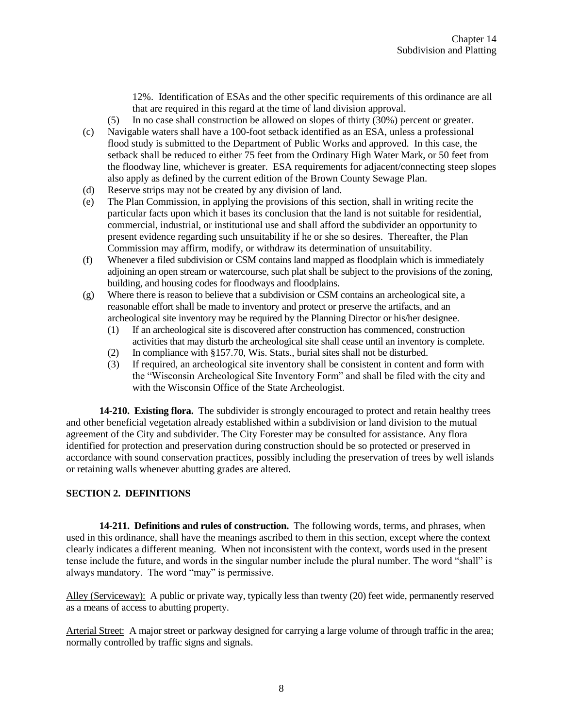12%. Identification of ESAs and the other specific requirements of this ordinance are all that are required in this regard at the time of land division approval.

(5) In no case shall construction be allowed on slopes of thirty (30%) percent or greater.

(c) Navigable waters shall have a 100-foot setback identified as an ESA, unless a professional flood study is submitted to the Department of Public Works and approved. In this case, the setback shall be reduced to either 75 feet from the Ordinary High Water Mark, or 50 feet from the floodway line, whichever is greater. ESA requirements for adjacent/connecting steep slopes also apply as defined by the current edition of the Brown County Sewage Plan.

(d) Reserve strips may not be created by any division of land.

(e) The Plan Commission, in applying the provisions of this section, shall in writing recite the particular facts upon which it bases its conclusion that the land is not suitable for residential, commercial, industrial, or institutional use and shall afford the subdivider an opportunity to present evidence regarding such unsuitability if he or she so desires. Thereafter, the Plan Commission may affirm, modify, or withdraw its determination of unsuitability.

(f) Whenever a filed subdivision or CSM contains land mapped as floodplain which is immediately adjoining an open stream or watercourse, such plat shall be subject to the provisions of the zoning, building, and housing codes for floodways and floodplains.

(g) Where there is reason to believe that a subdivision or CSM contains an archeological site, a reasonable effort shall be made to inventory and protect or preserve the artifacts, and an archeological site inventory may be required by the Planning Director or his/her designee.

(1) If an archeological site is discovered after construction has commenced, construction activities that may disturb the archeological site shall cease until an inventory is complete.

(2) In compliance with §157.70, Wis. Stats., burial sites shall not be disturbed.

(3) If required, an archeological site inventory shall be consistent in content and form with the "Wisconsin Archeological Site Inventory Form" and shall be filed with the city and with the Wisconsin Office of the State Archeologist.

**14-210. Existing flora.** The subdivider is strongly encouraged to protect and retain healthy trees and other beneficial vegetation already established within a subdivision or land division to the mutual agreement of the City and subdivider. The City Forester may be consulted for assistance. Any flora identified for protection and preservation during construction should be so protected or preserved in accordance with sound conservation practices, possibly including the preservation of trees by well islands or retaining walls whenever abutting grades are altered.

## SECTION 2. DEFINITIONS

**14-211. Definitions and rules of construction.** The following words, terms, and phrases, when used in this ordinance, shall have the meanings ascribed to them in this section, except where the context clearly indicates a different meaning. When not inconsistent with the context, words used in the present tense include the future, and words in the singular number include the plural number. The word "shall" is always mandatory. The word "may" is permissive.

Alley (Serviceway): A public or private way, typically less than twenty (20) feet wide, permanently reserved as a means of access to abutting property.

Arterial Street: A major street or parkway designed for carrying a large volume of through traffic in the area; normally controlled by traffic signs and signals.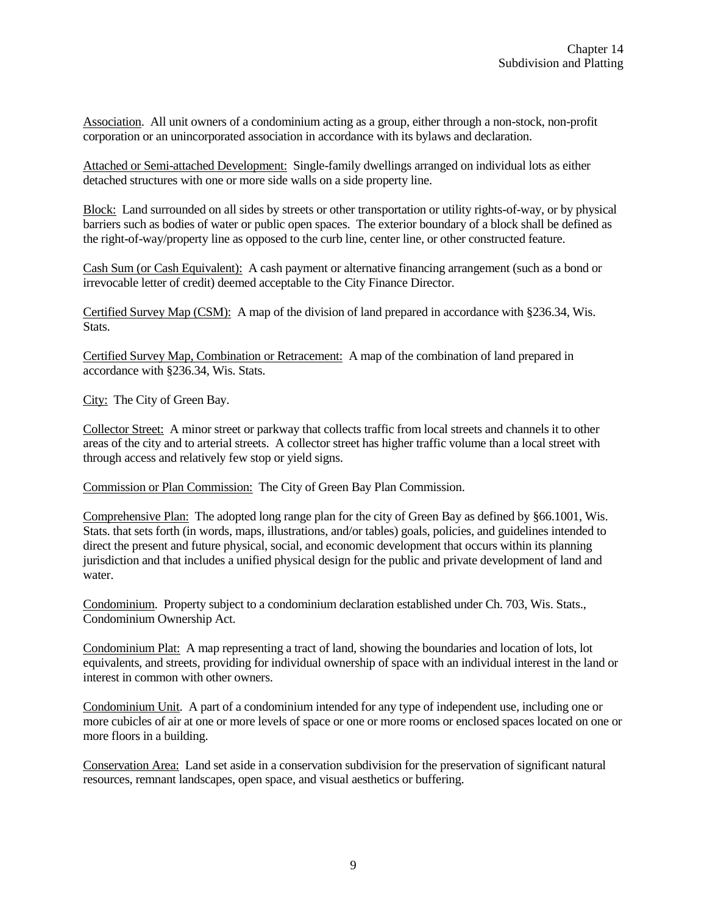<u>Association</u>. All unit owners of a condominium acting as a group, either through a non-stock, non-profit corporation or an unincorporated association in accordance with its bylaws and declaration.

<u>Attached or Semi-attached Development:</u> Single-family dwellings arranged on individual lots as either detached structures with one or more side walls on a side property line.

<u>Block:</u> Land surrounded on all sides by streets or other transportation or utility rights-of-way, or by physical barriers such as bodies of water or public open spaces. The exterior boundary of a block shall be defined as the right-of-way/property line as opposed to the curb line, center line, or other constructed feature.

<u>Cash Sum (or Cash Equivalent):</u> A cash payment or alternative financing arrangement (such as a bond or irrevocable letter of credit) deemed acceptable to the City Finance Director.

<u>Certified Survey Map (CSM):</u> A map of the division of land prepared in accordance with §236.34, Wis. Stats.

<u>Certified Survey Map, Combination or Retracement:</u> A map of the combination of land prepared in accordance with §236.34, Wis. Stats.

<u>City:</u> The City of Green Bay.

<u>Collector Street:</u> A minor street or parkway that collects traffic from local streets and channels it to other areas of the city and to arterial streets. A collector street has higher traffic volume than a local street with through access and relatively few stop or yield signs.

<u>Commission or Plan Commission:</u> The City of Green Bay Plan Commission.

<u>Comprehensive Plan:</u> The adopted long range plan for the city of Green Bay as defined by §66.1001, Wis. Stats. that sets forth (in words, maps, illustrations, and/or tables) goals, policies, and guidelines intended to direct the present and future physical, social, and economic development that occurs within its planning jurisdiction and that includes a unified physical design for the public and private development of land and water.

<u>Condominium</u>. Property subject to a condominium declaration established under Ch. 703, Wis. Stats., Condominium Ownership Act.

<u>Condominium Plat:</u> A map representing a tract of land, showing the boundaries and location of lots, lot equivalents, and streets, providing for individual ownership of space with an individual interest in the land or interest in common with other owners.

<u>Condominium Unit</u>. A part of a condominium intended for any type of independent use, including one or more cubicles of air at one or more levels of space or one or more rooms or enclosed spaces located on one or more floors in a building.

<u>Conservation Area:</u> Land set aside in a conservation subdivision for the preservation of significant natural resources, remnant landscapes, open space, and visual aesthetics or buffering.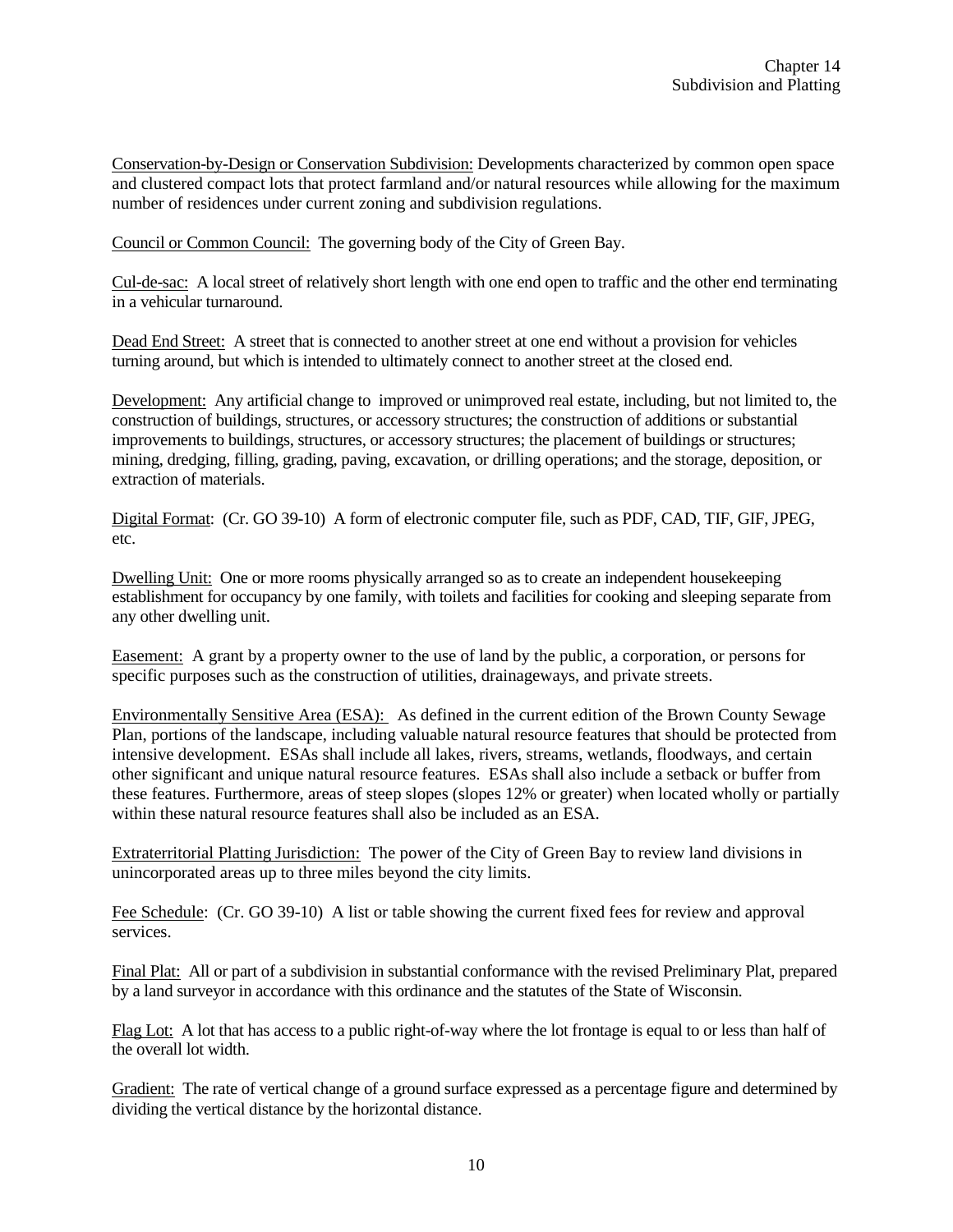Conservation-by-Design or Conservation Subdivision: Developments characterized by common open space and clustered compact lots that protect farmland and/or natural resources while allowing for the maximum number of residences under current zoning and subdivision regulations.

Council or Common Council: The governing body of the City of Green Bay.

Cul-de-sac: A local street of relatively short length with one end open to traffic and the other end terminating in a vehicular turnaround.

Dead End Street: A street that is connected to another street at one end without a provision for vehicles turning around, but which is intended to ultimately connect to another street at the closed end.

Development: Any artificial change to improved or unimproved real estate, including, but not limited to, the construction of buildings, structures, or accessory structures; the construction of additions or substantial improvements to buildings, structures, or accessory structures; the placement of buildings or structures; mining, dredging, filling, grading, paving, excavation, or drilling operations; and the storage, deposition, or extraction of materials.

Digital Format: (Cr. GO 39-10) A form of electronic computer file, such as PDF, CAD, TIF, GIF, JPEG, etc.

Dwelling Unit: One or more rooms physically arranged so as to create an independent housekeeping establishment for occupancy by one family, with toilets and facilities for cooking and sleeping separate from any other dwelling unit.

Easement: A grant by a property owner to the use of land by the public, a corporation, or persons for specific purposes such as the construction of utilities, drainageways, and private streets.

Environmentally Sensitive Area (ESA): As defined in the current edition of the Brown County Sewage Plan, portions of the landscape, including valuable natural resource features that should be protected from intensive development. ESAs shall include all lakes, rivers, streams, wetlands, floodways, and certain other significant and unique natural resource features. ESAs shall also include a setback or buffer from these features. Furthermore, areas of steep slopes (slopes 12% or greater) when located wholly or partially within these natural resource features shall also be included as an ESA.

Extraterritorial Platting Jurisdiction: The power of the City of Green Bay to review land divisions in unincorporated areas up to three miles beyond the city limits.

Fee Schedule: (Cr. GO 39-10) A list or table showing the current fixed fees for review and approval services.

Final Plat: All or part of a subdivision in substantial conformance with the revised Preliminary Plat, prepared by a land surveyor in accordance with this ordinance and the statutes of the State of Wisconsin.

Flag Lot: A lot that has access to a public right-of-way where the lot frontage is equal to or less than half of the overall lot width.

Gradient: The rate of vertical change of a ground surface expressed as a percentage figure and determined by dividing the vertical distance by the horizontal distance.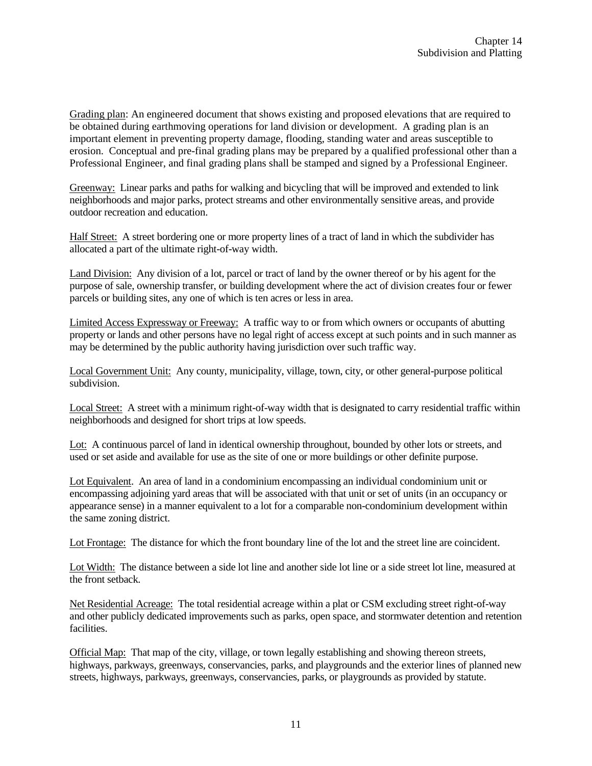Grading plan: An engineered document that shows existing and proposed elevations that are required to be obtained during earthmoving operations for land division or development. A grading plan is an important element in preventing property damage, flooding, standing water and areas susceptible to erosion. Conceptual and pre-final grading plans may be prepared by a qualified professional other than a Professional Engineer, and final grading plans shall be stamped and signed by a Professional Engineer.

Greenway: Linear parks and paths for walking and bicycling that will be improved and extended to link neighborhoods and major parks, protect streams and other environmentally sensitive areas, and provide outdoor recreation and education.

Half Street: A street bordering one or more property lines of a tract of land in which the subdivider has allocated a part of the ultimate right-of-way width.

Land Division: Any division of a lot, parcel or tract of land by the owner thereof or by his agent for the purpose of sale, ownership transfer, or building development where the act of division creates four or fewer parcels or building sites, any one of which is ten acres or less in area.

Limited Access Expressway or Freeway: A traffic way to or from which owners or occupants of abutting property or lands and other persons have no legal right of access except at such points and in such manner as may be determined by the public authority having jurisdiction over such traffic way.

Local Government Unit: Any county, municipality, village, town, city, or other general-purpose political subdivision.

Local Street: A street with a minimum right-of-way width that is designated to carry residential traffic within neighborhoods and designed for short trips at low speeds.

Lot: A continuous parcel of land in identical ownership throughout, bounded by other lots or streets, and used or set aside and available for use as the site of one or more buildings or other definite purpose.

Lot Equivalent. An area of land in a condominium encompassing an individual condominium unit or encompassing adjoining yard areas that will be associated with that unit or set of units (in an occupancy or appearance sense) in a manner equivalent to a lot for a comparable non-condominium development within the same zoning district.

Lot Frontage: The distance for which the front boundary line of the lot and the street line are coincident.

Lot Width: The distance between a side lot line and another side lot line or a side street lot line, measured at the front setback.

Net Residential Acreage: The total residential acreage within a plat or CSM excluding street right-of-way and other publicly dedicated improvements such as parks, open space, and stormwater detention and retention facilities.

Official Map: That map of the city, village, or town legally establishing and showing thereon streets, highways, parkways, greenways, conservancies, parks, and playgrounds and the exterior lines of planned new streets, highways, parkways, greenways, conservancies, parks, or playgrounds as provided by statute.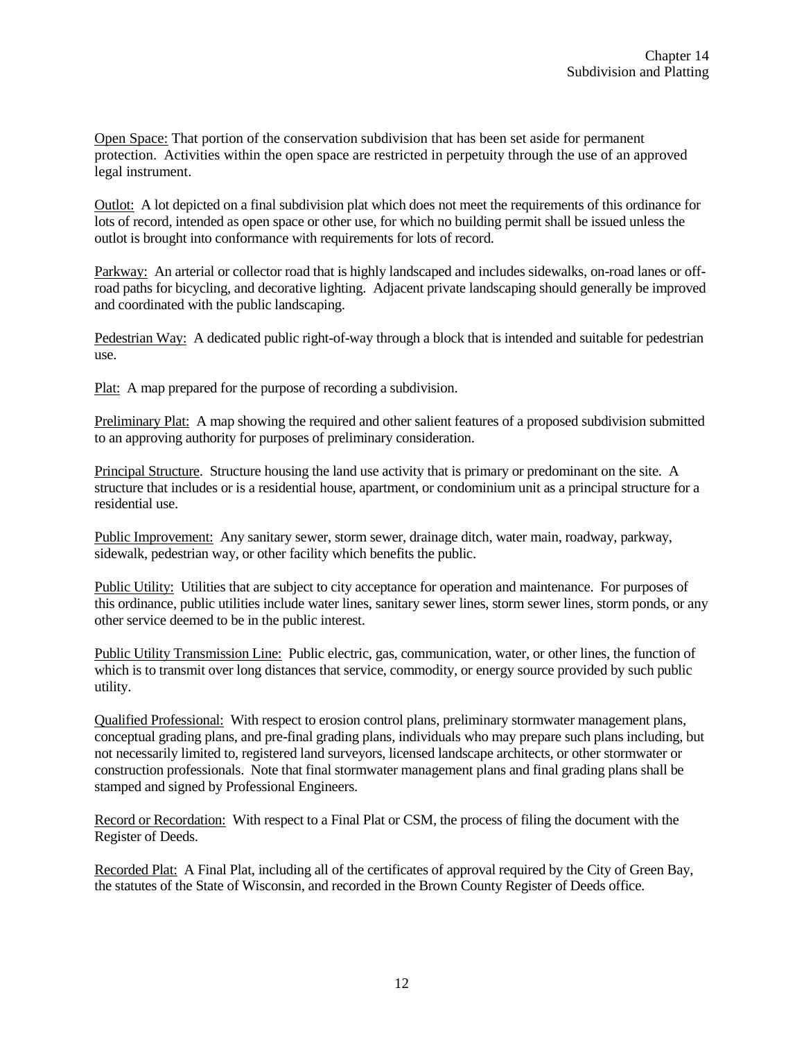Open Space: That portion of the conservation subdivision that has been set aside for permanent protection. Activities within the open space are restricted in perpetuity through the use of an approved legal instrument.

Outlot: A lot depicted on a final subdivision plat which does not meet the requirements of this ordinance for lots of record, intended as open space or other use, for which no building permit shall be issued unless the outlot is brought into conformance with requirements for lots of record.

Parkway: An arterial or collector road that is highly landscaped and includes sidewalks, on-road lanes or off-road paths for bicycling, and decorative lighting. Adjacent private landscaping should generally be improved and coordinated with the public landscaping.

Pedestrian Way: A dedicated public right-of-way through a block that is intended and suitable for pedestrian use.

Plat: A map prepared for the purpose of recording a subdivision.

Preliminary Plat: A map showing the required and other salient features of a proposed subdivision submitted to an approving authority for purposes of preliminary consideration.

Principal Structure. Structure housing the land use activity that is primary or predominant on the site. A structure that includes or is a residential house, apartment, or condominium unit as a principal structure for a residential use.

Public Improvement: Any sanitary sewer, storm sewer, drainage ditch, water main, roadway, parkway, sidewalk, pedestrian way, or other facility which benefits the public.

Public Utility: Utilities that are subject to city acceptance for operation and maintenance. For purposes of this ordinance, public utilities include water lines, sanitary sewer lines, storm sewer lines, storm ponds, or any other service deemed to be in the public interest.

Public Utility Transmission Line: Public electric, gas, communication, water, or other lines, the function of which is to transmit over long distances that service, commodity, or energy source provided by such public utility.

Qualified Professional: With respect to erosion control plans, preliminary stormwater management plans, conceptual grading plans, and pre-final grading plans, individuals who may prepare such plans including, but not necessarily limited to, registered land surveyors, licensed landscape architects, or other stormwater or construction professionals. Note that final stormwater management plans and final grading plans shall be stamped and signed by Professional Engineers.

Record or Recordation: With respect to a Final Plat or CSM, the process of filing the document with the Register of Deeds.

Recorded Plat: A Final Plat, including all of the certificates of approval required by the City of Green Bay, the statutes of the State of Wisconsin, and recorded in the Brown County Register of Deeds office.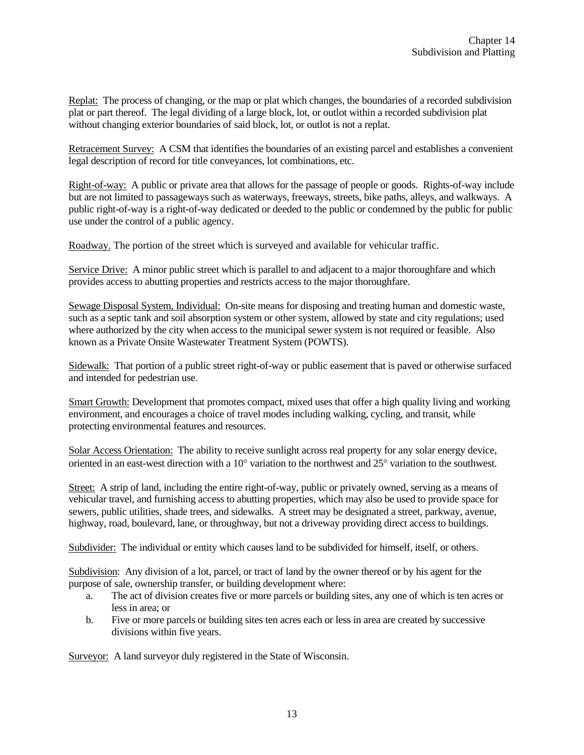Replat: The process of changing, or the map or plat which changes, the boundaries of a recorded subdivision plat or part thereof. The legal dividing of a large block, lot, or outlot within a recorded subdivision plat without changing exterior boundaries of said block, lot, or outlot is not a replat.

Retracement Survey: A CSM that identifies the boundaries of an existing parcel and establishes a convenient legal description of record for title conveyances, lot combinations, etc.

Right-of-way: A public or private area that allows for the passage of people or goods. Rights-of-way include but are not limited to passageways such as waterways, freeways, streets, bike paths, alleys, and walkways. A public right-of-way is a right-of-way dedicated or deeded to the public or condemned by the public for public use under the control of a public agency.

Roadway. The portion of the street which is surveyed and available for vehicular traffic.

Service Drive: A minor public street which is parallel to and adjacent to a major thoroughfare and which provides access to abutting properties and restricts access to the major thoroughfare.

Sewage Disposal System, Individual: On-site means for disposing and treating human and domestic waste, such as a septic tank and soil absorption system or other system, allowed by state and city regulations; used where authorized by the city when access to the municipal sewer system is not required or feasible. Also known as a Private Onsite Wastewater Treatment System (POWTS).

Sidewalk: That portion of a public street right-of-way or public easement that is paved or otherwise surfaced and intended for pedestrian use.

Smart Growth: Development that promotes compact, mixed uses that offer a high quality living and working environment, and encourages a choice of travel modes including walking, cycling, and transit, while protecting environmental features and resources.

Solar Access Orientation: The ability to receive sunlight across real property for any solar energy device, oriented in an east-west direction with a 10° variation to the northwest and 25° variation to the southwest.

Street: A strip of land, including the entire right-of-way, public or privately owned, serving as a means of vehicular travel, and furnishing access to abutting properties, which may also be used to provide space for sewers, public utilities, shade trees, and sidewalks. A street may be designated a street, parkway, avenue, highway, road, boulevard, lane, or throughway, but not a driveway providing direct access to buildings.

Subdivider: The individual or entity which causes land to be subdivided for himself, itself, or others.

Subdivision: Any division of a lot, parcel, or tract of land by the owner thereof or by his agent for the purpose of sale, ownership transfer, or building development where:

a. The act of division creates five or more parcels or building sites, any one of which is ten acres or less in area; or
b. Five or more parcels or building sites ten acres each or less in area are created by successive divisions within five years.

Surveyor: A land surveyor duly registered in the State of Wisconsin.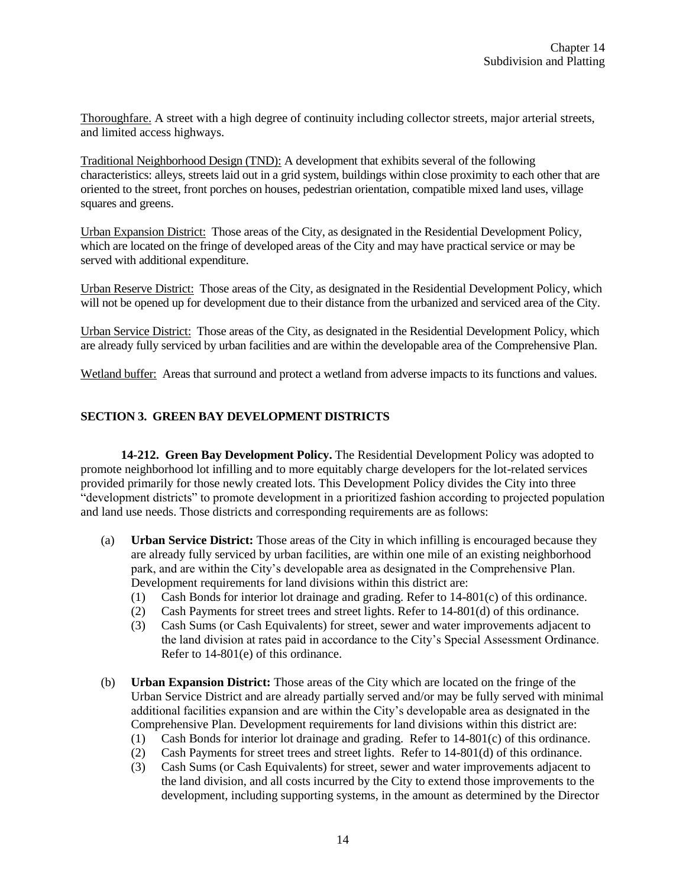Thoroughfare. A street with a high degree of continuity including collector streets, major arterial streets, and limited access highways.

Traditional Neighborhood Design (TND): A development that exhibits several of the following characteristics: alleys, streets laid out in a grid system, buildings within close proximity to each other that are oriented to the street, front porches on houses, pedestrian orientation, compatible mixed land uses, village squares and greens.

Urban Expansion District: Those areas of the City, as designated in the Residential Development Policy, which are located on the fringe of developed areas of the City and may have practical service or may be served with additional expenditure.

Urban Reserve District: Those areas of the City, as designated in the Residential Development Policy, which will not be opened up for development due to their distance from the urbanized and serviced area of the City.

Urban Service District: Those areas of the City, as designated in the Residential Development Policy, which are already fully serviced by urban facilities and are within the developable area of the Comprehensive Plan.

Wetland buffer: Areas that surround and protect a wetland from adverse impacts to its functions and values.

## SECTION 3. GREEN BAY DEVELOPMENT DISTRICTS

**14-212. Green Bay Development Policy.** The Residential Development Policy was adopted to promote neighborhood lot infilling and to more equitably charge developers for the lot-related services provided primarily for those newly created lots. This Development Policy divides the City into three "development districts" to promote development in a prioritized fashion according to projected population and land use needs. Those districts and corresponding requirements are as follows:

(a) **Urban Service District:** Those areas of the City in which infilling is encouraged because they are already fully serviced by urban facilities, are within one mile of an existing neighborhood park, and are within the City's developable area as designated in the Comprehensive Plan. Development requirements for land divisions within this district are:

   (1) Cash Bonds for interior lot drainage and grading. Refer to 14-801(c) of this ordinance.
   
   (2) Cash Payments for street trees and street lights. Refer to 14-801(d) of this ordinance.
   
   (3) Cash Sums (or Cash Equivalents) for street, sewer and water improvements adjacent to the land division at rates paid in accordance to the City's Special Assessment Ordinance. Refer to 14-801(e) of this ordinance.

(b) **Urban Expansion District:** Those areas of the City which are located on the fringe of the Urban Service District and are already partially served and/or may be fully served with minimal additional facilities expansion and are within the City's developable area as designated in the Comprehensive Plan. Development requirements for land divisions within this district are:

   (1) Cash Bonds for interior lot drainage and grading. Refer to 14-801(c) of this ordinance.
   
   (2) Cash Payments for street trees and street lights. Refer to 14-801(d) of this ordinance.
   
   (3) Cash Sums (or Cash Equivalents) for street, sewer and water improvements adjacent to the land division, and all costs incurred by the City to extend those improvements to the development, including supporting systems, in the amount as determined by the Director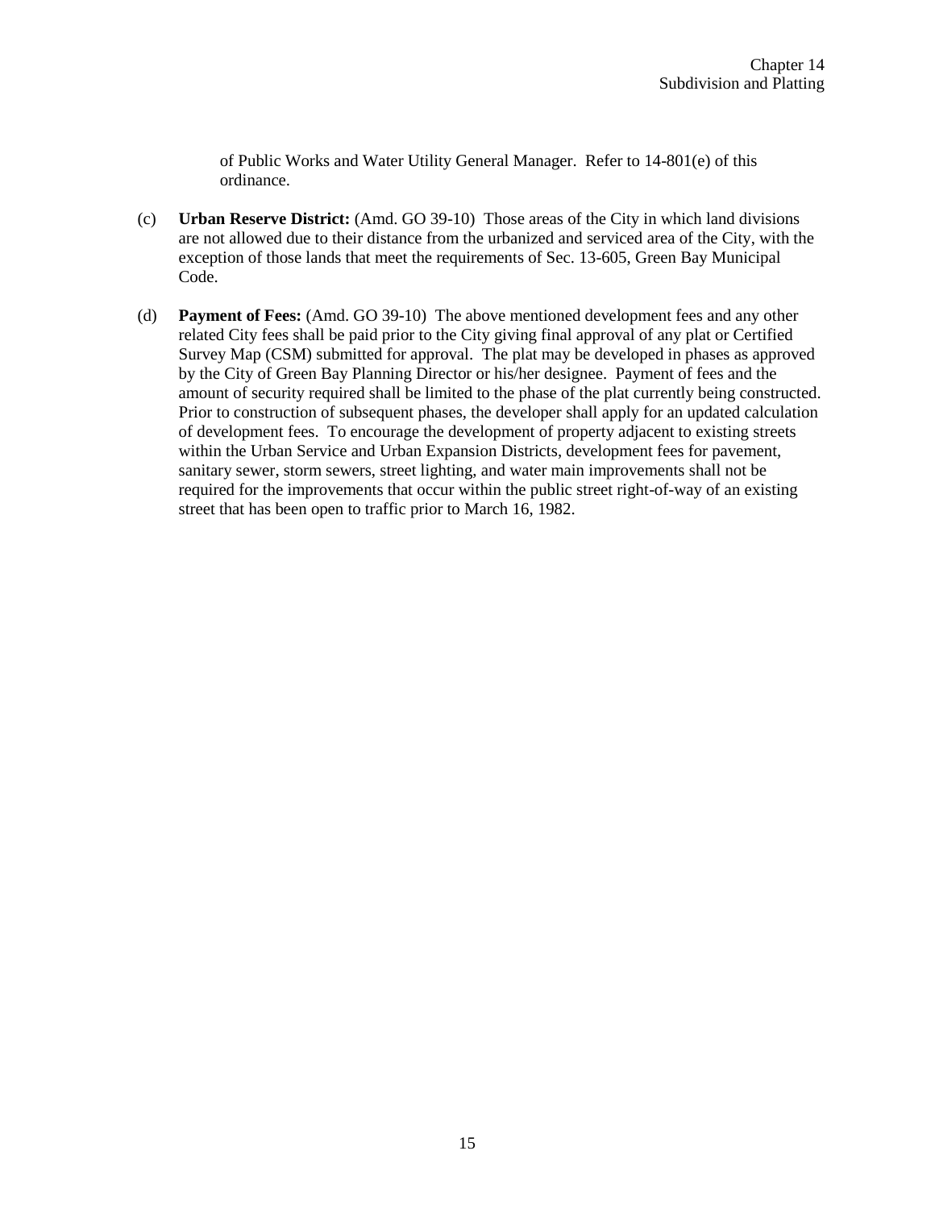of Public Works and Water Utility General Manager. Refer to 14-801(e) of this ordinance.

(c) **Urban Reserve District:** (Amd. GO 39-10) Those areas of the City in which land divisions are not allowed due to their distance from the urbanized and serviced area of the City, with the exception of those lands that meet the requirements of Sec. 13-605, Green Bay Municipal Code.

(d) **Payment of Fees:** (Amd. GO 39-10) The above mentioned development fees and any other related City fees shall be paid prior to the City giving final approval of any plat or Certified Survey Map (CSM) submitted for approval. The plat may be developed in phases as approved by the City of Green Bay Planning Director or his/her designee. Payment of fees and the amount of security required shall be limited to the phase of the plat currently being constructed. Prior to construction of subsequent phases, the developer shall apply for an updated calculation of development fees. To encourage the development of property adjacent to existing streets within the Urban Service and Urban Expansion Districts, development fees for pavement, sanitary sewer, storm sewers, street lighting, and water main improvements shall not be required for the improvements that occur within the public street right-of-way of an existing street that has been open to traffic prior to March 16, 1982.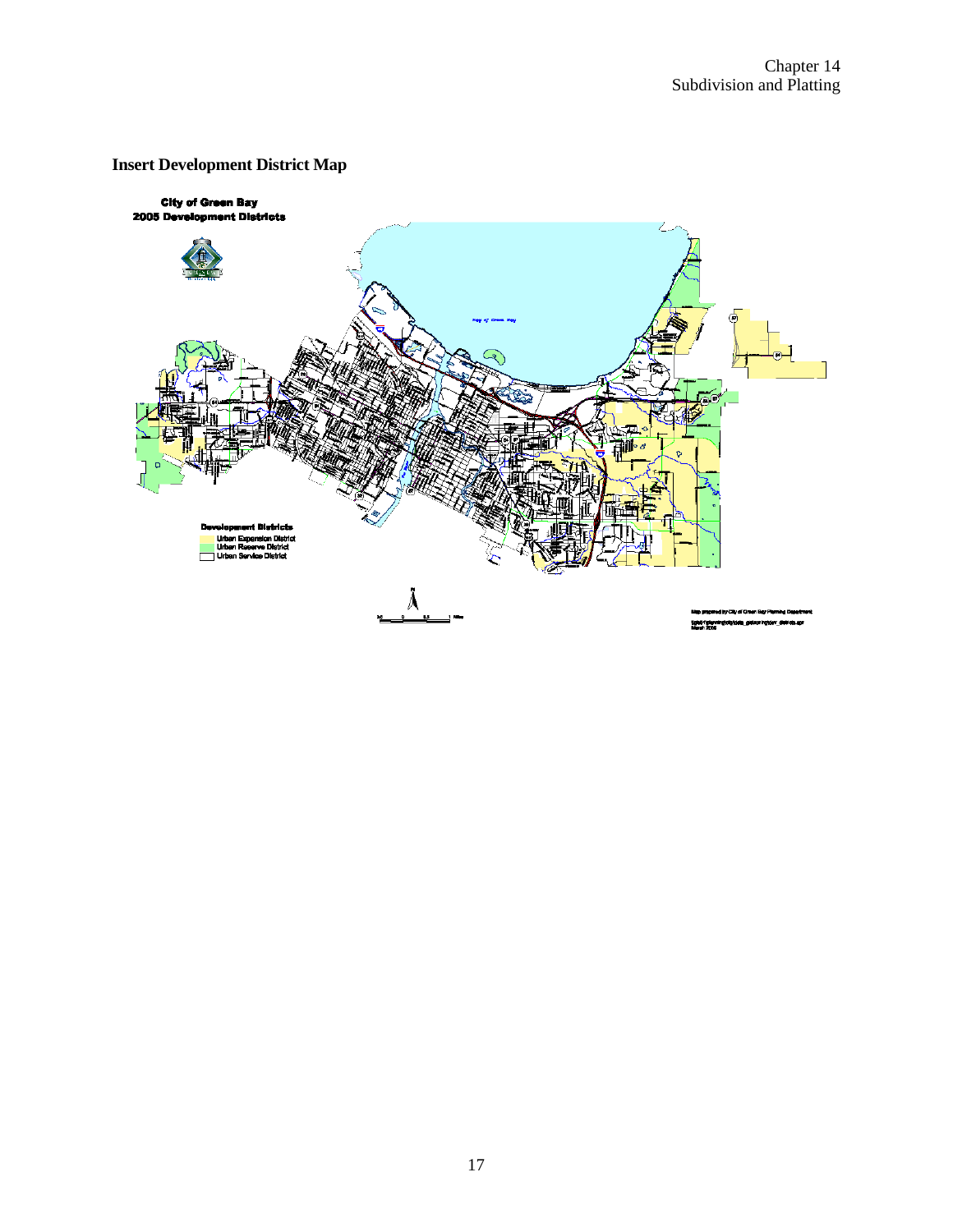**Insert Development District Map**

**City of Green Bay**
**2005 Development Districts**

**Development Districts**
- Urban Expansion District
- Urban Reserve District
- Urban Service District

Map prepared by City of Green Bay Planning Department
March 2005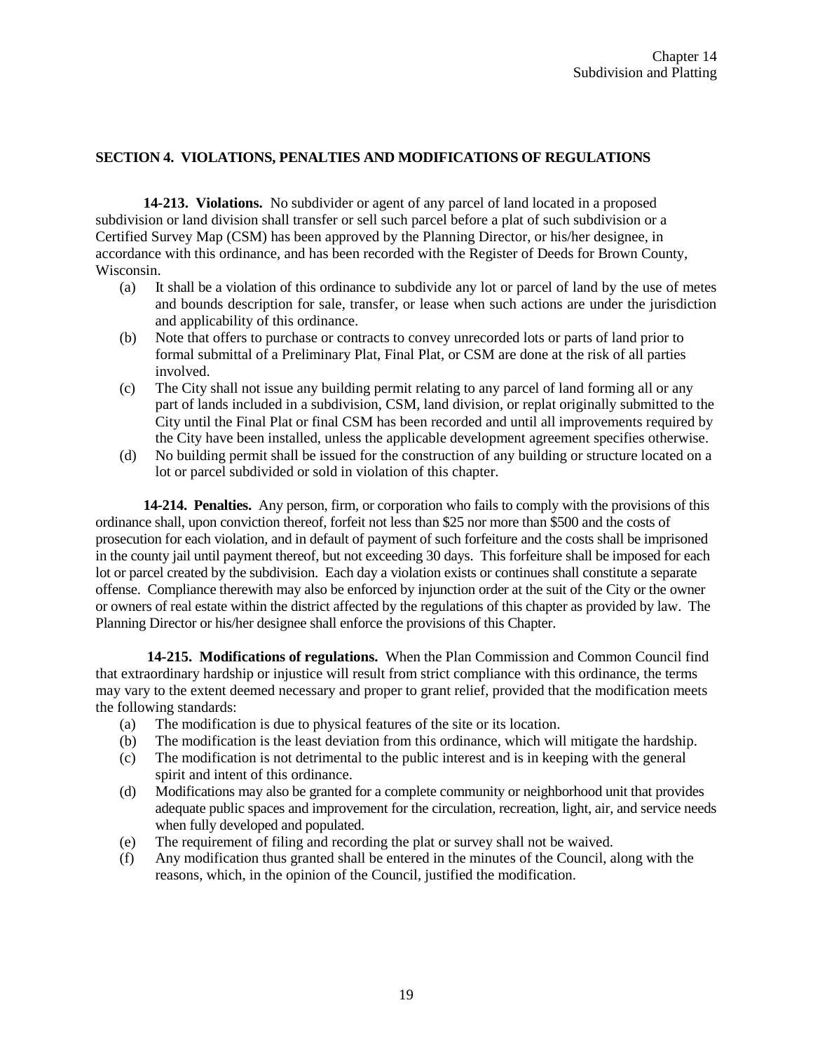## SECTION 4. VIOLATIONS, PENALTIES AND MODIFICATIONS OF REGULATIONS

**14-213. Violations.** No subdivider or agent of any parcel of land located in a proposed subdivision or land division shall transfer or sell such parcel before a plat of such subdivision or a Certified Survey Map (CSM) has been approved by the Planning Director, or his/her designee, in accordance with this ordinance, and has been recorded with the Register of Deeds for Brown County, Wisconsin.

- (a) It shall be a violation of this ordinance to subdivide any lot or parcel of land by the use of metes and bounds description for sale, transfer, or lease when such actions are under the jurisdiction and applicability of this ordinance.
- (b) Note that offers to purchase or contracts to convey unrecorded lots or parts of land prior to formal submittal of a Preliminary Plat, Final Plat, or CSM are done at the risk of all parties involved.
- (c) The City shall not issue any building permit relating to any parcel of land forming all or any part of lands included in a subdivision, CSM, land division, or replat originally submitted to the City until the Final Plat or final CSM has been recorded and until all improvements required by the City have been installed, unless the applicable development agreement specifies otherwise.
- (d) No building permit shall be issued for the construction of any building or structure located on a lot or parcel subdivided or sold in violation of this chapter.

**14-214. Penalties.** Any person, firm, or corporation who fails to comply with the provisions of this ordinance shall, upon conviction thereof, forfeit not less than $25 nor more than $500 and the costs of prosecution for each violation, and in default of payment of such forfeiture and the costs shall be imprisoned in the county jail until payment thereof, but not exceeding 30 days. This forfeiture shall be imposed for each lot or parcel created by the subdivision. Each day a violation exists or continues shall constitute a separate offense. Compliance therewith may also be enforced by injunction order at the suit of the City or the owner or owners of real estate within the district affected by the regulations of this chapter as provided by law. The Planning Director or his/her designee shall enforce the provisions of this Chapter.

**14-215. Modifications of regulations.** When the Plan Commission and Common Council find that extraordinary hardship or injustice will result from strict compliance with this ordinance, the terms may vary to the extent deemed necessary and proper to grant relief, provided that the modification meets the following standards:

- (a) The modification is due to physical features of the site or its location.
- (b) The modification is the least deviation from this ordinance, which will mitigate the hardship.
- (c) The modification is not detrimental to the public interest and is in keeping with the general spirit and intent of this ordinance.
- (d) Modifications may also be granted for a complete community or neighborhood unit that provides adequate public spaces and improvement for the circulation, recreation, light, air, and service needs when fully developed and populated.
- (e) The requirement of filing and recording the plat or survey shall not be waived.
- (f) Any modification thus granted shall be entered in the minutes of the Council, along with the reasons, which, in the opinion of the Council, justified the modification.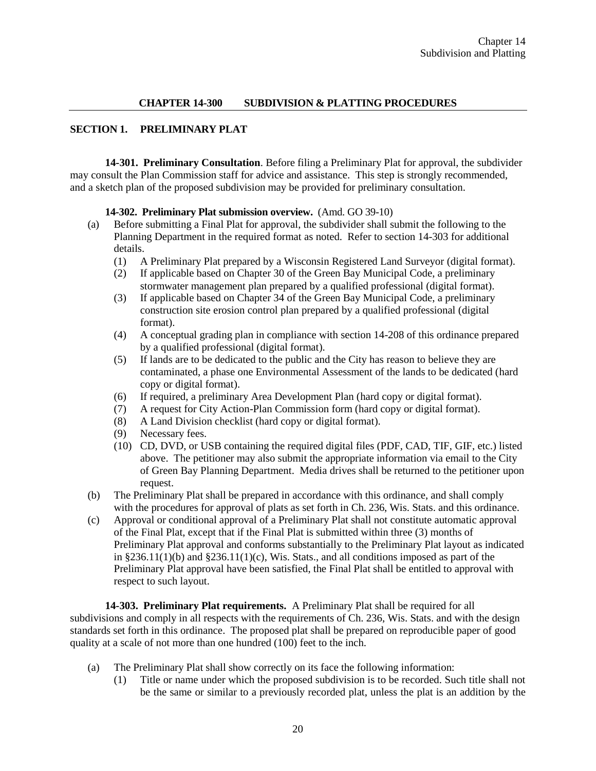## CHAPTER 14-300 SUBDIVISION & PLATTING PROCEDURES

### SECTION 1. PRELIMINARY PLAT

**14-301. Preliminary Consultation**. Before filing a Preliminary Plat for approval, the subdivider may consult the Plan Commission staff for advice and assistance. This step is strongly recommended, and a sketch plan of the proposed subdivision may be provided for preliminary consultation.

**14-302. Preliminary Plat submission overview.** (Amd. GO 39-10)

(a) Before submitting a Final Plat for approval, the subdivider shall submit the following to the Planning Department in the required format as noted. Refer to section 14-303 for additional details.

  (1) A Preliminary Plat prepared by a Wisconsin Registered Land Surveyor (digital format).

  (2) If applicable based on Chapter 30 of the Green Bay Municipal Code, a preliminary stormwater management plan prepared by a qualified professional (digital format).

  (3) If applicable based on Chapter 34 of the Green Bay Municipal Code, a preliminary construction site erosion control plan prepared by a qualified professional (digital format).

  (4) A conceptual grading plan in compliance with section 14-208 of this ordinance prepared by a qualified professional (digital format).

  (5) If lands are to be dedicated to the public and the City has reason to believe they are contaminated, a phase one Environmental Assessment of the lands to be dedicated (hard copy or digital format).

  (6) If required, a preliminary Area Development Plan (hard copy or digital format).

  (7) A request for City Action-Plan Commission form (hard copy or digital format).

  (8) A Land Division checklist (hard copy or digital format).

  (9) Necessary fees.

  (10) CD, DVD, or USB containing the required digital files (PDF, CAD, TIF, GIF, etc.) listed above. The petitioner may also submit the appropriate information via email to the City of Green Bay Planning Department. Media drives shall be returned to the petitioner upon request.

(b) The Preliminary Plat shall be prepared in accordance with this ordinance, and shall comply with the procedures for approval of plats as set forth in Ch. 236, Wis. Stats. and this ordinance.

(c) Approval or conditional approval of a Preliminary Plat shall not constitute automatic approval of the Final Plat, except that if the Final Plat is submitted within three (3) months of Preliminary Plat approval and conforms substantially to the Preliminary Plat layout as indicated in §236.11(1)(b) and §236.11(1)(c), Wis. Stats., and all conditions imposed as part of the Preliminary Plat approval have been satisfied, the Final Plat shall be entitled to approval with respect to such layout.

**14-303. Preliminary Plat requirements.** A Preliminary Plat shall be required for all subdivisions and comply in all respects with the requirements of Ch. 236, Wis. Stats. and with the design standards set forth in this ordinance. The proposed plat shall be prepared on reproducible paper of good quality at a scale of not more than one hundred (100) feet to the inch.

(a) The Preliminary Plat shall show correctly on its face the following information:

  (1) Title or name under which the proposed subdivision is to be recorded. Such title shall not be the same or similar to a previously recorded plat, unless the plat is an addition by the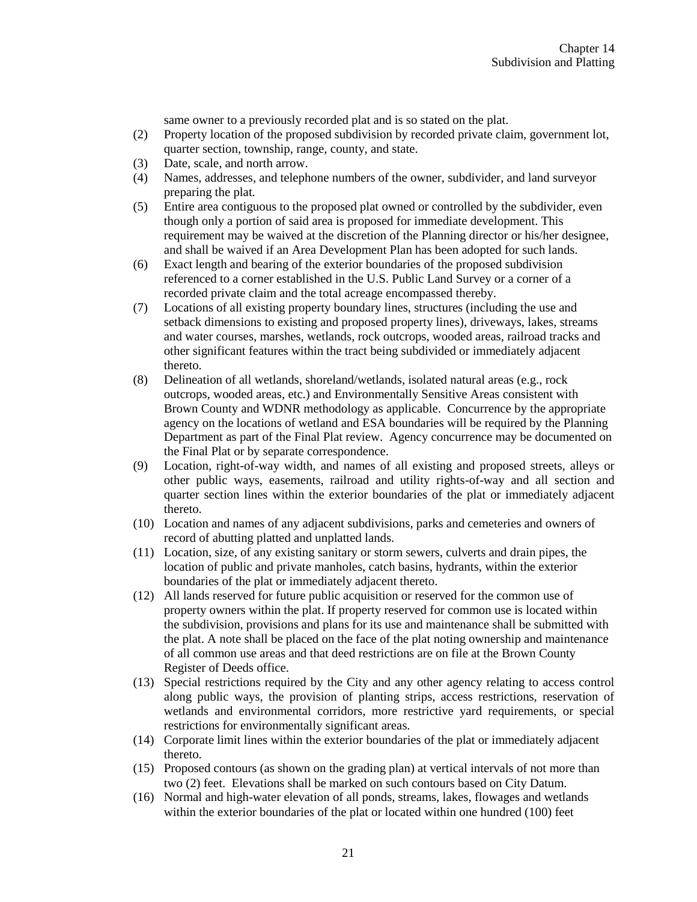same owner to a previously recorded plat and is so stated on the plat.

(2) Property location of the proposed subdivision by recorded private claim, government lot, quarter section, township, range, county, and state.

(3) Date, scale, and north arrow.

(4) Names, addresses, and telephone numbers of the owner, subdivider, and land surveyor preparing the plat.

(5) Entire area contiguous to the proposed plat owned or controlled by the subdivider, even though only a portion of said area is proposed for immediate development. This requirement may be waived at the discretion of the Planning director or his/her designee, and shall be waived if an Area Development Plan has been adopted for such lands.

(6) Exact length and bearing of the exterior boundaries of the proposed subdivision referenced to a corner established in the U.S. Public Land Survey or a corner of a recorded private claim and the total acreage encompassed thereby.

(7) Locations of all existing property boundary lines, structures (including the use and setback dimensions to existing and proposed property lines), driveways, lakes, streams and water courses, marshes, wetlands, rock outcrops, wooded areas, railroad tracks and other significant features within the tract being subdivided or immediately adjacent thereto.

(8) Delineation of all wetlands, shoreland/wetlands, isolated natural areas (e.g., rock outcrops, wooded areas, etc.) and Environmentally Sensitive Areas consistent with Brown County and WDNR methodology as applicable. Concurrence by the appropriate agency on the locations of wetland and ESA boundaries will be required by the Planning Department as part of the Final Plat review. Agency concurrence may be documented on the Final Plat or by separate correspondence.

(9) Location, right-of-way width, and names of all existing and proposed streets, alleys or other public ways, easements, railroad and utility rights-of-way and all section and quarter section lines within the exterior boundaries of the plat or immediately adjacent thereto.

(10) Location and names of any adjacent subdivisions, parks and cemeteries and owners of record of abutting platted and unplatted lands.

(11) Location, size, of any existing sanitary or storm sewers, culverts and drain pipes, the location of public and private manholes, catch basins, hydrants, within the exterior boundaries of the plat or immediately adjacent thereto.

(12) All lands reserved for future public acquisition or reserved for the common use of property owners within the plat. If property reserved for common use is located within the subdivision, provisions and plans for its use and maintenance shall be submitted with the plat. A note shall be placed on the face of the plat noting ownership and maintenance of all common use areas and that deed restrictions are on file at the Brown County Register of Deeds office.

(13) Special restrictions required by the City and any other agency relating to access control along public ways, the provision of planting strips, access restrictions, reservation of wetlands and environmental corridors, more restrictive yard requirements, or special restrictions for environmentally significant areas.

(14) Corporate limit lines within the exterior boundaries of the plat or immediately adjacent thereto.

(15) Proposed contours (as shown on the grading plan) at vertical intervals of not more than two (2) feet. Elevations shall be marked on such contours based on City Datum.

(16) Normal and high-water elevation of all ponds, streams, lakes, flowages and wetlands within the exterior boundaries of the plat or located within one hundred (100) feet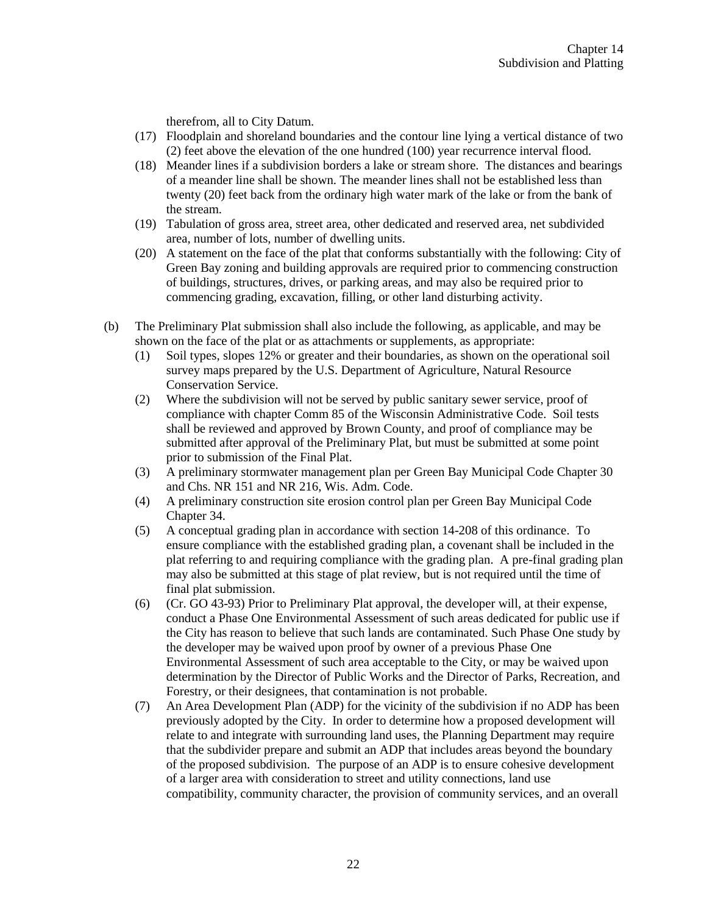therefrom, all to City Datum.

(17) Floodplain and shoreland boundaries and the contour line lying a vertical distance of two (2) feet above the elevation of the one hundred (100) year recurrence interval flood.

(18) Meander lines if a subdivision borders a lake or stream shore. The distances and bearings of a meander line shall be shown. The meander lines shall not be established less than twenty (20) feet back from the ordinary high water mark of the lake or from the bank of the stream.

(19) Tabulation of gross area, street area, other dedicated and reserved area, net subdivided area, number of lots, number of dwelling units.

(20) A statement on the face of the plat that conforms substantially with the following: City of Green Bay zoning and building approvals are required prior to commencing construction of buildings, structures, drives, or parking areas, and may also be required prior to commencing grading, excavation, filling, or other land disturbing activity.

(b) The Preliminary Plat submission shall also include the following, as applicable, and may be shown on the face of the plat or as attachments or supplements, as appropriate:

(1) Soil types, slopes 12% or greater and their boundaries, as shown on the operational soil survey maps prepared by the U.S. Department of Agriculture, Natural Resource Conservation Service.

(2) Where the subdivision will not be served by public sanitary sewer service, proof of compliance with chapter Comm 85 of the Wisconsin Administrative Code. Soil tests shall be reviewed and approved by Brown County, and proof of compliance may be submitted after approval of the Preliminary Plat, but must be submitted at some point prior to submission of the Final Plat.

(3) A preliminary stormwater management plan per Green Bay Municipal Code Chapter 30 and Chs. NR 151 and NR 216, Wis. Adm. Code.

(4) A preliminary construction site erosion control plan per Green Bay Municipal Code Chapter 34.

(5) A conceptual grading plan in accordance with section 14-208 of this ordinance. To ensure compliance with the established grading plan, a covenant shall be included in the plat referring to and requiring compliance with the grading plan. A pre-final grading plan may also be submitted at this stage of plat review, but is not required until the time of final plat submission.

(6) (Cr. GO 43-93) Prior to Preliminary Plat approval, the developer will, at their expense, conduct a Phase One Environmental Assessment of such areas dedicated for public use if the City has reason to believe that such lands are contaminated. Such Phase One study by the developer may be waived upon proof by owner of a previous Phase One Environmental Assessment of such area acceptable to the City, or may be waived upon determination by the Director of Public Works and the Director of Parks, Recreation, and Forestry, or their designees, that contamination is not probable.

(7) An Area Development Plan (ADP) for the vicinity of the subdivision if no ADP has been previously adopted by the City. In order to determine how a proposed development will relate to and integrate with surrounding land uses, the Planning Department may require that the subdivider prepare and submit an ADP that includes areas beyond the boundary of the proposed subdivision. The purpose of an ADP is to ensure cohesive development of a larger area with consideration to street and utility connections, land use compatibility, community character, the provision of community services, and an overall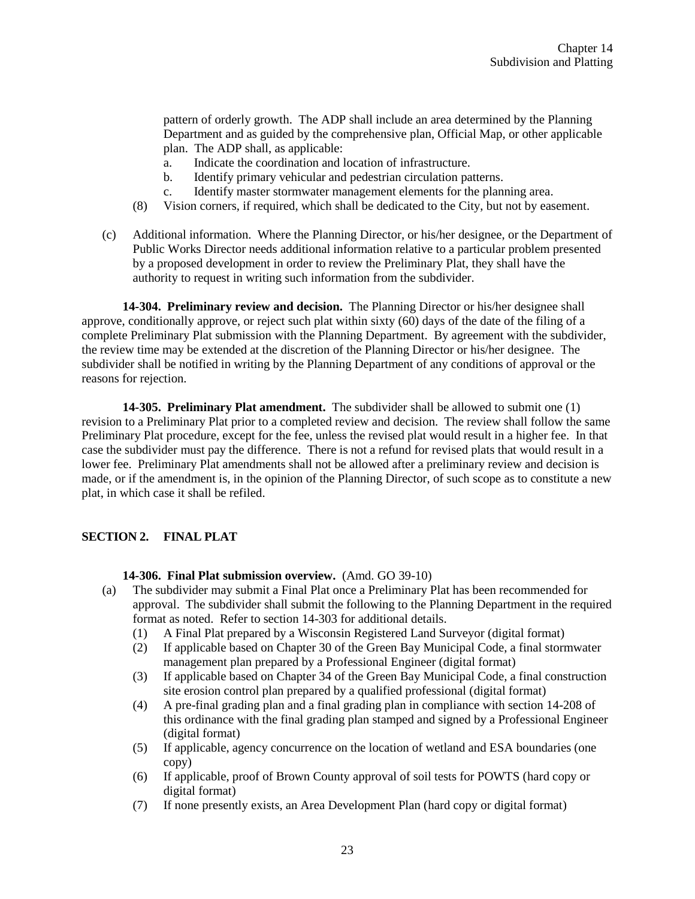pattern of orderly growth. The ADP shall include an area determined by the Planning Department and as guided by the comprehensive plan, Official Map, or other applicable plan. The ADP shall, as applicable:

a. Indicate the coordination and location of infrastructure.
b. Identify primary vehicular and pedestrian circulation patterns.
c. Identify master stormwater management elements for the planning area.

(8) Vision corners, if required, which shall be dedicated to the City, but not by easement.

(c) Additional information. Where the Planning Director, or his/her designee, or the Department of Public Works Director needs additional information relative to a particular problem presented by a proposed development in order to review the Preliminary Plat, they shall have the authority to request in writing such information from the subdivider.

**14-304. Preliminary review and decision.** The Planning Director or his/her designee shall approve, conditionally approve, or reject such plat within sixty (60) days of the date of the filing of a complete Preliminary Plat submission with the Planning Department. By agreement with the subdivider, the review time may be extended at the discretion of the Planning Director or his/her designee. The subdivider shall be notified in writing by the Planning Department of any conditions of approval or the reasons for rejection.

**14-305. Preliminary Plat amendment.** The subdivider shall be allowed to submit one (1) revision to a Preliminary Plat prior to a completed review and decision. The review shall follow the same Preliminary Plat procedure, except for the fee, unless the revised plat would result in a higher fee. In that case the subdivider must pay the difference. There is not a refund for revised plats that would result in a lower fee. Preliminary Plat amendments shall not be allowed after a preliminary review and decision is made, or if the amendment is, in the opinion of the Planning Director, of such scope as to constitute a new plat, in which case it shall be refiled.

## SECTION 2. FINAL PLAT

**14-306. Final Plat submission overview.** (Amd. GO 39-10)

(a) The subdivider may submit a Final Plat once a Preliminary Plat has been recommended for approval. The subdivider shall submit the following to the Planning Department in the required format as noted. Refer to section 14-303 for additional details.

(1) A Final Plat prepared by a Wisconsin Registered Land Surveyor (digital format)
(2) If applicable based on Chapter 30 of the Green Bay Municipal Code, a final stormwater management plan prepared by a Professional Engineer (digital format)
(3) If applicable based on Chapter 34 of the Green Bay Municipal Code, a final construction site erosion control plan prepared by a qualified professional (digital format)
(4) A pre-final grading plan and a final grading plan in compliance with section 14-208 of this ordinance with the final grading plan stamped and signed by a Professional Engineer (digital format)
(5) If applicable, agency concurrence on the location of wetland and ESA boundaries (one copy)
(6) If applicable, proof of Brown County approval of soil tests for POWTS (hard copy or digital format)
(7) If none presently exists, an Area Development Plan (hard copy or digital format)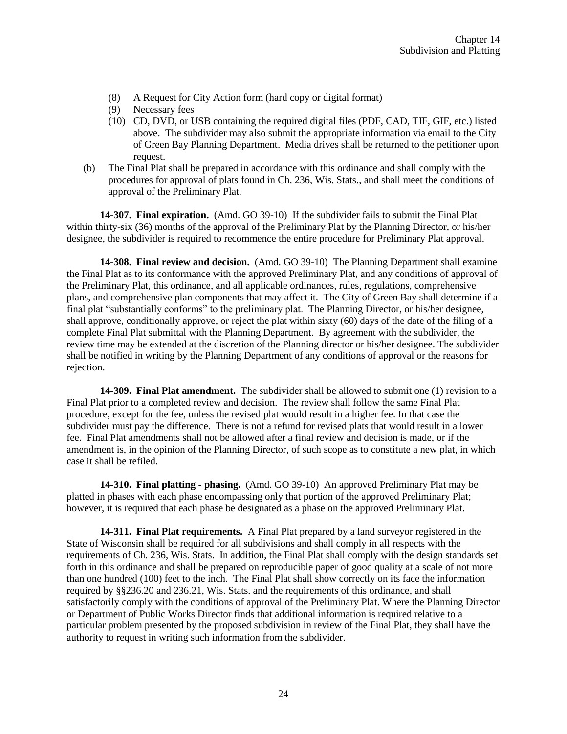(8) A Request for City Action form (hard copy or digital format)
(9) Necessary fees
(10) CD, DVD, or USB containing the required digital files (PDF, CAD, TIF, GIF, etc.) listed above. The subdivider may also submit the appropriate information via email to the City of Green Bay Planning Department. Media drives shall be returned to the petitioner upon request.

(b) The Final Plat shall be prepared in accordance with this ordinance and shall comply with the procedures for approval of plats found in Ch. 236, Wis. Stats., and shall meet the conditions of approval of the Preliminary Plat.

**14-307. Final expiration.** (Amd. GO 39-10) If the subdivider fails to submit the Final Plat within thirty-six (36) months of the approval of the Preliminary Plat by the Planning Director, or his/her designee, the subdivider is required to recommence the entire procedure for Preliminary Plat approval.

**14-308. Final review and decision.** (Amd. GO 39-10) The Planning Department shall examine the Final Plat as to its conformance with the approved Preliminary Plat, and any conditions of approval of the Preliminary Plat, this ordinance, and all applicable ordinances, rules, regulations, comprehensive plans, and comprehensive plan components that may affect it. The City of Green Bay shall determine if a final plat "substantially conforms" to the preliminary plat. The Planning Director, or his/her designee, shall approve, conditionally approve, or reject the plat within sixty (60) days of the date of the filing of a complete Final Plat submittal with the Planning Department. By agreement with the subdivider, the review time may be extended at the discretion of the Planning director or his/her designee. The subdivider shall be notified in writing by the Planning Department of any conditions of approval or the reasons for rejection.

**14-309. Final Plat amendment.** The subdivider shall be allowed to submit one (1) revision to a Final Plat prior to a completed review and decision. The review shall follow the same Final Plat procedure, except for the fee, unless the revised plat would result in a higher fee. In that case the subdivider must pay the difference. There is not a refund for revised plats that would result in a lower fee. Final Plat amendments shall not be allowed after a final review and decision is made, or if the amendment is, in the opinion of the Planning Director, of such scope as to constitute a new plat, in which case it shall be refiled.

**14-310. Final platting - phasing.** (Amd. GO 39-10) An approved Preliminary Plat may be platted in phases with each phase encompassing only that portion of the approved Preliminary Plat; however, it is required that each phase be designated as a phase on the approved Preliminary Plat.

**14-311. Final Plat requirements.** A Final Plat prepared by a land surveyor registered in the State of Wisconsin shall be required for all subdivisions and shall comply in all respects with the requirements of Ch. 236, Wis. Stats. In addition, the Final Plat shall comply with the design standards set forth in this ordinance and shall be prepared on reproducible paper of good quality at a scale of not more than one hundred (100) feet to the inch. The Final Plat shall show correctly on its face the information required by §§236.20 and 236.21, Wis. Stats. and the requirements of this ordinance, and shall satisfactorily comply with the conditions of approval of the Preliminary Plat. Where the Planning Director or Department of Public Works Director finds that additional information is required relative to a particular problem presented by the proposed subdivision in review of the Final Plat, they shall have the authority to request in writing such information from the subdivider.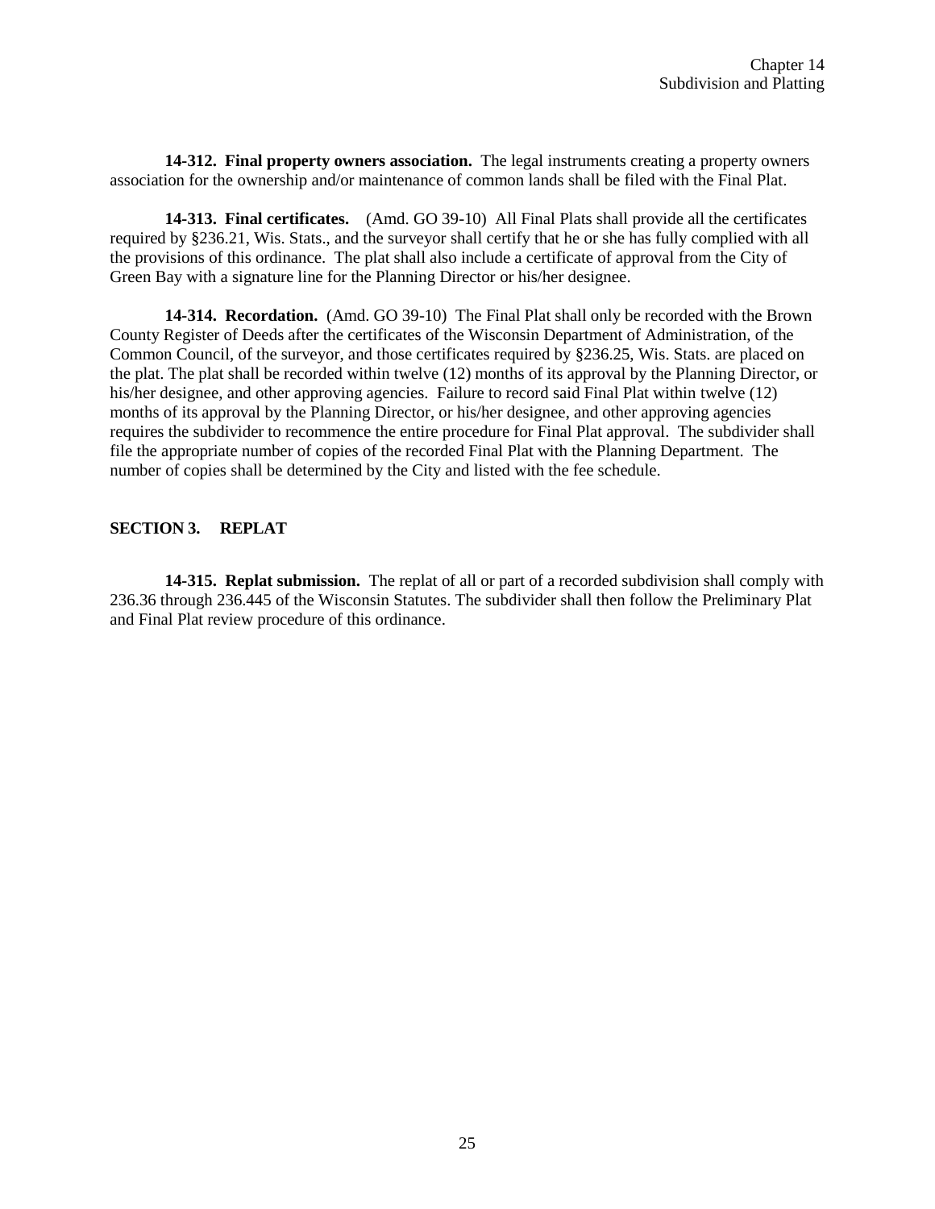**14-312. Final property owners association.** The legal instruments creating a property owners association for the ownership and/or maintenance of common lands shall be filed with the Final Plat.

**14-313. Final certificates.** (Amd. GO 39-10) All Final Plats shall provide all the certificates required by §236.21, Wis. Stats., and the surveyor shall certify that he or she has fully complied with all the provisions of this ordinance. The plat shall also include a certificate of approval from the City of Green Bay with a signature line for the Planning Director or his/her designee.

**14-314. Recordation.** (Amd. GO 39-10) The Final Plat shall only be recorded with the Brown County Register of Deeds after the certificates of the Wisconsin Department of Administration, of the Common Council, of the surveyor, and those certificates required by §236.25, Wis. Stats. are placed on the plat. The plat shall be recorded within twelve (12) months of its approval by the Planning Director, or his/her designee, and other approving agencies. Failure to record said Final Plat within twelve (12) months of its approval by the Planning Director, or his/her designee, and other approving agencies requires the subdivider to recommence the entire procedure for Final Plat approval. The subdivider shall file the appropriate number of copies of the recorded Final Plat with the Planning Department. The number of copies shall be determined by the City and listed with the fee schedule.

## SECTION 3. REPLAT

**14-315. Replat submission.** The replat of all or part of a recorded subdivision shall comply with 236.36 through 236.445 of the Wisconsin Statutes. The subdivider shall then follow the Preliminary Plat and Final Plat review procedure of this ordinance.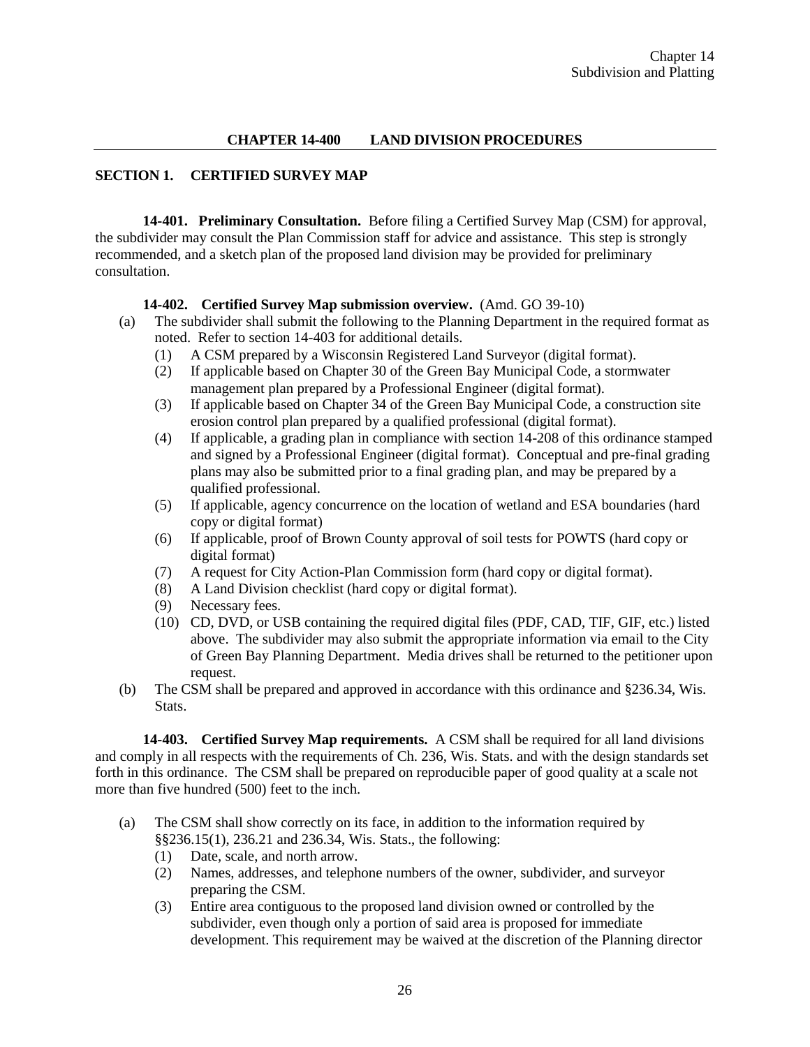## CHAPTER 14-400 LAND DIVISION PROCEDURES

### SECTION 1. CERTIFIED SURVEY MAP

**14-401. Preliminary Consultation.** Before filing a Certified Survey Map (CSM) for approval, the subdivider may consult the Plan Commission staff for advice and assistance. This step is strongly recommended, and a sketch plan of the proposed land division may be provided for preliminary consultation.

**14-402. Certified Survey Map submission overview.** (Amd. GO 39-10)

(a) The subdivider shall submit the following to the Planning Department in the required format as noted. Refer to section 14-403 for additional details.
  (1) A CSM prepared by a Wisconsin Registered Land Surveyor (digital format).
  (2) If applicable based on Chapter 30 of the Green Bay Municipal Code, a stormwater management plan prepared by a Professional Engineer (digital format).
  (3) If applicable based on Chapter 34 of the Green Bay Municipal Code, a construction site erosion control plan prepared by a qualified professional (digital format).
  (4) If applicable, a grading plan in compliance with section 14-208 of this ordinance stamped and signed by a Professional Engineer (digital format). Conceptual and pre-final grading plans may also be submitted prior to a final grading plan, and may be prepared by a qualified professional.
  (5) If applicable, agency concurrence on the location of wetland and ESA boundaries (hard copy or digital format)
  (6) If applicable, proof of Brown County approval of soil tests for POWTS (hard copy or digital format)
  (7) A request for City Action-Plan Commission form (hard copy or digital format).
  (8) A Land Division checklist (hard copy or digital format).
  (9) Necessary fees.
  (10) CD, DVD, or USB containing the required digital files (PDF, CAD, TIF, GIF, etc.) listed above. The subdivider may also submit the appropriate information via email to the City of Green Bay Planning Department. Media drives shall be returned to the petitioner upon request.

(b) The CSM shall be prepared and approved in accordance with this ordinance and §236.34, Wis. Stats.

**14-403. Certified Survey Map requirements.** A CSM shall be required for all land divisions and comply in all respects with the requirements of Ch. 236, Wis. Stats. and with the design standards set forth in this ordinance. The CSM shall be prepared on reproducible paper of good quality at a scale not more than five hundred (500) feet to the inch.

(a) The CSM shall show correctly on its face, in addition to the information required by §§236.15(1), 236.21 and 236.34, Wis. Stats., the following:
  (1) Date, scale, and north arrow.
  (2) Names, addresses, and telephone numbers of the owner, subdivider, and surveyor preparing the CSM.
  (3) Entire area contiguous to the proposed land division owned or controlled by the subdivider, even though only a portion of said area is proposed for immediate development. This requirement may be waived at the discretion of the Planning director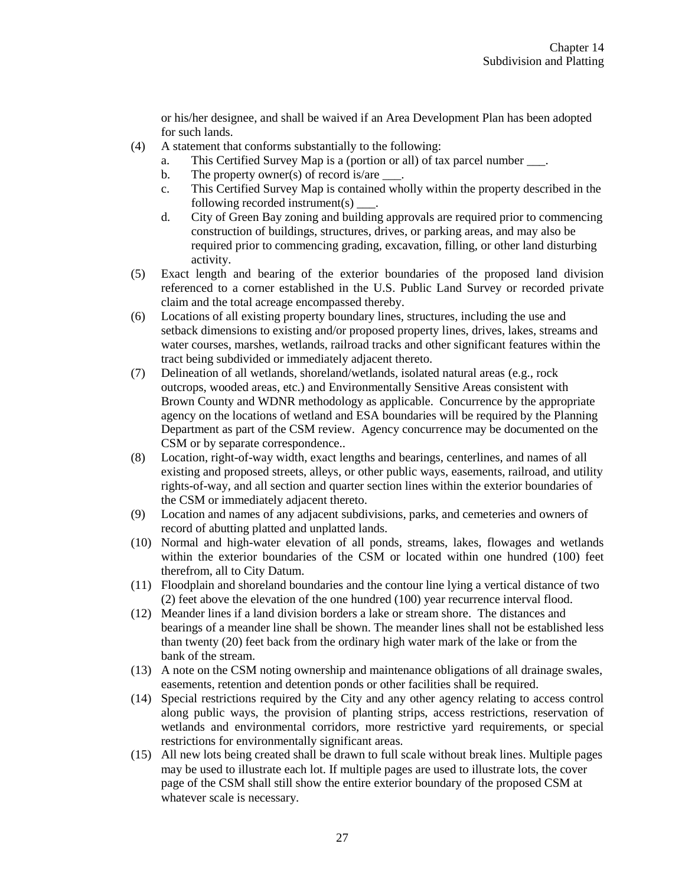or his/her designee, and shall be waived if an Area Development Plan has been adopted for such lands.

(4) A statement that conforms substantially to the following:
   a. This Certified Survey Map is a (portion or all) of tax parcel number ___.
   b. The property owner(s) of record is/are ___.
   c. This Certified Survey Map is contained wholly within the property described in the following recorded instrument(s) ___.
   d. City of Green Bay zoning and building approvals are required prior to commencing construction of buildings, structures, drives, or parking areas, and may also be required prior to commencing grading, excavation, filling, or other land disturbing activity.

(5) Exact length and bearing of the exterior boundaries of the proposed land division referenced to a corner established in the U.S. Public Land Survey or recorded private claim and the total acreage encompassed thereby.

(6) Locations of all existing property boundary lines, structures, including the use and setback dimensions to existing and/or proposed property lines, drives, lakes, streams and water courses, marshes, wetlands, railroad tracks and other significant features within the tract being subdivided or immediately adjacent thereto.

(7) Delineation of all wetlands, shoreland/wetlands, isolated natural areas (e.g., rock outcrops, wooded areas, etc.) and Environmentally Sensitive Areas consistent with Brown County and WDNR methodology as applicable. Concurrence by the appropriate agency on the locations of wetland and ESA boundaries will be required by the Planning Department as part of the CSM review. Agency concurrence may be documented on the CSM or by separate correspondence..

(8) Location, right-of-way width, exact lengths and bearings, centerlines, and names of all existing and proposed streets, alleys, or other public ways, easements, railroad, and utility rights-of-way, and all section and quarter section lines within the exterior boundaries of the CSM or immediately adjacent thereto.

(9) Location and names of any adjacent subdivisions, parks, and cemeteries and owners of record of abutting platted and unplatted lands.

(10) Normal and high-water elevation of all ponds, streams, lakes, flowages and wetlands within the exterior boundaries of the CSM or located within one hundred (100) feet therefrom, all to City Datum.

(11) Floodplain and shoreland boundaries and the contour line lying a vertical distance of two (2) feet above the elevation of the one hundred (100) year recurrence interval flood.

(12) Meander lines if a land division borders a lake or stream shore. The distances and bearings of a meander line shall be shown. The meander lines shall not be established less than twenty (20) feet back from the ordinary high water mark of the lake or from the bank of the stream.

(13) A note on the CSM noting ownership and maintenance obligations of all drainage swales, easements, retention and detention ponds or other facilities shall be required.

(14) Special restrictions required by the City and any other agency relating to access control along public ways, the provision of planting strips, access restrictions, reservation of wetlands and environmental corridors, more restrictive yard requirements, or special restrictions for environmentally significant areas.

(15) All new lots being created shall be drawn to full scale without break lines. Multiple pages may be used to illustrate each lot. If multiple pages are used to illustrate lots, the cover page of the CSM shall still show the entire exterior boundary of the proposed CSM at whatever scale is necessary.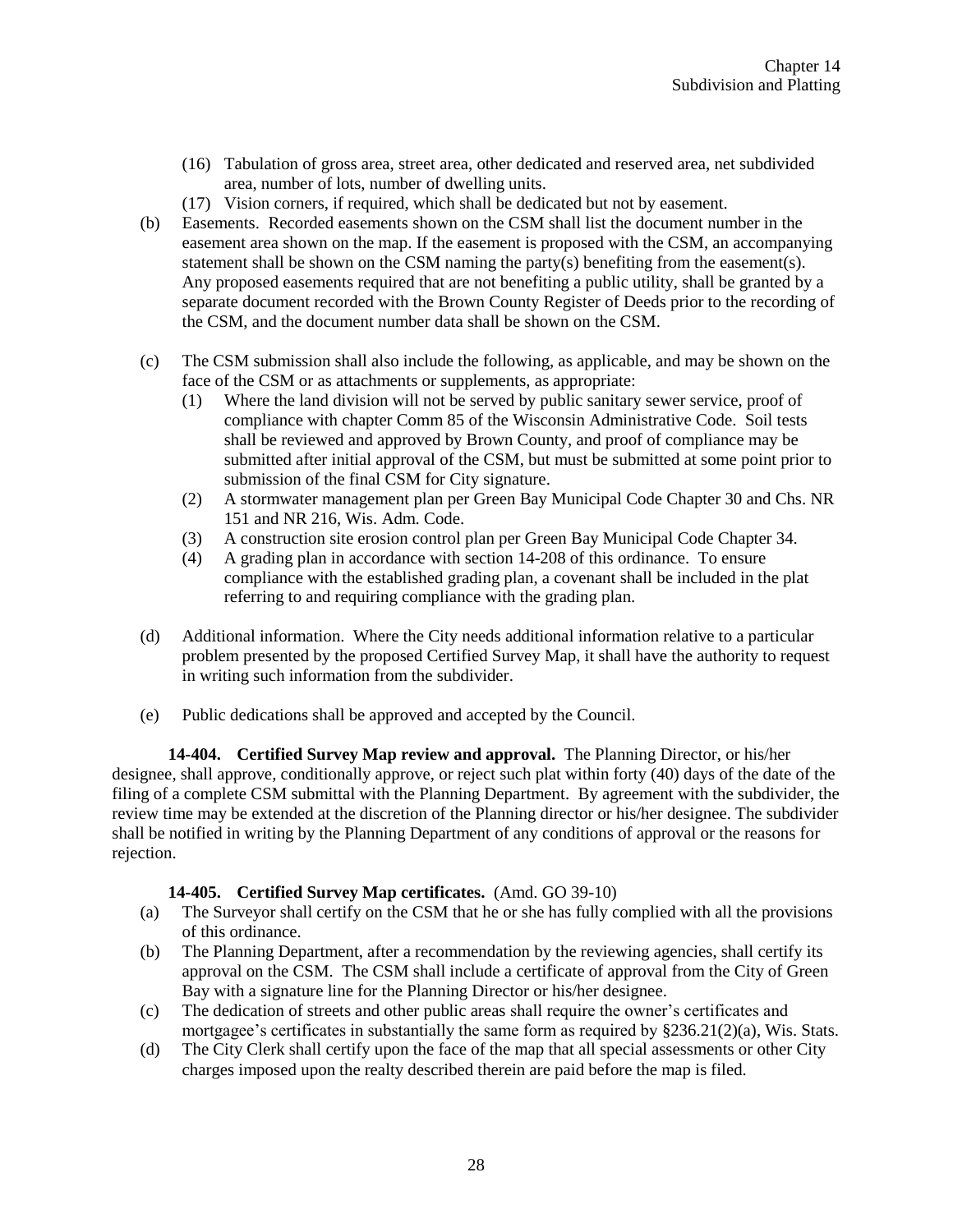(16) Tabulation of gross area, street area, other dedicated and reserved area, net subdivided area, number of lots, number of dwelling units.
(17) Vision corners, if required, which shall be dedicated but not by easement.

(b) Easements. Recorded easements shown on the CSM shall list the document number in the easement area shown on the map. If the easement is proposed with the CSM, an accompanying statement shall be shown on the CSM naming the party(s) benefiting from the easement(s). Any proposed easements required that are not benefiting a public utility, shall be granted by a separate document recorded with the Brown County Register of Deeds prior to the recording of the CSM, and the document number data shall be shown on the CSM.

(c) The CSM submission shall also include the following, as applicable, and may be shown on the face of the CSM or as attachments or supplements, as appropriate:
(1) Where the land division will not be served by public sanitary sewer service, proof of compliance with chapter Comm 85 of the Wisconsin Administrative Code. Soil tests shall be reviewed and approved by Brown County, and proof of compliance may be submitted after initial approval of the CSM, but must be submitted at some point prior to submission of the final CSM for City signature.
(2) A stormwater management plan per Green Bay Municipal Code Chapter 30 and Chs. NR 151 and NR 216, Wis. Adm. Code.
(3) A construction site erosion control plan per Green Bay Municipal Code Chapter 34.
(4) A grading plan in accordance with section 14-208 of this ordinance. To ensure compliance with the established grading plan, a covenant shall be included in the plat referring to and requiring compliance with the grading plan.

(d) Additional information. Where the City needs additional information relative to a particular problem presented by the proposed Certified Survey Map, it shall have the authority to request in writing such information from the subdivider.

(e) Public dedications shall be approved and accepted by the Council.

**14-404. Certified Survey Map review and approval.** The Planning Director, or his/her designee, shall approve, conditionally approve, or reject such plat within forty (40) days of the date of the filing of a complete CSM submittal with the Planning Department. By agreement with the subdivider, the review time may be extended at the discretion of the Planning director or his/her designee. The subdivider shall be notified in writing by the Planning Department of any conditions of approval or the reasons for rejection.

**14-405. Certified Survey Map certificates.** (Amd. GO 39-10)

(a) The Surveyor shall certify on the CSM that he or she has fully complied with all the provisions of this ordinance.
(b) The Planning Department, after a recommendation by the reviewing agencies, shall certify its approval on the CSM. The CSM shall include a certificate of approval from the City of Green Bay with a signature line for the Planning Director or his/her designee.
(c) The dedication of streets and other public areas shall require the owner's certificates and mortgagee's certificates in substantially the same form as required by §236.21(2)(a), Wis. Stats.
(d) The City Clerk shall certify upon the face of the map that all special assessments or other City charges imposed upon the realty described therein are paid before the map is filed.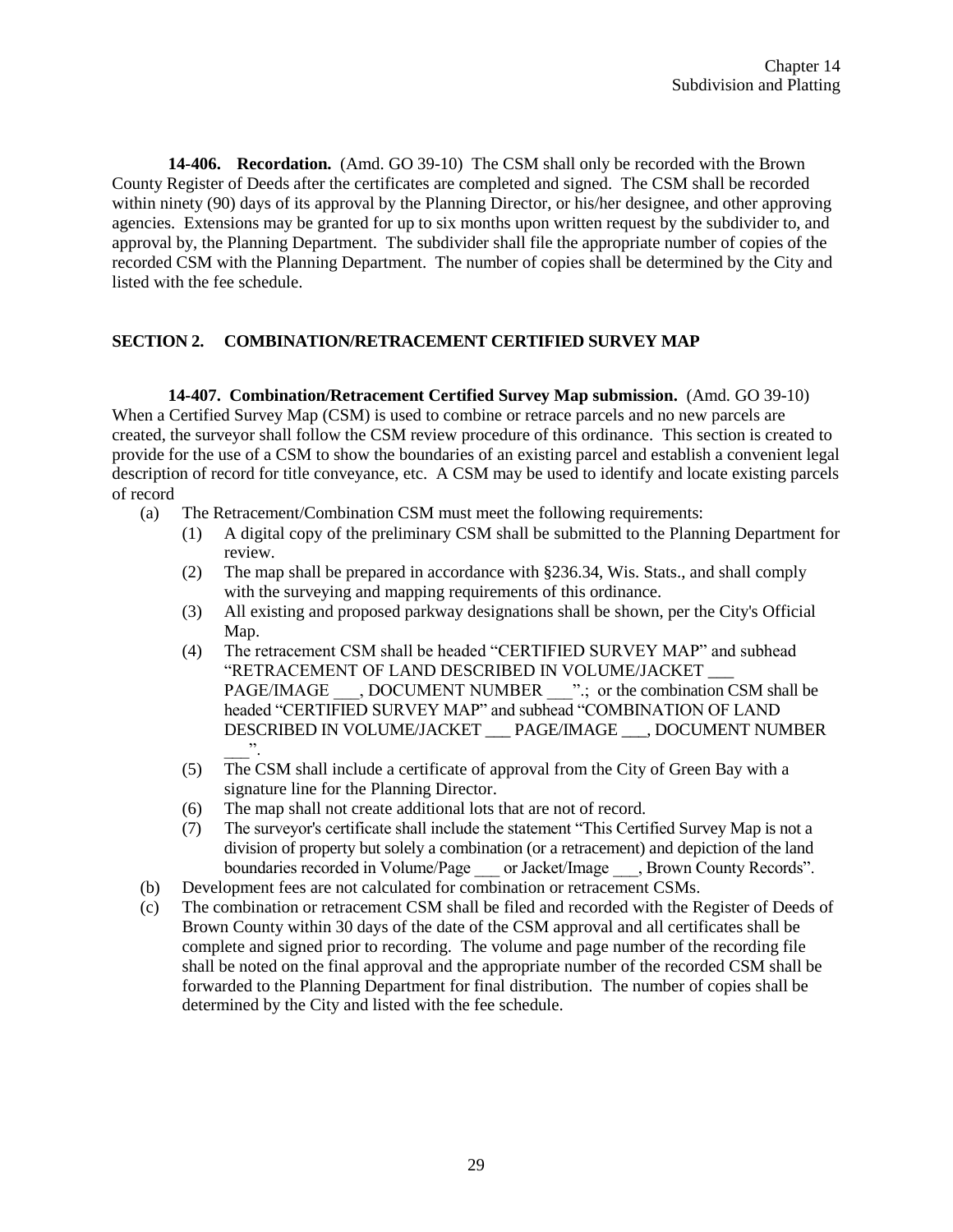**14-406. Recordation.** (Amd. GO 39-10) The CSM shall only be recorded with the Brown County Register of Deeds after the certificates are completed and signed. The CSM shall be recorded within ninety (90) days of its approval by the Planning Director, or his/her designee, and other approving agencies. Extensions may be granted for up to six months upon written request by the subdivider to, and approval by, the Planning Department. The subdivider shall file the appropriate number of copies of the recorded CSM with the Planning Department. The number of copies shall be determined by the City and listed with the fee schedule.

## SECTION 2. COMBINATION/RETRACEMENT CERTIFIED SURVEY MAP

**14-407. Combination/Retracement Certified Survey Map submission.** (Amd. GO 39-10) When a Certified Survey Map (CSM) is used to combine or retrace parcels and no new parcels are created, the surveyor shall follow the CSM review procedure of this ordinance. This section is created to provide for the use of a CSM to show the boundaries of an existing parcel and establish a convenient legal description of record for title conveyance, etc. A CSM may be used to identify and locate existing parcels of record

(a) The Retracement/Combination CSM must meet the following requirements:
   (1) A digital copy of the preliminary CSM shall be submitted to the Planning Department for review.
   (2) The map shall be prepared in accordance with §236.34, Wis. Stats., and shall comply with the surveying and mapping requirements of this ordinance.
   (3) All existing and proposed parkway designations shall be shown, per the City's Official Map.
   (4) The retracement CSM shall be headed "CERTIFIED SURVEY MAP" and subhead "RETRACEMENT OF LAND DESCRIBED IN VOLUME/JACKET ___ PAGE/IMAGE ___, DOCUMENT NUMBER ___".; or the combination CSM shall be headed "CERTIFIED SURVEY MAP" and subhead "COMBINATION OF LAND DESCRIBED IN VOLUME/JACKET ___ PAGE/IMAGE ___, DOCUMENT NUMBER ___".
   (5) The CSM shall include a certificate of approval from the City of Green Bay with a signature line for the Planning Director.
   (6) The map shall not create additional lots that are not of record.
   (7) The surveyor's certificate shall include the statement "This Certified Survey Map is not a division of property but solely a combination (or a retracement) and depiction of the land boundaries recorded in Volume/Page ___ or Jacket/Image ___, Brown County Records".

(b) Development fees are not calculated for combination or retracement CSMs.

(c) The combination or retracement CSM shall be filed and recorded with the Register of Deeds of Brown County within 30 days of the date of the CSM approval and all certificates shall be complete and signed prior to recording. The volume and page number of the recording file shall be noted on the final approval and the appropriate number of the recorded CSM shall be forwarded to the Planning Department for final distribution. The number of copies shall be determined by the City and listed with the fee schedule.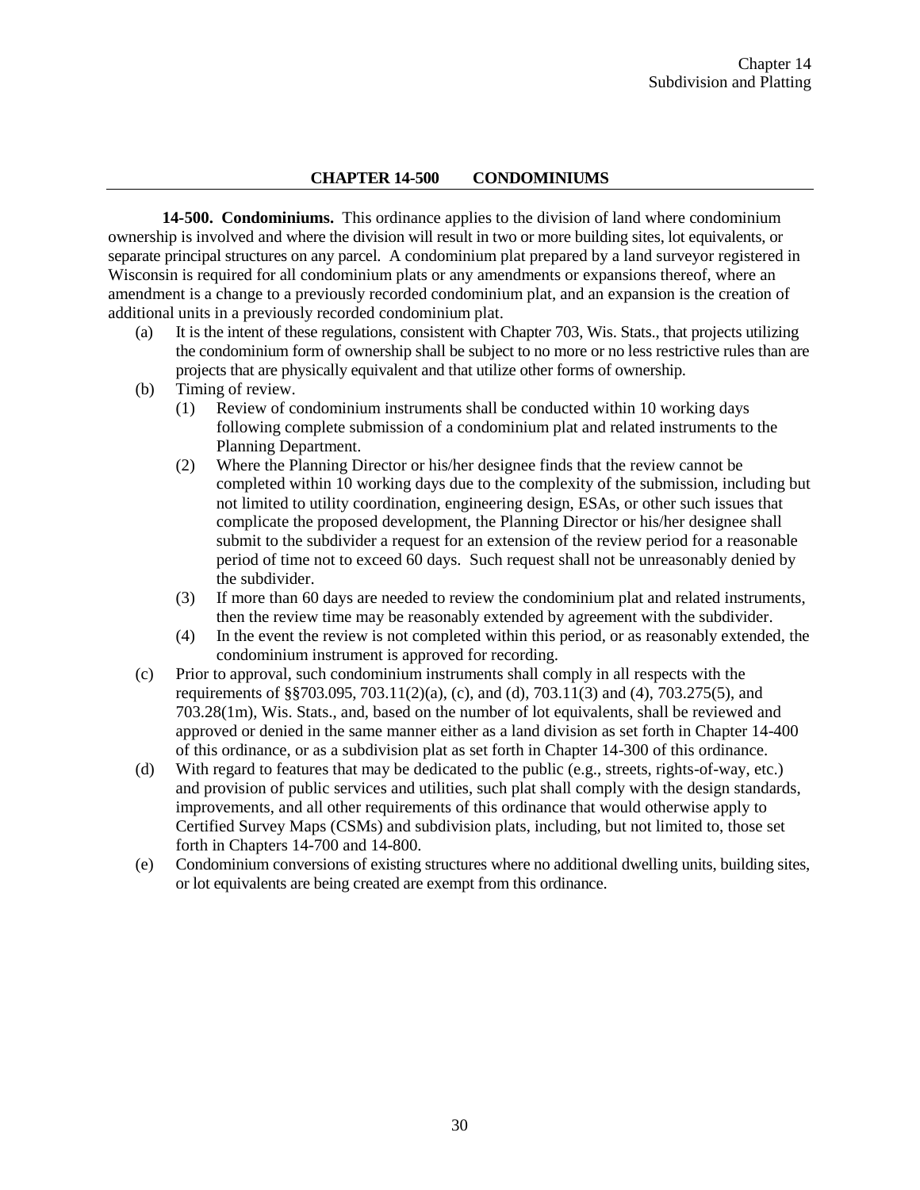## CHAPTER 14-500 CONDOMINIUMS

**14-500. Condominiums.** This ordinance applies to the division of land where condominium ownership is involved and where the division will result in two or more building sites, lot equivalents, or separate principal structures on any parcel. A condominium plat prepared by a land surveyor registered in Wisconsin is required for all condominium plats or any amendments or expansions thereof, where an amendment is a change to a previously recorded condominium plat, and an expansion is the creation of additional units in a previously recorded condominium plat.

- (a) It is the intent of these regulations, consistent with Chapter 703, Wis. Stats., that projects utilizing the condominium form of ownership shall be subject to no more or no less restrictive rules than are projects that are physically equivalent and that utilize other forms of ownership.
- (b) Timing of review.
  - (1) Review of condominium instruments shall be conducted within 10 working days following complete submission of a condominium plat and related instruments to the Planning Department.
  - (2) Where the Planning Director or his/her designee finds that the review cannot be completed within 10 working days due to the complexity of the submission, including but not limited to utility coordination, engineering design, ESAs, or other such issues that complicate the proposed development, the Planning Director or his/her designee shall submit to the subdivider a request for an extension of the review period for a reasonable period of time not to exceed 60 days. Such request shall not be unreasonably denied by the subdivider.
  - (3) If more than 60 days are needed to review the condominium plat and related instruments, then the review time may be reasonably extended by agreement with the subdivider.
  - (4) In the event the review is not completed within this period, or as reasonably extended, the condominium instrument is approved for recording.
- (c) Prior to approval, such condominium instruments shall comply in all respects with the requirements of §§703.095, 703.11(2)(a), (c), and (d), 703.11(3) and (4), 703.275(5), and 703.28(1m), Wis. Stats., and, based on the number of lot equivalents, shall be reviewed and approved or denied in the same manner either as a land division as set forth in Chapter 14-400 of this ordinance, or as a subdivision plat as set forth in Chapter 14-300 of this ordinance.
- (d) With regard to features that may be dedicated to the public (e.g., streets, rights-of-way, etc.) and provision of public services and utilities, such plat shall comply with the design standards, improvements, and all other requirements of this ordinance that would otherwise apply to Certified Survey Maps (CSMs) and subdivision plats, including, but not limited to, those set forth in Chapters 14-700 and 14-800.
- (e) Condominium conversions of existing structures where no additional dwelling units, building sites, or lot equivalents are being created are exempt from this ordinance.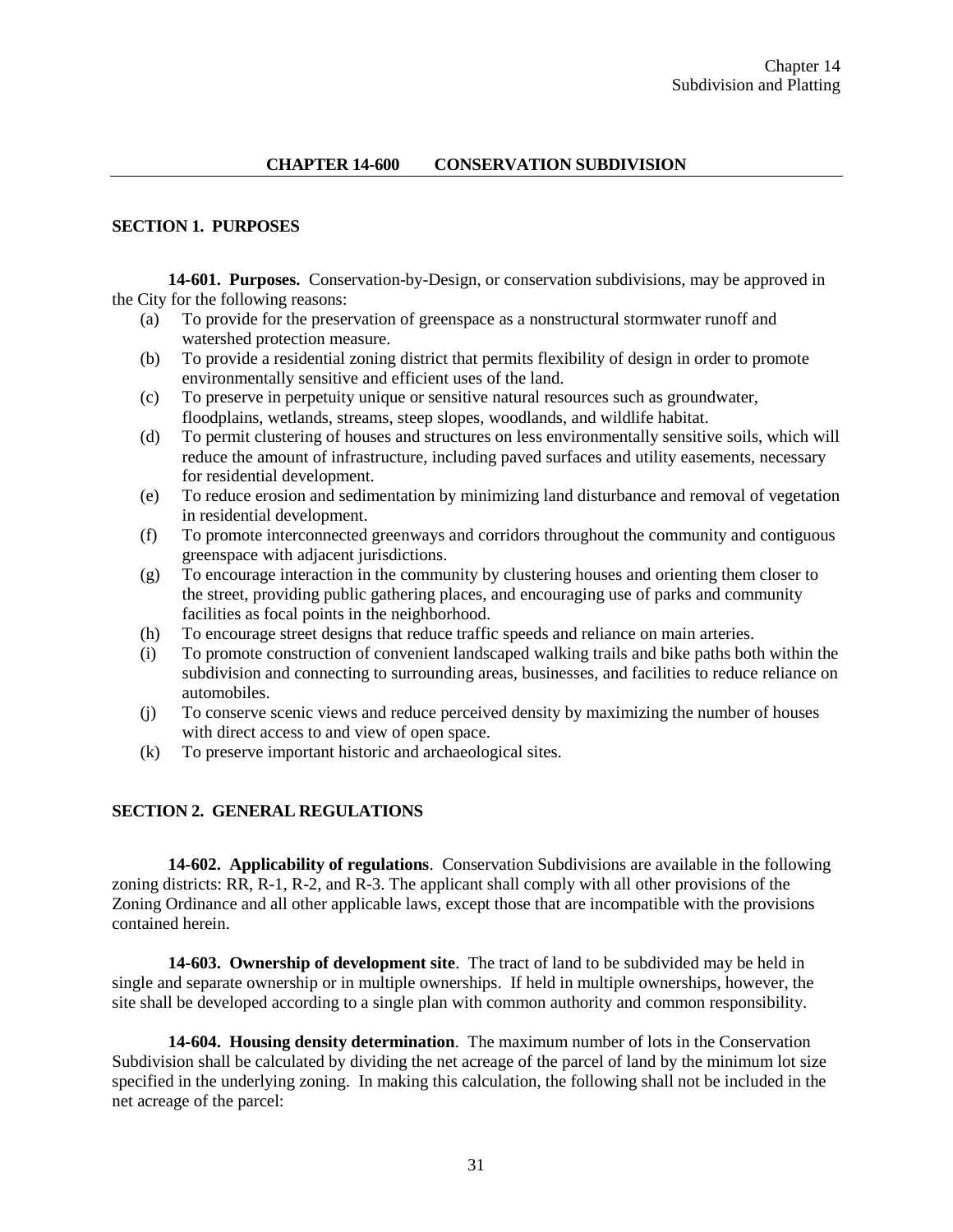## CHAPTER 14-600 CONSERVATION SUBDIVISION

### SECTION 1. PURPOSES

**14-601. Purposes.** Conservation-by-Design, or conservation subdivisions, may be approved in the City for the following reasons:

(a) To provide for the preservation of greenspace as a nonstructural stormwater runoff and watershed protection measure.

(b) To provide a residential zoning district that permits flexibility of design in order to promote environmentally sensitive and efficient uses of the land.

(c) To preserve in perpetuity unique or sensitive natural resources such as groundwater, floodplains, wetlands, streams, steep slopes, woodlands, and wildlife habitat.

(d) To permit clustering of houses and structures on less environmentally sensitive soils, which will reduce the amount of infrastructure, including paved surfaces and utility easements, necessary for residential development.

(e) To reduce erosion and sedimentation by minimizing land disturbance and removal of vegetation in residential development.

(f) To promote interconnected greenways and corridors throughout the community and contiguous greenspace with adjacent jurisdictions.

(g) To encourage interaction in the community by clustering houses and orienting them closer to the street, providing public gathering places, and encouraging use of parks and community facilities as focal points in the neighborhood.

(h) To encourage street designs that reduce traffic speeds and reliance on main arteries.

(i) To promote construction of convenient landscaped walking trails and bike paths both within the subdivision and connecting to surrounding areas, businesses, and facilities to reduce reliance on automobiles.

(j) To conserve scenic views and reduce perceived density by maximizing the number of houses with direct access to and view of open space.

(k) To preserve important historic and archaeological sites.

### SECTION 2. GENERAL REGULATIONS

**14-602. Applicability of regulations**. Conservation Subdivisions are available in the following zoning districts: RR, R-1, R-2, and R-3. The applicant shall comply with all other provisions of the Zoning Ordinance and all other applicable laws, except those that are incompatible with the provisions contained herein.

**14-603. Ownership of development site**. The tract of land to be subdivided may be held in single and separate ownership or in multiple ownerships. If held in multiple ownerships, however, the site shall be developed according to a single plan with common authority and common responsibility.

**14-604. Housing density determination**. The maximum number of lots in the Conservation Subdivision shall be calculated by dividing the net acreage of the parcel of land by the minimum lot size specified in the underlying zoning. In making this calculation, the following shall not be included in the net acreage of the parcel: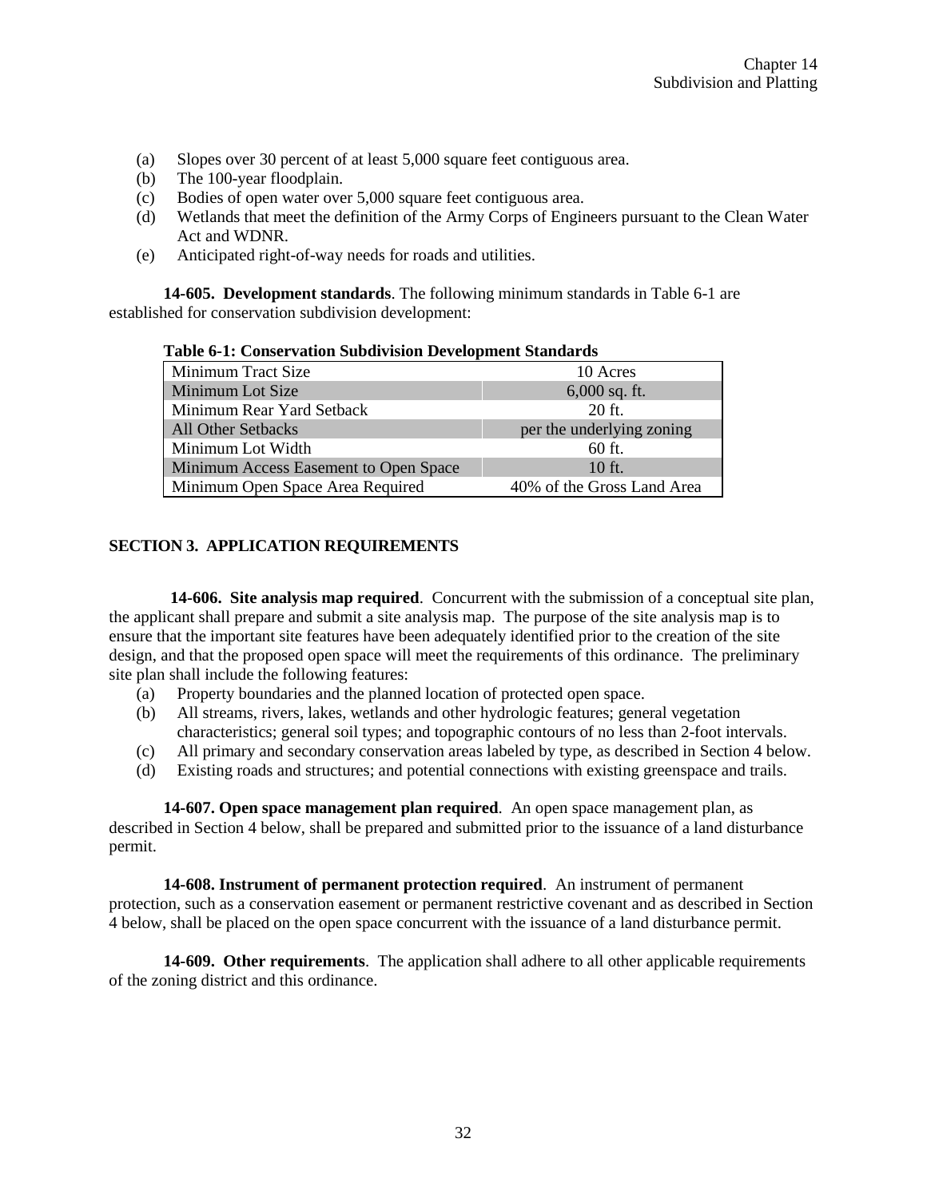(a) Slopes over 30 percent of at least 5,000 square feet contiguous area.
(b) The 100-year floodplain.
(c) Bodies of open water over 5,000 square feet contiguous area.
(d) Wetlands that meet the definition of the Army Corps of Engineers pursuant to the Clean Water Act and WDNR.
(e) Anticipated right-of-way needs for roads and utilities.

**14-605. Development standards**. The following minimum standards in Table 6-1 are established for conservation subdivision development:

**Table 6-1: Conservation Subdivision Development Standards**

| | |
|---|---|
| Minimum Tract Size | 10 Acres |
| Minimum Lot Size | 6,000 sq. ft. |
| Minimum Rear Yard Setback | 20 ft. |
| All Other Setbacks | per the underlying zoning |
| Minimum Lot Width | 60 ft. |
| Minimum Access Easement to Open Space | 10 ft. |
| Minimum Open Space Area Required | 40% of the Gross Land Area |

## SECTION 3. APPLICATION REQUIREMENTS

**14-606. Site analysis map required**. Concurrent with the submission of a conceptual site plan, the applicant shall prepare and submit a site analysis map. The purpose of the site analysis map is to ensure that the important site features have been adequately identified prior to the creation of the site design, and that the proposed open space will meet the requirements of this ordinance. The preliminary site plan shall include the following features:

(a) Property boundaries and the planned location of protected open space.
(b) All streams, rivers, lakes, wetlands and other hydrologic features; general vegetation characteristics; general soil types; and topographic contours of no less than 2-foot intervals.
(c) All primary and secondary conservation areas labeled by type, as described in Section 4 below.
(d) Existing roads and structures; and potential connections with existing greenspace and trails.

**14-607. Open space management plan required**. An open space management plan, as described in Section 4 below, shall be prepared and submitted prior to the issuance of a land disturbance permit.

**14-608. Instrument of permanent protection required**. An instrument of permanent protection, such as a conservation easement or permanent restrictive covenant and as described in Section 4 below, shall be placed on the open space concurrent with the issuance of a land disturbance permit.

**14-609. Other requirements**. The application shall adhere to all other applicable requirements of the zoning district and this ordinance.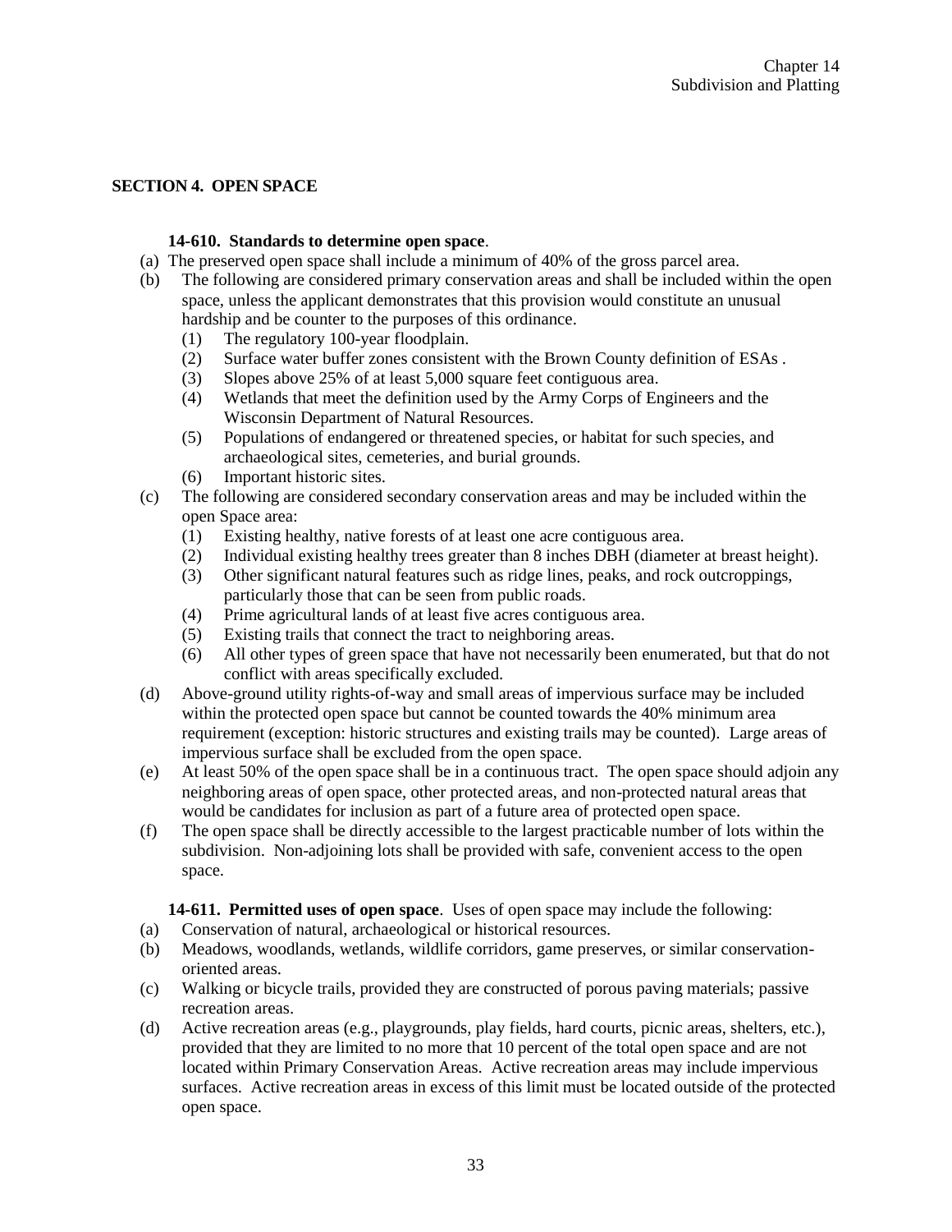## SECTION 4. OPEN SPACE

**14-610. Standards to determine open space**.

(a) The preserved open space shall include a minimum of 40% of the gross parcel area.

(b) The following are considered primary conservation areas and shall be included within the open space, unless the applicant demonstrates that this provision would constitute an unusual hardship and be counter to the purposes of this ordinance.

   (1) The regulatory 100-year floodplain.
   (2) Surface water buffer zones consistent with the Brown County definition of ESAs .
   (3) Slopes above 25% of at least 5,000 square feet contiguous area.
   (4) Wetlands that meet the definition used by the Army Corps of Engineers and the Wisconsin Department of Natural Resources.
   (5) Populations of endangered or threatened species, or habitat for such species, and archaeological sites, cemeteries, and burial grounds.
   (6) Important historic sites.

(c) The following are considered secondary conservation areas and may be included within the open Space area:

   (1) Existing healthy, native forests of at least one acre contiguous area.
   (2) Individual existing healthy trees greater than 8 inches DBH (diameter at breast height).
   (3) Other significant natural features such as ridge lines, peaks, and rock outcroppings, particularly those that can be seen from public roads.
   (4) Prime agricultural lands of at least five acres contiguous area.
   (5) Existing trails that connect the tract to neighboring areas.
   (6) All other types of green space that have not necessarily been enumerated, but that do not conflict with areas specifically excluded.

(d) Above-ground utility rights-of-way and small areas of impervious surface may be included within the protected open space but cannot be counted towards the 40% minimum area requirement (exception: historic structures and existing trails may be counted). Large areas of impervious surface shall be excluded from the open space.

(e) At least 50% of the open space shall be in a continuous tract. The open space should adjoin any neighboring areas of open space, other protected areas, and non-protected natural areas that would be candidates for inclusion as part of a future area of protected open space.

(f) The open space shall be directly accessible to the largest practicable number of lots within the subdivision. Non-adjoining lots shall be provided with safe, convenient access to the open space.

**14-611. Permitted uses of open space**. Uses of open space may include the following:

(a) Conservation of natural, archaeological or historical resources.

(b) Meadows, woodlands, wetlands, wildlife corridors, game preserves, or similar conservation-oriented areas.

(c) Walking or bicycle trails, provided they are constructed of porous paving materials; passive recreation areas.

(d) Active recreation areas (e.g., playgrounds, play fields, hard courts, picnic areas, shelters, etc.), provided that they are limited to no more that 10 percent of the total open space and are not located within Primary Conservation Areas. Active recreation areas may include impervious surfaces. Active recreation areas in excess of this limit must be located outside of the protected open space.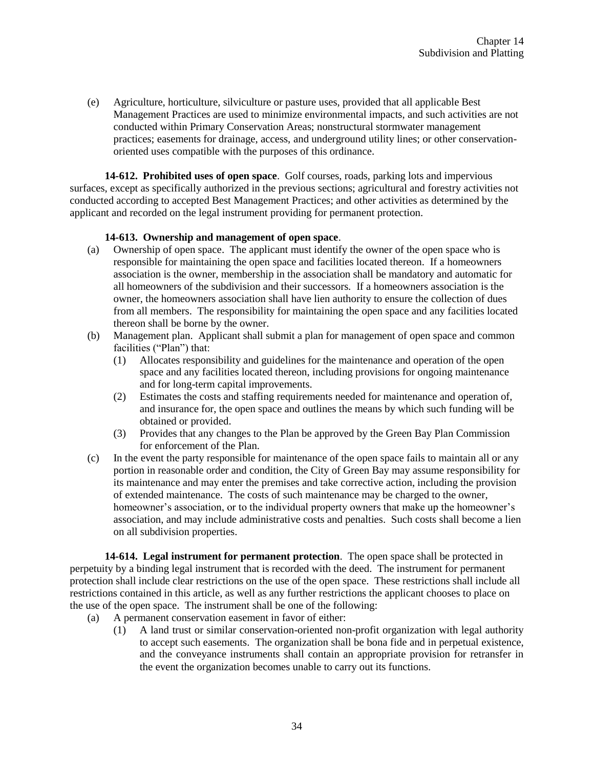(e) Agriculture, horticulture, silviculture or pasture uses, provided that all applicable Best Management Practices are used to minimize environmental impacts, and such activities are not conducted within Primary Conservation Areas; nonstructural stormwater management practices; easements for drainage, access, and underground utility lines; or other conservation-oriented uses compatible with the purposes of this ordinance.

**14-612. Prohibited uses of open space**. Golf courses, roads, parking lots and impervious surfaces, except as specifically authorized in the previous sections; agricultural and forestry activities not conducted according to accepted Best Management Practices; and other activities as determined by the applicant and recorded on the legal instrument providing for permanent protection.

**14-613. Ownership and management of open space**.

(a) Ownership of open space. The applicant must identify the owner of the open space who is responsible for maintaining the open space and facilities located thereon. If a homeowners association is the owner, membership in the association shall be mandatory and automatic for all homeowners of the subdivision and their successors. If a homeowners association is the owner, the homeowners association shall have lien authority to ensure the collection of dues from all members. The responsibility for maintaining the open space and any facilities located thereon shall be borne by the owner.

(b) Management plan. Applicant shall submit a plan for management of open space and common facilities ("Plan") that:

   (1) Allocates responsibility and guidelines for the maintenance and operation of the open space and any facilities located thereon, including provisions for ongoing maintenance and for long-term capital improvements.

   (2) Estimates the costs and staffing requirements needed for maintenance and operation of, and insurance for, the open space and outlines the means by which such funding will be obtained or provided.

   (3) Provides that any changes to the Plan be approved by the Green Bay Plan Commission for enforcement of the Plan.

(c) In the event the party responsible for maintenance of the open space fails to maintain all or any portion in reasonable order and condition, the City of Green Bay may assume responsibility for its maintenance and may enter the premises and take corrective action, including the provision of extended maintenance. The costs of such maintenance may be charged to the owner, homeowner's association, or to the individual property owners that make up the homeowner's association, and may include administrative costs and penalties. Such costs shall become a lien on all subdivision properties.

**14-614. Legal instrument for permanent protection**. The open space shall be protected in perpetuity by a binding legal instrument that is recorded with the deed. The instrument for permanent protection shall include clear restrictions on the use of the open space. These restrictions shall include all restrictions contained in this article, as well as any further restrictions the applicant chooses to place on the use of the open space. The instrument shall be one of the following:

(a) A permanent conservation easement in favor of either:

   (1) A land trust or similar conservation-oriented non-profit organization with legal authority to accept such easements. The organization shall be bona fide and in perpetual existence, and the conveyance instruments shall contain an appropriate provision for retransfer in the event the organization becomes unable to carry out its functions.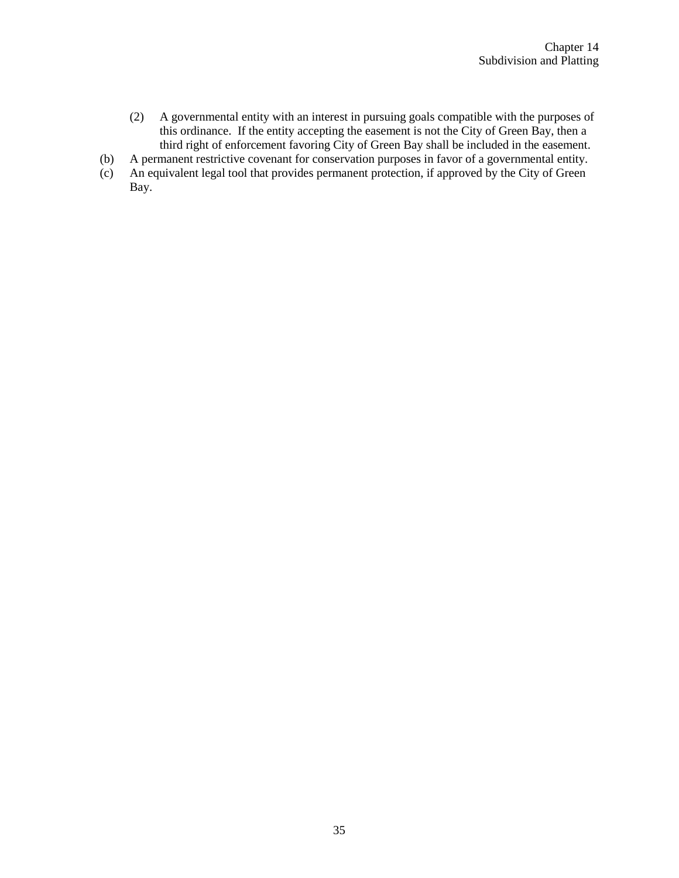(2) A governmental entity with an interest in pursuing goals compatible with the purposes of this ordinance. If the entity accepting the easement is not the City of Green Bay, then a third right of enforcement favoring City of Green Bay shall be included in the easement.

(b) A permanent restrictive covenant for conservation purposes in favor of a governmental entity.

(c) An equivalent legal tool that provides permanent protection, if approved by the City of Green Bay.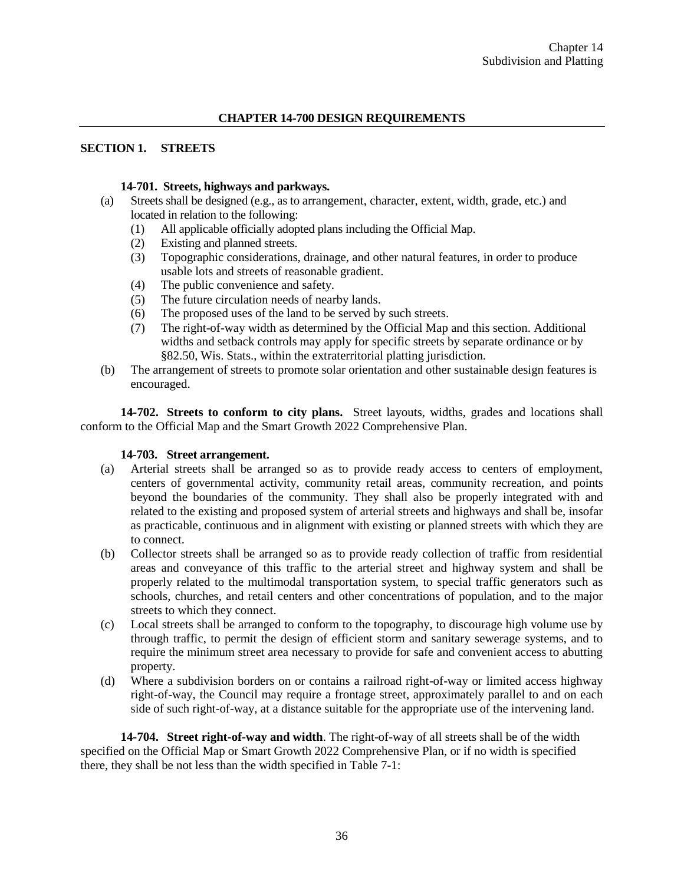## CHAPTER 14-700 DESIGN REQUIREMENTS

### SECTION 1. STREETS

**14-701. Streets, highways and parkways.**

(a) Streets shall be designed (e.g., as to arrangement, character, extent, width, grade, etc.) and located in relation to the following:
   1. (1) All applicable officially adopted plans including the Official Map.
   2. (2) Existing and planned streets.
   3. (3) Topographic considerations, drainage, and other natural features, in order to produce usable lots and streets of reasonable gradient.
   4. (4) The public convenience and safety.
   5. (5) The future circulation needs of nearby lands.
   6. (6) The proposed uses of the land to be served by such streets.
   7. (7) The right-of-way width as determined by the Official Map and this section. Additional widths and setback controls may apply for specific streets by separate ordinance or by §82.50, Wis. Stats., within the extraterritorial platting jurisdiction.

(b) The arrangement of streets to promote solar orientation and other sustainable design features is encouraged.

**14-702. Streets to conform to city plans.** Street layouts, widths, grades and locations shall conform to the Official Map and the Smart Growth 2022 Comprehensive Plan.

**14-703. Street arrangement.**

(a) Arterial streets shall be arranged so as to provide ready access to centers of employment, centers of governmental activity, community retail areas, community recreation, and points beyond the boundaries of the community. They shall also be properly integrated with and related to the existing and proposed system of arterial streets and highways and shall be, insofar as practicable, continuous and in alignment with existing or planned streets with which they are to connect.

(b) Collector streets shall be arranged so as to provide ready collection of traffic from residential areas and conveyance of this traffic to the arterial street and highway system and shall be properly related to the multimodal transportation system, to special traffic generators such as schools, churches, and retail centers and other concentrations of population, and to the major streets to which they connect.

(c) Local streets shall be arranged to conform to the topography, to discourage high volume use by through traffic, to permit the design of efficient storm and sanitary sewerage systems, and to require the minimum street area necessary to provide for safe and convenient access to abutting property.

(d) Where a subdivision borders on or contains a railroad right-of-way or limited access highway right-of-way, the Council may require a frontage street, approximately parallel to and on each side of such right-of-way, at a distance suitable for the appropriate use of the intervening land.

**14-704. Street right-of-way and width**. The right-of-way of all streets shall be of the width specified on the Official Map or Smart Growth 2022 Comprehensive Plan, or if no width is specified there, they shall be not less than the width specified in Table 7-1: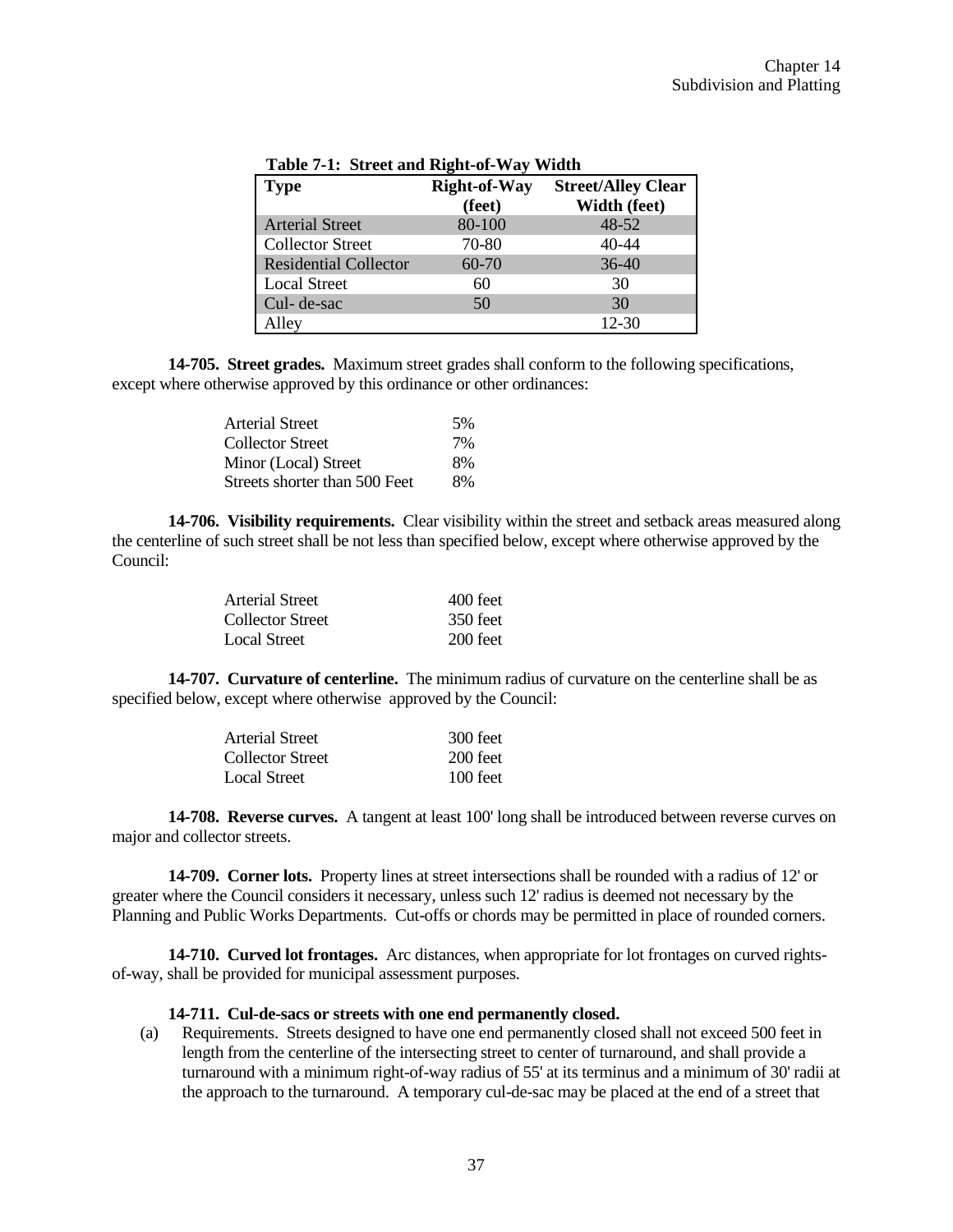**Table 7-1: Street and Right-of-Way Width**

| Type | Right-of-Way (feet) | Street/Alley Clear Width (feet) |
|---|---|---|
| Arterial Street | 80-100 | 48-52 |
| Collector Street | 70-80 | 40-44 |
| Residential Collector | 60-70 | 36-40 |
| Local Street | 60 | 30 |
| Cul- de-sac | 50 | 30 |
| Alley | | 12-30 |

**14-705. Street grades.** Maximum street grades shall conform to the following specifications, except where otherwise approved by this ordinance or other ordinances:

| | |
|---|---|
| Arterial Street | 5% |
| Collector Street | 7% |
| Minor (Local) Street | 8% |
| Streets shorter than 500 Feet | 8% |

**14-706. Visibility requirements.** Clear visibility within the street and setback areas measured along the centerline of such street shall be not less than specified below, except where otherwise approved by the Council:

| | |
|---|---|
| Arterial Street | 400 feet |
| Collector Street | 350 feet |
| Local Street | 200 feet |

**14-707. Curvature of centerline.** The minimum radius of curvature on the centerline shall be as specified below, except where otherwise approved by the Council:

| | |
|---|---|
| Arterial Street | 300 feet |
| Collector Street | 200 feet |
| Local Street | 100 feet |

**14-708. Reverse curves.** A tangent at least 100' long shall be introduced between reverse curves on major and collector streets.

**14-709. Corner lots.** Property lines at street intersections shall be rounded with a radius of 12' or greater where the Council considers it necessary, unless such 12' radius is deemed not necessary by the Planning and Public Works Departments. Cut-offs or chords may be permitted in place of rounded corners.

**14-710. Curved lot frontages.** Arc distances, when appropriate for lot frontages on curved rights-of-way, shall be provided for municipal assessment purposes.

**14-711. Cul-de-sacs or streets with one end permanently closed.**

(a) Requirements. Streets designed to have one end permanently closed shall not exceed 500 feet in length from the centerline of the intersecting street to center of turnaround, and shall provide a turnaround with a minimum right-of-way radius of 55' at its terminus and a minimum of 30' radii at the approach to the turnaround. A temporary cul-de-sac may be placed at the end of a street that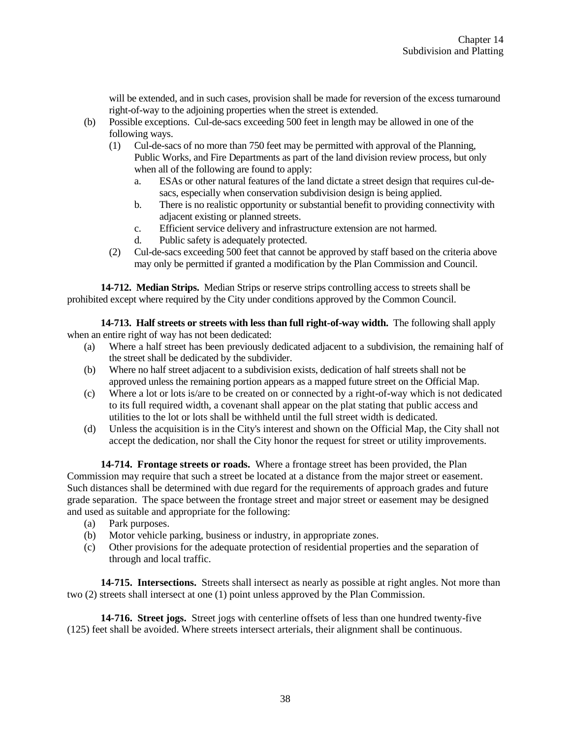will be extended, and in such cases, provision shall be made for reversion of the excess turnaround right-of-way to the adjoining properties when the street is extended.

- (b) Possible exceptions. Cul-de-sacs exceeding 500 feet in length may be allowed in one of the following ways.
  - (1) Cul-de-sacs of no more than 750 feet may be permitted with approval of the Planning, Public Works, and Fire Departments as part of the land division review process, but only when all of the following are found to apply:
    - a. ESAs or other natural features of the land dictate a street design that requires cul-de-sacs, especially when conservation subdivision design is being applied.
    - b. There is no realistic opportunity or substantial benefit to providing connectivity with adjacent existing or planned streets.
    - c. Efficient service delivery and infrastructure extension are not harmed.
    - d. Public safety is adequately protected.
  - (2) Cul-de-sacs exceeding 500 feet that cannot be approved by staff based on the criteria above may only be permitted if granted a modification by the Plan Commission and Council.

**14-712. Median Strips.** Median Strips or reserve strips controlling access to streets shall be prohibited except where required by the City under conditions approved by the Common Council.

**14-713. Half streets or streets with less than full right-of-way width.** The following shall apply when an entire right of way has not been dedicated:

- (a) Where a half street has been previously dedicated adjacent to a subdivision, the remaining half of the street shall be dedicated by the subdivider.
- (b) Where no half street adjacent to a subdivision exists, dedication of half streets shall not be approved unless the remaining portion appears as a mapped future street on the Official Map.
- (c) Where a lot or lots is/are to be created on or connected by a right-of-way which is not dedicated to its full required width, a covenant shall appear on the plat stating that public access and utilities to the lot or lots shall be withheld until the full street width is dedicated.
- (d) Unless the acquisition is in the City's interest and shown on the Official Map, the City shall not accept the dedication, nor shall the City honor the request for street or utility improvements.

**14-714. Frontage streets or roads.** Where a frontage street has been provided, the Plan Commission may require that such a street be located at a distance from the major street or easement. Such distances shall be determined with due regard for the requirements of approach grades and future grade separation. The space between the frontage street and major street or easement may be designed and used as suitable and appropriate for the following:

- (a) Park purposes.
- (b) Motor vehicle parking, business or industry, in appropriate zones.
- (c) Other provisions for the adequate protection of residential properties and the separation of through and local traffic.

**14-715. Intersections.** Streets shall intersect as nearly as possible at right angles. Not more than two (2) streets shall intersect at one (1) point unless approved by the Plan Commission.

**14-716. Street jogs.** Street jogs with centerline offsets of less than one hundred twenty-five (125) feet shall be avoided. Where streets intersect arterials, their alignment shall be continuous.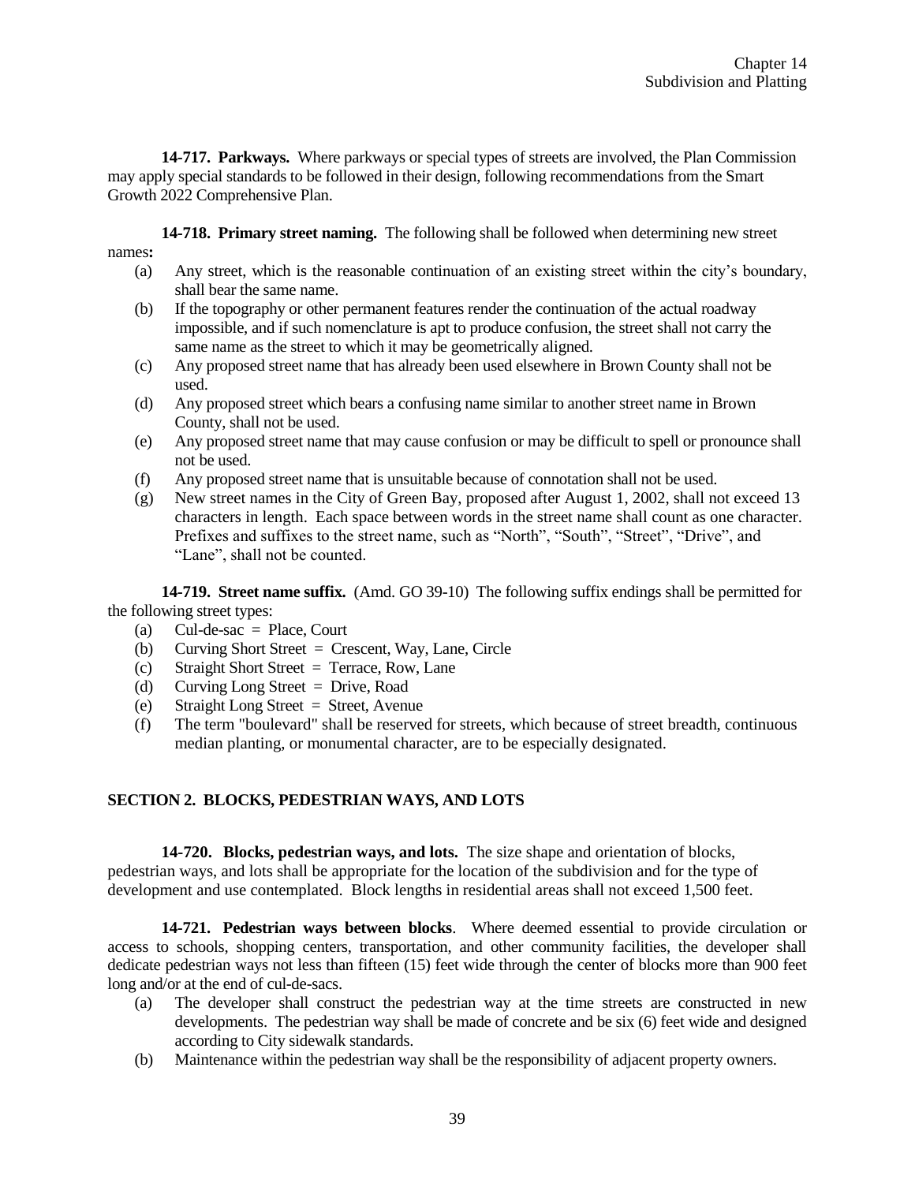**14-717. Parkways.** Where parkways or special types of streets are involved, the Plan Commission may apply special standards to be followed in their design, following recommendations from the Smart Growth 2022 Comprehensive Plan.

**14-718. Primary street naming.** The following shall be followed when determining new street names**:**

(a) Any street, which is the reasonable continuation of an existing street within the city's boundary, shall bear the same name.

(b) If the topography or other permanent features render the continuation of the actual roadway impossible, and if such nomenclature is apt to produce confusion, the street shall not carry the same name as the street to which it may be geometrically aligned.

(c) Any proposed street name that has already been used elsewhere in Brown County shall not be used.

(d) Any proposed street which bears a confusing name similar to another street name in Brown County, shall not be used.

(e) Any proposed street name that may cause confusion or may be difficult to spell or pronounce shall not be used.

(f) Any proposed street name that is unsuitable because of connotation shall not be used.

(g) New street names in the City of Green Bay, proposed after August 1, 2002, shall not exceed 13 characters in length. Each space between words in the street name shall count as one character. Prefixes and suffixes to the street name, such as "North", "South", "Street", "Drive", and "Lane", shall not be counted.

**14-719. Street name suffix.** (Amd. GO 39-10) The following suffix endings shall be permitted for the following street types:

(a) Cul-de-sac = Place, Court

(b) Curving Short Street = Crescent, Way, Lane, Circle

(c) Straight Short Street = Terrace, Row, Lane

(d) Curving Long Street = Drive, Road

(e) Straight Long Street = Street, Avenue

(f) The term "boulevard" shall be reserved for streets, which because of street breadth, continuous median planting, or monumental character, are to be especially designated.

## SECTION 2. BLOCKS, PEDESTRIAN WAYS, AND LOTS

**14-720. Blocks, pedestrian ways, and lots.** The size shape and orientation of blocks, pedestrian ways, and lots shall be appropriate for the location of the subdivision and for the type of development and use contemplated. Block lengths in residential areas shall not exceed 1,500 feet.

**14-721. Pedestrian ways between blocks**. Where deemed essential to provide circulation or access to schools, shopping centers, transportation, and other community facilities, the developer shall dedicate pedestrian ways not less than fifteen (15) feet wide through the center of blocks more than 900 feet long and/or at the end of cul-de-sacs.

(a) The developer shall construct the pedestrian way at the time streets are constructed in new developments. The pedestrian way shall be made of concrete and be six (6) feet wide and designed according to City sidewalk standards.

(b) Maintenance within the pedestrian way shall be the responsibility of adjacent property owners.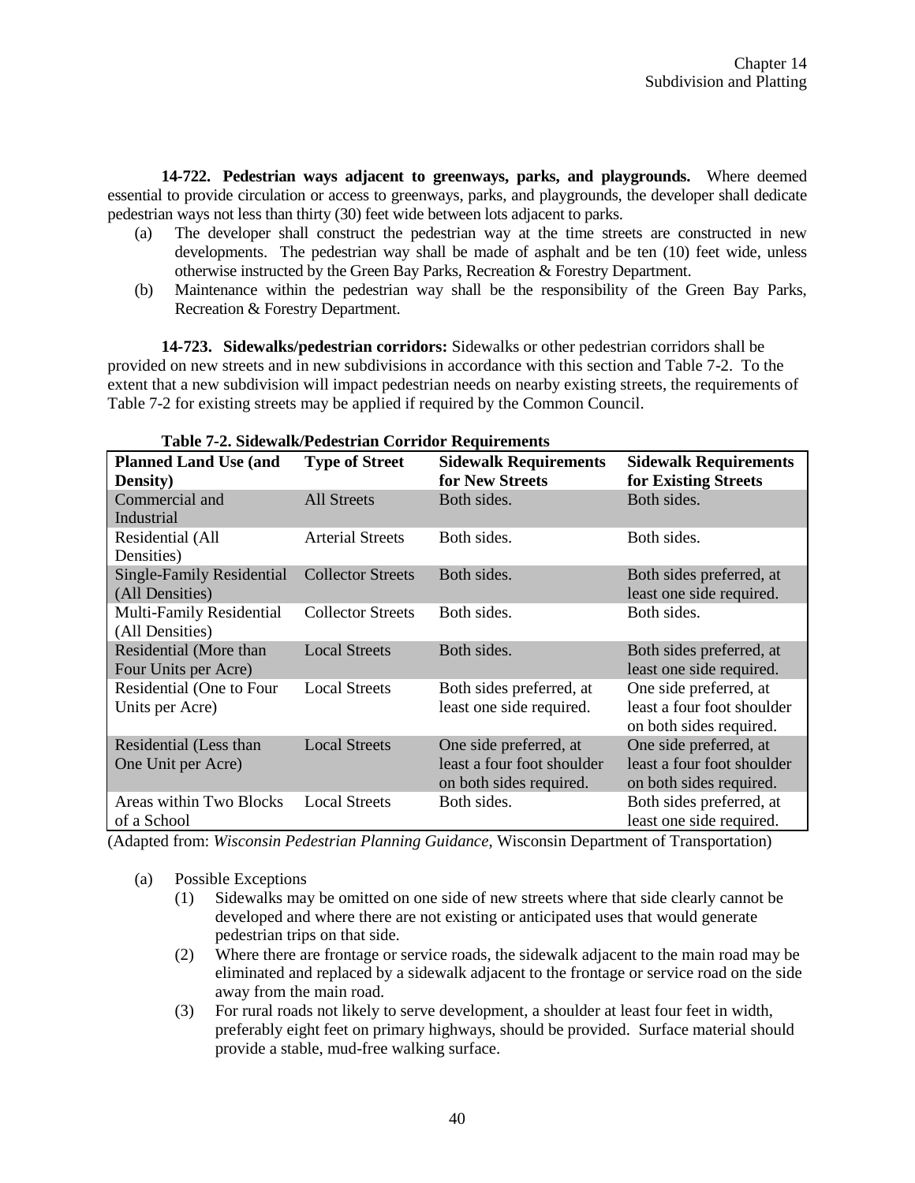**14-722. Pedestrian ways adjacent to greenways, parks, and playgrounds.** Where deemed essential to provide circulation or access to greenways, parks, and playgrounds, the developer shall dedicate pedestrian ways not less than thirty (30) feet wide between lots adjacent to parks.

(a) The developer shall construct the pedestrian way at the time streets are constructed in new developments. The pedestrian way shall be made of asphalt and be ten (10) feet wide, unless otherwise instructed by the Green Bay Parks, Recreation & Forestry Department.

(b) Maintenance within the pedestrian way shall be the responsibility of the Green Bay Parks, Recreation & Forestry Department.

**14-723. Sidewalks/pedestrian corridors:** Sidewalks or other pedestrian corridors shall be provided on new streets and in new subdivisions in accordance with this section and Table 7-2. To the extent that a new subdivision will impact pedestrian needs on nearby existing streets, the requirements of Table 7-2 for existing streets may be applied if required by the Common Council.

**Table 7-2. Sidewalk/Pedestrian Corridor Requirements**

| Planned Land Use (and Density) | Type of Street | Sidewalk Requirements for New Streets | Sidewalk Requirements for Existing Streets |
|---|---|---|---|
| Commercial and Industrial | All Streets | Both sides. | Both sides. |
| Residential (All Densities) | Arterial Streets | Both sides. | Both sides. |
| Single-Family Residential (All Densities) | Collector Streets | Both sides. | Both sides preferred, at least one side required. |
| Multi-Family Residential (All Densities) | Collector Streets | Both sides. | Both sides. |
| Residential (More than Four Units per Acre) | Local Streets | Both sides. | Both sides preferred, at least one side required. |
| Residential (One to Four Units per Acre) | Local Streets | Both sides preferred, at least one side required. | One side preferred, at least a four foot shoulder on both sides required. |
| Residential (Less than One Unit per Acre) | Local Streets | One side preferred, at least a four foot shoulder on both sides required. | One side preferred, at least a four foot shoulder on both sides required. |
| Areas within Two Blocks of a School | Local Streets | Both sides. | Both sides preferred, at least one side required. |

(Adapted from: *Wisconsin Pedestrian Planning Guidance*, Wisconsin Department of Transportation)

(a) Possible Exceptions

(1) Sidewalks may be omitted on one side of new streets where that side clearly cannot be developed and where there are not existing or anticipated uses that would generate pedestrian trips on that side.

(2) Where there are frontage or service roads, the sidewalk adjacent to the main road may be eliminated and replaced by a sidewalk adjacent to the frontage or service road on the side away from the main road.

(3) For rural roads not likely to serve development, a shoulder at least four feet in width, preferably eight feet on primary highways, should be provided. Surface material should provide a stable, mud-free walking surface.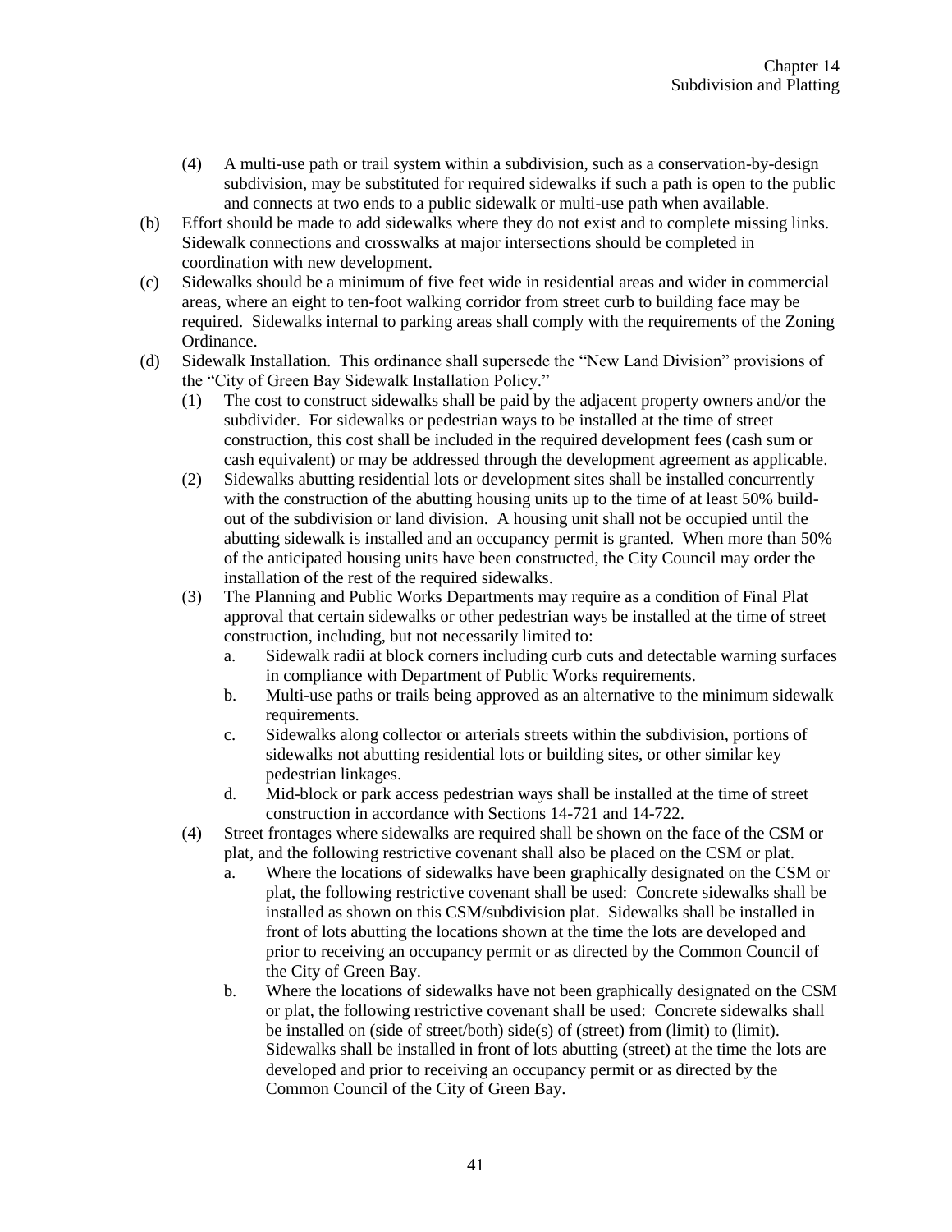(4) A multi-use path or trail system within a subdivision, such as a conservation-by-design subdivision, may be substituted for required sidewalks if such a path is open to the public and connects at two ends to a public sidewalk or multi-use path when available.

(b) Effort should be made to add sidewalks where they do not exist and to complete missing links. Sidewalk connections and crosswalks at major intersections should be completed in coordination with new development.

(c) Sidewalks should be a minimum of five feet wide in residential areas and wider in commercial areas, where an eight to ten-foot walking corridor from street curb to building face may be required. Sidewalks internal to parking areas shall comply with the requirements of the Zoning Ordinance.

(d) Sidewalk Installation. This ordinance shall supersede the "New Land Division" provisions of the "City of Green Bay Sidewalk Installation Policy."

(1) The cost to construct sidewalks shall be paid by the adjacent property owners and/or the subdivider. For sidewalks or pedestrian ways to be installed at the time of street construction, this cost shall be included in the required development fees (cash sum or cash equivalent) or may be addressed through the development agreement as applicable.

(2) Sidewalks abutting residential lots or development sites shall be installed concurrently with the construction of the abutting housing units up to the time of at least 50% build-out of the subdivision or land division. A housing unit shall not be occupied until the abutting sidewalk is installed and an occupancy permit is granted. When more than 50% of the anticipated housing units have been constructed, the City Council may order the installation of the rest of the required sidewalks.

(3) The Planning and Public Works Departments may require as a condition of Final Plat approval that certain sidewalks or other pedestrian ways be installed at the time of street construction, including, but not necessarily limited to:

a. Sidewalk radii at block corners including curb cuts and detectable warning surfaces in compliance with Department of Public Works requirements.

b. Multi-use paths or trails being approved as an alternative to the minimum sidewalk requirements.

c. Sidewalks along collector or arterials streets within the subdivision, portions of sidewalks not abutting residential lots or building sites, or other similar key pedestrian linkages.

d. Mid-block or park access pedestrian ways shall be installed at the time of street construction in accordance with Sections 14-721 and 14-722.

(4) Street frontages where sidewalks are required shall be shown on the face of the CSM or plat, and the following restrictive covenant shall also be placed on the CSM or plat.

a. Where the locations of sidewalks have been graphically designated on the CSM or plat, the following restrictive covenant shall be used: Concrete sidewalks shall be installed as shown on this CSM/subdivision plat. Sidewalks shall be installed in front of lots abutting the locations shown at the time the lots are developed and prior to receiving an occupancy permit or as directed by the Common Council of the City of Green Bay.

b. Where the locations of sidewalks have not been graphically designated on the CSM or plat, the following restrictive covenant shall be used: Concrete sidewalks shall be installed on (side of street/both) side(s) of (street) from (limit) to (limit). Sidewalks shall be installed in front of lots abutting (street) at the time the lots are developed and prior to receiving an occupancy permit or as directed by the Common Council of the City of Green Bay.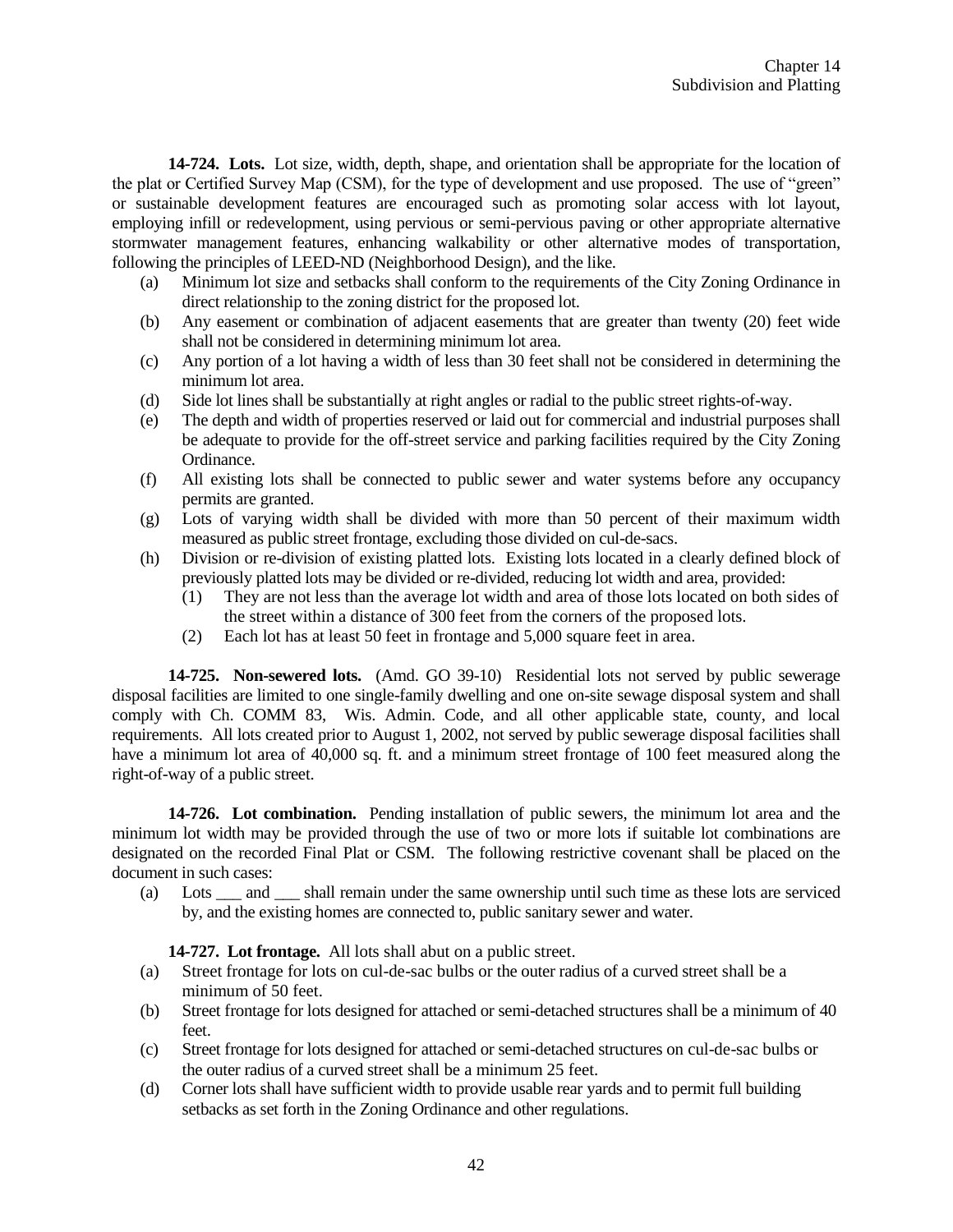**14-724. Lots.** Lot size, width, depth, shape, and orientation shall be appropriate for the location of the plat or Certified Survey Map (CSM), for the type of development and use proposed. The use of "green" or sustainable development features are encouraged such as promoting solar access with lot layout, employing infill or redevelopment, using pervious or semi-pervious paving or other appropriate alternative stormwater management features, enhancing walkability or other alternative modes of transportation, following the principles of LEED-ND (Neighborhood Design), and the like.

(a) Minimum lot size and setbacks shall conform to the requirements of the City Zoning Ordinance in direct relationship to the zoning district for the proposed lot.

(b) Any easement or combination of adjacent easements that are greater than twenty (20) feet wide shall not be considered in determining minimum lot area.

(c) Any portion of a lot having a width of less than 30 feet shall not be considered in determining the minimum lot area.

(d) Side lot lines shall be substantially at right angles or radial to the public street rights-of-way.

(e) The depth and width of properties reserved or laid out for commercial and industrial purposes shall be adequate to provide for the off-street service and parking facilities required by the City Zoning Ordinance.

(f) All existing lots shall be connected to public sewer and water systems before any occupancy permits are granted.

(g) Lots of varying width shall be divided with more than 50 percent of their maximum width measured as public street frontage, excluding those divided on cul-de-sacs.

(h) Division or re-division of existing platted lots. Existing lots located in a clearly defined block of previously platted lots may be divided or re-divided, reducing lot width and area, provided:

  (1) They are not less than the average lot width and area of those lots located on both sides of the street within a distance of 300 feet from the corners of the proposed lots.

  (2) Each lot has at least 50 feet in frontage and 5,000 square feet in area.

**14-725. Non-sewered lots.** (Amd. GO 39-10) Residential lots not served by public sewerage disposal facilities are limited to one single-family dwelling and one on-site sewage disposal system and shall comply with Ch. COMM 83, Wis. Admin. Code, and all other applicable state, county, and local requirements. All lots created prior to August 1, 2002, not served by public sewerage disposal facilities shall have a minimum lot area of 40,000 sq. ft. and a minimum street frontage of 100 feet measured along the right-of-way of a public street.

**14-726. Lot combination.** Pending installation of public sewers, the minimum lot area and the minimum lot width may be provided through the use of two or more lots if suitable lot combinations are designated on the recorded Final Plat or CSM. The following restrictive covenant shall be placed on the document in such cases:

(a) Lots ___ and ___ shall remain under the same ownership until such time as these lots are serviced by, and the existing homes are connected to, public sanitary sewer and water.

**14-727. Lot frontage.** All lots shall abut on a public street.

(a) Street frontage for lots on cul-de-sac bulbs or the outer radius of a curved street shall be a minimum of 50 feet.

(b) Street frontage for lots designed for attached or semi-detached structures shall be a minimum of 40 feet.

(c) Street frontage for lots designed for attached or semi-detached structures on cul-de-sac bulbs or the outer radius of a curved street shall be a minimum 25 feet.

(d) Corner lots shall have sufficient width to provide usable rear yards and to permit full building setbacks as set forth in the Zoning Ordinance and other regulations.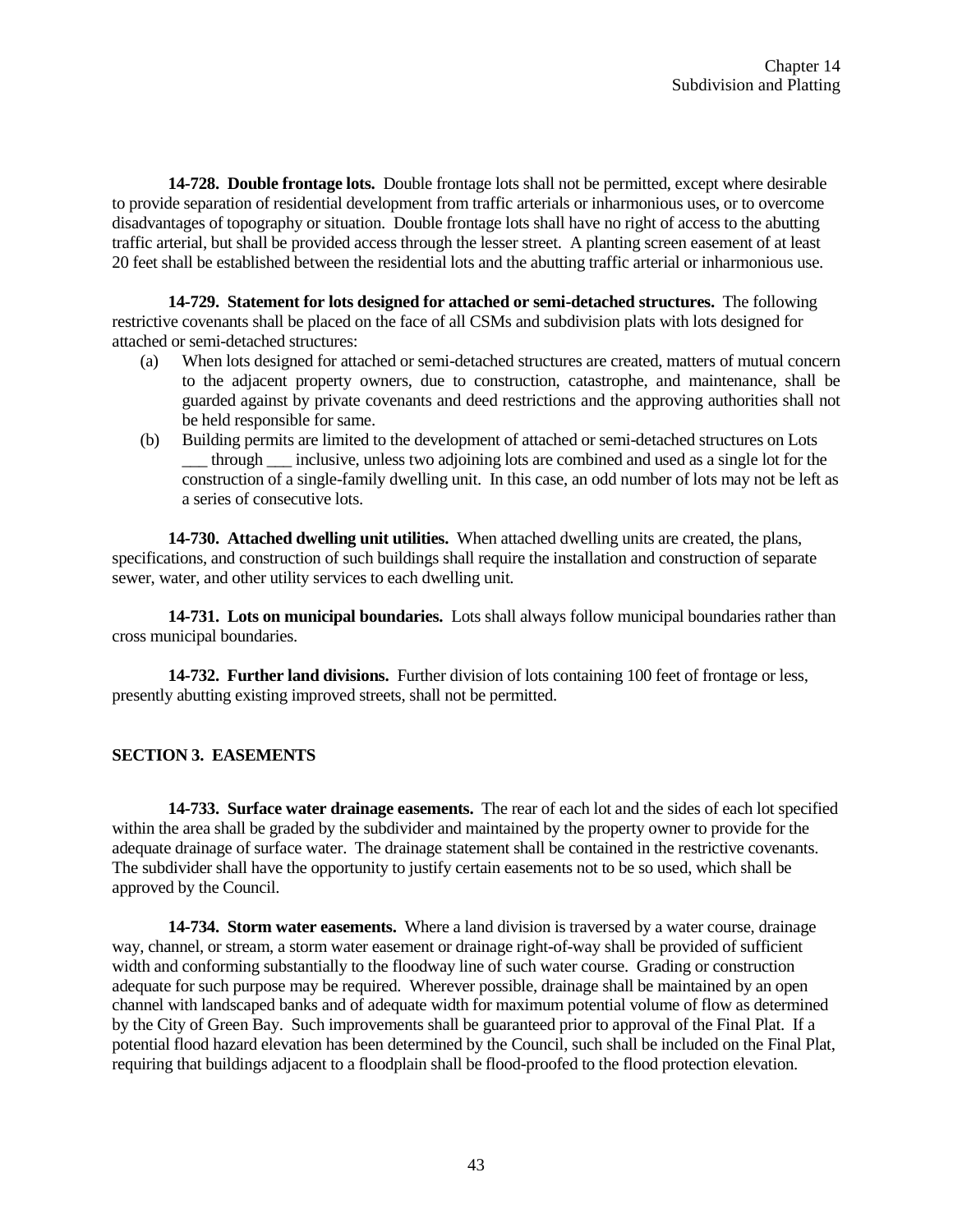**14-728. Double frontage lots.** Double frontage lots shall not be permitted, except where desirable to provide separation of residential development from traffic arterials or inharmonious uses, or to overcome disadvantages of topography or situation. Double frontage lots shall have no right of access to the abutting traffic arterial, but shall be provided access through the lesser street. A planting screen easement of at least 20 feet shall be established between the residential lots and the abutting traffic arterial or inharmonious use.

**14-729. Statement for lots designed for attached or semi-detached structures.** The following restrictive covenants shall be placed on the face of all CSMs and subdivision plats with lots designed for attached or semi-detached structures:

(a) When lots designed for attached or semi-detached structures are created, matters of mutual concern to the adjacent property owners, due to construction, catastrophe, and maintenance, shall be guarded against by private covenants and deed restrictions and the approving authorities shall not be held responsible for same.

(b) Building permits are limited to the development of attached or semi-detached structures on Lots ___ through ___ inclusive, unless two adjoining lots are combined and used as a single lot for the construction of a single-family dwelling unit. In this case, an odd number of lots may not be left as a series of consecutive lots.

**14-730. Attached dwelling unit utilities.** When attached dwelling units are created, the plans, specifications, and construction of such buildings shall require the installation and construction of separate sewer, water, and other utility services to each dwelling unit.

**14-731. Lots on municipal boundaries.** Lots shall always follow municipal boundaries rather than cross municipal boundaries.

**14-732. Further land divisions.** Further division of lots containing 100 feet of frontage or less, presently abutting existing improved streets, shall not be permitted.

## SECTION 3. EASEMENTS

**14-733. Surface water drainage easements.** The rear of each lot and the sides of each lot specified within the area shall be graded by the subdivider and maintained by the property owner to provide for the adequate drainage of surface water. The drainage statement shall be contained in the restrictive covenants. The subdivider shall have the opportunity to justify certain easements not to be so used, which shall be approved by the Council.

**14-734. Storm water easements.** Where a land division is traversed by a water course, drainage way, channel, or stream, a storm water easement or drainage right-of-way shall be provided of sufficient width and conforming substantially to the floodway line of such water course. Grading or construction adequate for such purpose may be required. Wherever possible, drainage shall be maintained by an open channel with landscaped banks and of adequate width for maximum potential volume of flow as determined by the City of Green Bay. Such improvements shall be guaranteed prior to approval of the Final Plat. If a potential flood hazard elevation has been determined by the Council, such shall be included on the Final Plat, requiring that buildings adjacent to a floodplain shall be flood-proofed to the flood protection elevation.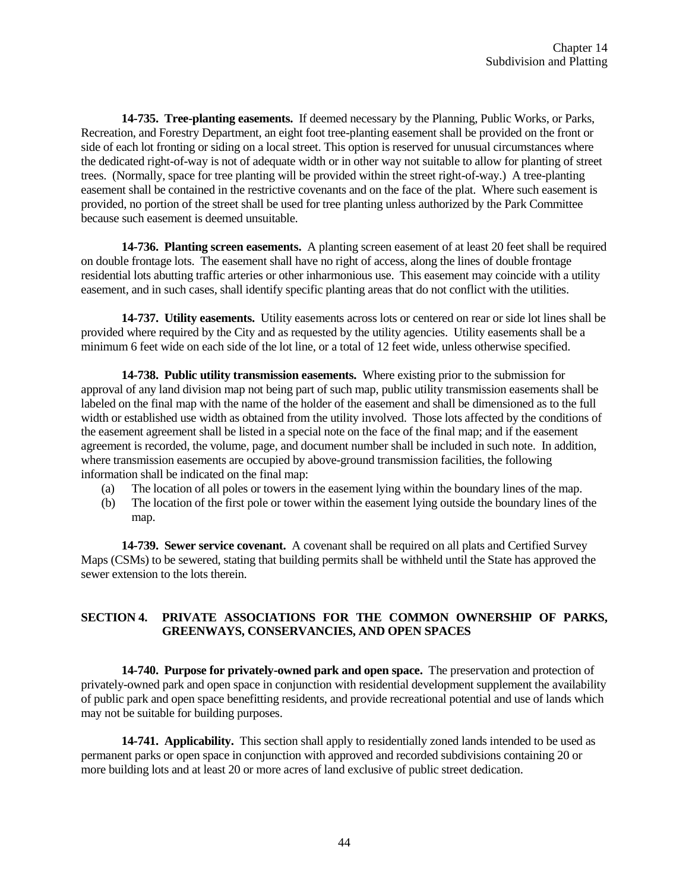**14-735. Tree-planting easements.** If deemed necessary by the Planning, Public Works, or Parks, Recreation, and Forestry Department, an eight foot tree-planting easement shall be provided on the front or side of each lot fronting or siding on a local street. This option is reserved for unusual circumstances where the dedicated right-of-way is not of adequate width or in other way not suitable to allow for planting of street trees. (Normally, space for tree planting will be provided within the street right-of-way.) A tree-planting easement shall be contained in the restrictive covenants and on the face of the plat. Where such easement is provided, no portion of the street shall be used for tree planting unless authorized by the Park Committee because such easement is deemed unsuitable.

**14-736. Planting screen easements.** A planting screen easement of at least 20 feet shall be required on double frontage lots. The easement shall have no right of access, along the lines of double frontage residential lots abutting traffic arteries or other inharmonious use. This easement may coincide with a utility easement, and in such cases, shall identify specific planting areas that do not conflict with the utilities.

**14-737. Utility easements.** Utility easements across lots or centered on rear or side lot lines shall be provided where required by the City and as requested by the utility agencies. Utility easements shall be a minimum 6 feet wide on each side of the lot line, or a total of 12 feet wide, unless otherwise specified.

**14-738. Public utility transmission easements.** Where existing prior to the submission for approval of any land division map not being part of such map, public utility transmission easements shall be labeled on the final map with the name of the holder of the easement and shall be dimensioned as to the full width or established use width as obtained from the utility involved. Those lots affected by the conditions of the easement agreement shall be listed in a special note on the face of the final map; and if the easement agreement is recorded, the volume, page, and document number shall be included in such note. In addition, where transmission easements are occupied by above-ground transmission facilities, the following information shall be indicated on the final map:

(a) The location of all poles or towers in the easement lying within the boundary lines of the map.

(b) The location of the first pole or tower within the easement lying outside the boundary lines of the map.

**14-739. Sewer service covenant.** A covenant shall be required on all plats and Certified Survey Maps (CSMs) to be sewered, stating that building permits shall be withheld until the State has approved the sewer extension to the lots therein.

## SECTION 4. PRIVATE ASSOCIATIONS FOR THE COMMON OWNERSHIP OF PARKS, GREENWAYS, CONSERVANCIES, AND OPEN SPACES

**14-740. Purpose for privately-owned park and open space.** The preservation and protection of privately-owned park and open space in conjunction with residential development supplement the availability of public park and open space benefitting residents, and provide recreational potential and use of lands which may not be suitable for building purposes.

**14-741. Applicability.** This section shall apply to residentially zoned lands intended to be used as permanent parks or open space in conjunction with approved and recorded subdivisions containing 20 or more building lots and at least 20 or more acres of land exclusive of public street dedication.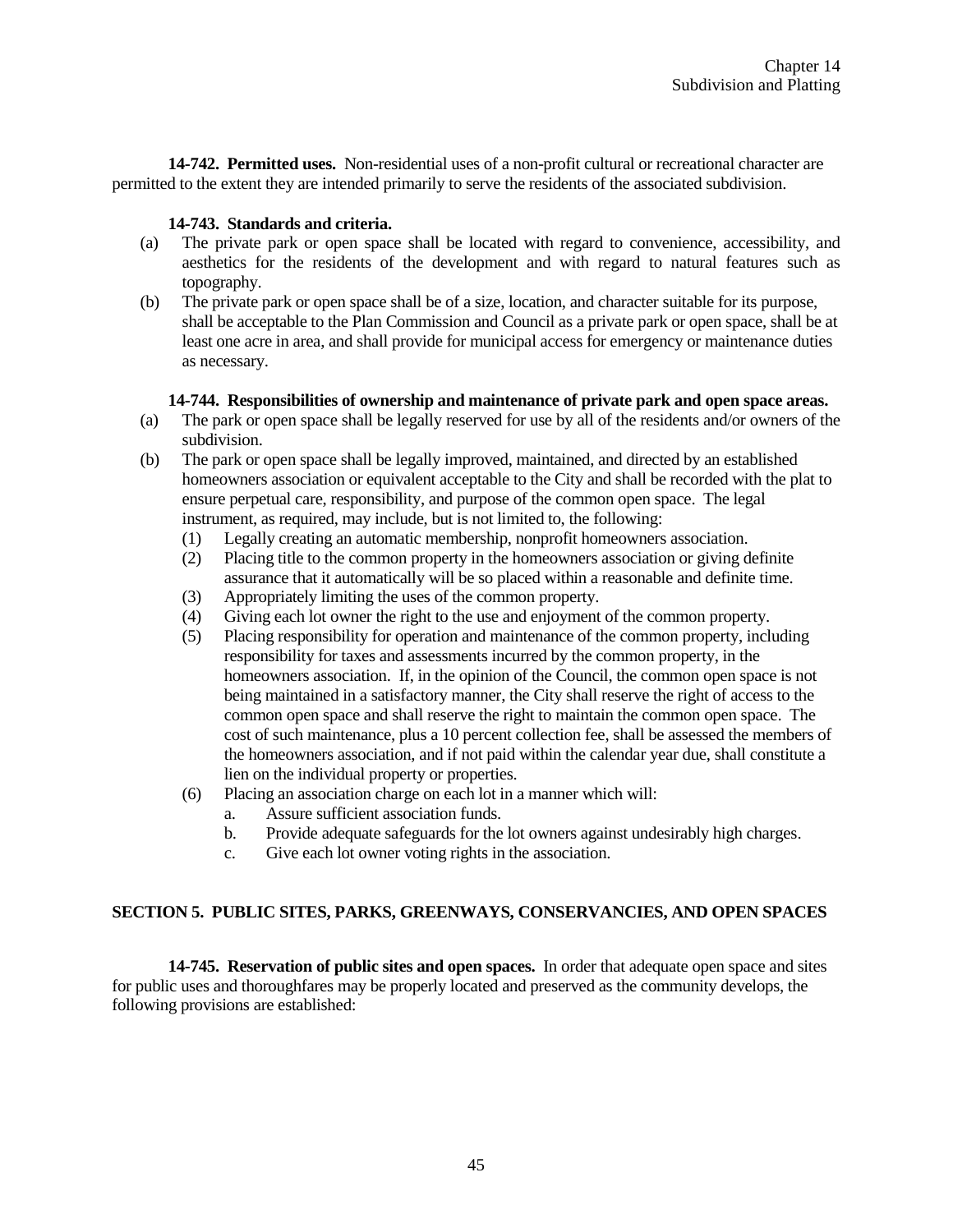**14-742. Permitted uses.** Non-residential uses of a non-profit cultural or recreational character are permitted to the extent they are intended primarily to serve the residents of the associated subdivision.

**14-743. Standards and criteria.**

(a) The private park or open space shall be located with regard to convenience, accessibility, and aesthetics for the residents of the development and with regard to natural features such as topography.

(b) The private park or open space shall be of a size, location, and character suitable for its purpose, shall be acceptable to the Plan Commission and Council as a private park or open space, shall be at least one acre in area, and shall provide for municipal access for emergency or maintenance duties as necessary.

**14-744. Responsibilities of ownership and maintenance of private park and open space areas.**

(a) The park or open space shall be legally reserved for use by all of the residents and/or owners of the subdivision.

(b) The park or open space shall be legally improved, maintained, and directed by an established homeowners association or equivalent acceptable to the City and shall be recorded with the plat to ensure perpetual care, responsibility, and purpose of the common open space. The legal instrument, as required, may include, but is not limited to, the following:

   (1) Legally creating an automatic membership, nonprofit homeowners association.
   
   (2) Placing title to the common property in the homeowners association or giving definite assurance that it automatically will be so placed within a reasonable and definite time.
   
   (3) Appropriately limiting the uses of the common property.
   
   (4) Giving each lot owner the right to the use and enjoyment of the common property.
   
   (5) Placing responsibility for operation and maintenance of the common property, including responsibility for taxes and assessments incurred by the common property, in the homeowners association. If, in the opinion of the Council, the common open space is not being maintained in a satisfactory manner, the City shall reserve the right of access to the common open space and shall reserve the right to maintain the common open space. The cost of such maintenance, plus a 10 percent collection fee, shall be assessed the members of the homeowners association, and if not paid within the calendar year due, shall constitute a lien on the individual property or properties.
   
   (6) Placing an association charge on each lot in a manner which will:
   
      a. Assure sufficient association funds.
      
      b. Provide adequate safeguards for the lot owners against undesirably high charges.
      
      c. Give each lot owner voting rights in the association.

## SECTION 5. PUBLIC SITES, PARKS, GREENWAYS, CONSERVANCIES, AND OPEN SPACES

**14-745. Reservation of public sites and open spaces.** In order that adequate open space and sites for public uses and thoroughfares may be properly located and preserved as the community develops, the following provisions are established: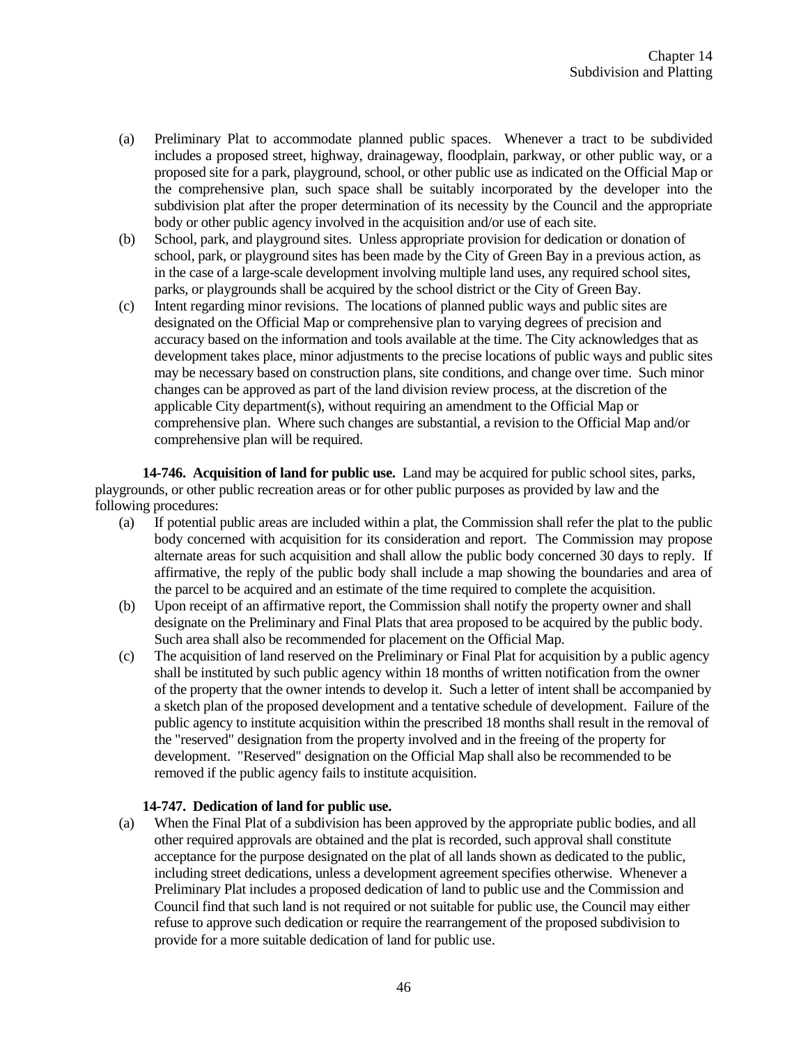(a) Preliminary Plat to accommodate planned public spaces. Whenever a tract to be subdivided includes a proposed street, highway, drainageway, floodplain, parkway, or other public way, or a proposed site for a park, playground, school, or other public use as indicated on the Official Map or the comprehensive plan, such space shall be suitably incorporated by the developer into the subdivision plat after the proper determination of its necessity by the Council and the appropriate body or other public agency involved in the acquisition and/or use of each site.

(b) School, park, and playground sites. Unless appropriate provision for dedication or donation of school, park, or playground sites has been made by the City of Green Bay in a previous action, as in the case of a large-scale development involving multiple land uses, any required school sites, parks, or playgrounds shall be acquired by the school district or the City of Green Bay.

(c) Intent regarding minor revisions. The locations of planned public ways and public sites are designated on the Official Map or comprehensive plan to varying degrees of precision and accuracy based on the information and tools available at the time. The City acknowledges that as development takes place, minor adjustments to the precise locations of public ways and public sites may be necessary based on construction plans, site conditions, and change over time. Such minor changes can be approved as part of the land division review process, at the discretion of the applicable City department(s), without requiring an amendment to the Official Map or comprehensive plan. Where such changes are substantial, a revision to the Official Map and/or comprehensive plan will be required.

**14-746. Acquisition of land for public use.** Land may be acquired for public school sites, parks, playgrounds, or other public recreation areas or for other public purposes as provided by law and the following procedures:

(a) If potential public areas are included within a plat, the Commission shall refer the plat to the public body concerned with acquisition for its consideration and report. The Commission may propose alternate areas for such acquisition and shall allow the public body concerned 30 days to reply. If affirmative, the reply of the public body shall include a map showing the boundaries and area of the parcel to be acquired and an estimate of the time required to complete the acquisition.

(b) Upon receipt of an affirmative report, the Commission shall notify the property owner and shall designate on the Preliminary and Final Plats that area proposed to be acquired by the public body. Such area shall also be recommended for placement on the Official Map.

(c) The acquisition of land reserved on the Preliminary or Final Plat for acquisition by a public agency shall be instituted by such public agency within 18 months of written notification from the owner of the property that the owner intends to develop it. Such a letter of intent shall be accompanied by a sketch plan of the proposed development and a tentative schedule of development. Failure of the public agency to institute acquisition within the prescribed 18 months shall result in the removal of the "reserved" designation from the property involved and in the freeing of the property for development. "Reserved" designation on the Official Map shall also be recommended to be removed if the public agency fails to institute acquisition.

**14-747. Dedication of land for public use.**

(a) When the Final Plat of a subdivision has been approved by the appropriate public bodies, and all other required approvals are obtained and the plat is recorded, such approval shall constitute acceptance for the purpose designated on the plat of all lands shown as dedicated to the public, including street dedications, unless a development agreement specifies otherwise. Whenever a Preliminary Plat includes a proposed dedication of land to public use and the Commission and Council find that such land is not required or not suitable for public use, the Council may either refuse to approve such dedication or require the rearrangement of the proposed subdivision to provide for a more suitable dedication of land for public use.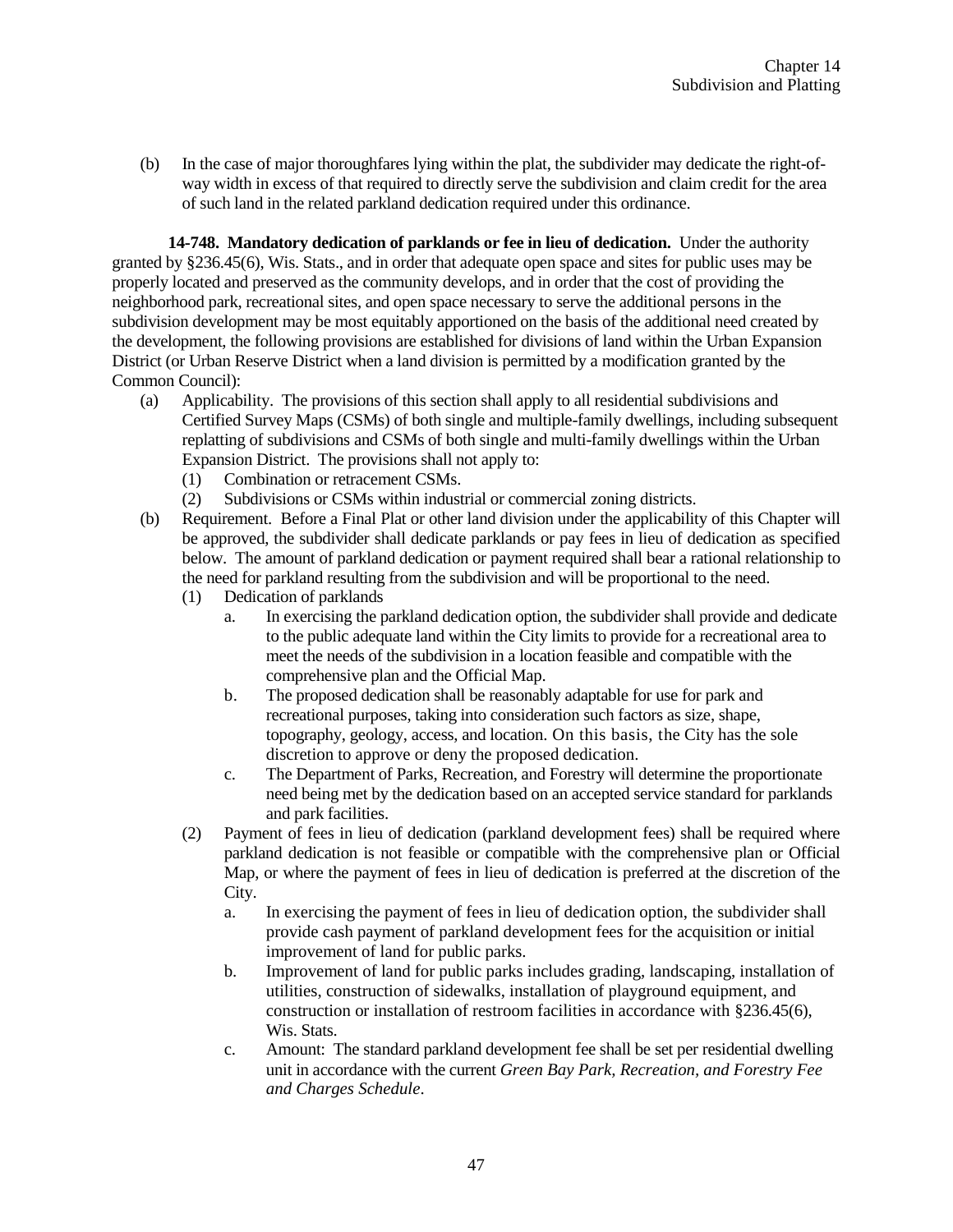(b) In the case of major thoroughfares lying within the plat, the subdivider may dedicate the right-of-way width in excess of that required to directly serve the subdivision and claim credit for the area of such land in the related parkland dedication required under this ordinance.

**14-748. Mandatory dedication of parklands or fee in lieu of dedication.** Under the authority granted by §236.45(6), Wis. Stats., and in order that adequate open space and sites for public uses may be properly located and preserved as the community develops, and in order that the cost of providing the neighborhood park, recreational sites, and open space necessary to serve the additional persons in the subdivision development may be most equitably apportioned on the basis of the additional need created by the development, the following provisions are established for divisions of land within the Urban Expansion District (or Urban Reserve District when a land division is permitted by a modification granted by the Common Council):

(a) Applicability. The provisions of this section shall apply to all residential subdivisions and Certified Survey Maps (CSMs) of both single and multiple-family dwellings, including subsequent replatting of subdivisions and CSMs of both single and multi-family dwellings within the Urban Expansion District. The provisions shall not apply to:
   (1) Combination or retracement CSMs.
   (2) Subdivisions or CSMs within industrial or commercial zoning districts.

(b) Requirement. Before a Final Plat or other land division under the applicability of this Chapter will be approved, the subdivider shall dedicate parklands or pay fees in lieu of dedication as specified below. The amount of parkland dedication or payment required shall bear a rational relationship to the need for parkland resulting from the subdivision and will be proportional to the need.
   (1) Dedication of parklands
      a. In exercising the parkland dedication option, the subdivider shall provide and dedicate to the public adequate land within the City limits to provide for a recreational area to meet the needs of the subdivision in a location feasible and compatible with the comprehensive plan and the Official Map.
      b. The proposed dedication shall be reasonably adaptable for use for park and recreational purposes, taking into consideration such factors as size, shape, topography, geology, access, and location. On this basis, the City has the sole discretion to approve or deny the proposed dedication.
      c. The Department of Parks, Recreation, and Forestry will determine the proportionate need being met by the dedication based on an accepted service standard for parklands and park facilities.
   (2) Payment of fees in lieu of dedication (parkland development fees) shall be required where parkland dedication is not feasible or compatible with the comprehensive plan or Official Map, or where the payment of fees in lieu of dedication is preferred at the discretion of the City.
      a. In exercising the payment of fees in lieu of dedication option, the subdivider shall provide cash payment of parkland development fees for the acquisition or initial improvement of land for public parks.
      b. Improvement of land for public parks includes grading, landscaping, installation of utilities, construction of sidewalks, installation of playground equipment, and construction or installation of restroom facilities in accordance with §236.45(6), Wis. Stats.
      c. Amount: The standard parkland development fee shall be set per residential dwelling unit in accordance with the current *Green Bay Park, Recreation, and Forestry Fee and Charges Schedule*.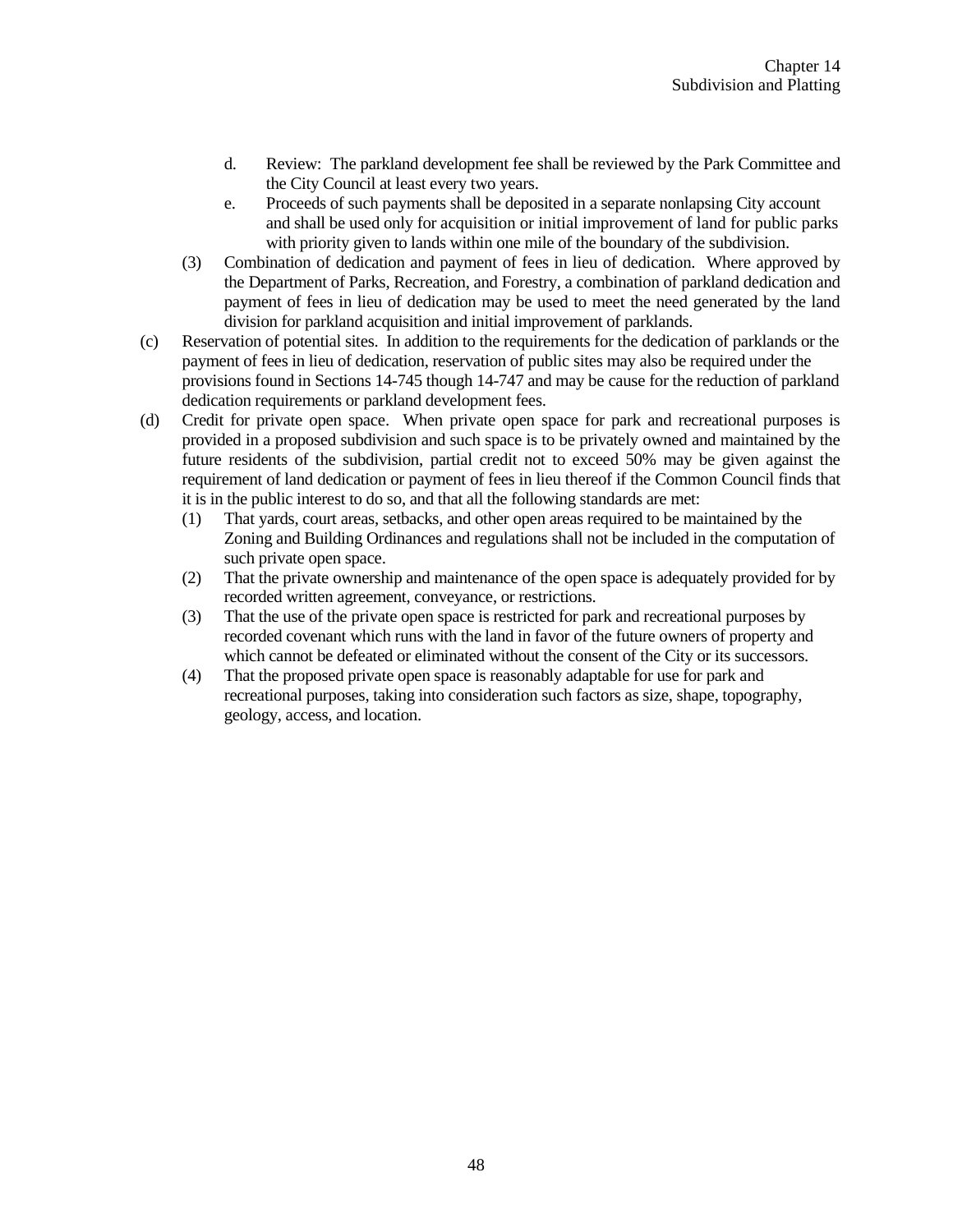d. Review: The parkland development fee shall be reviewed by the Park Committee and the City Council at least every two years.

e. Proceeds of such payments shall be deposited in a separate nonlapsing City account and shall be used only for acquisition or initial improvement of land for public parks with priority given to lands within one mile of the boundary of the subdivision.

(3) Combination of dedication and payment of fees in lieu of dedication. Where approved by the Department of Parks, Recreation, and Forestry, a combination of parkland dedication and payment of fees in lieu of dedication may be used to meet the need generated by the land division for parkland acquisition and initial improvement of parklands.

(c) Reservation of potential sites. In addition to the requirements for the dedication of parklands or the payment of fees in lieu of dedication, reservation of public sites may also be required under the provisions found in Sections 14-745 though 14-747 and may be cause for the reduction of parkland dedication requirements or parkland development fees.

(d) Credit for private open space. When private open space for park and recreational purposes is provided in a proposed subdivision and such space is to be privately owned and maintained by the future residents of the subdivision, partial credit not to exceed 50% may be given against the requirement of land dedication or payment of fees in lieu thereof if the Common Council finds that it is in the public interest to do so, and that all the following standards are met:

(1) That yards, court areas, setbacks, and other open areas required to be maintained by the Zoning and Building Ordinances and regulations shall not be included in the computation of such private open space.

(2) That the private ownership and maintenance of the open space is adequately provided for by recorded written agreement, conveyance, or restrictions.

(3) That the use of the private open space is restricted for park and recreational purposes by recorded covenant which runs with the land in favor of the future owners of property and which cannot be defeated or eliminated without the consent of the City or its successors.

(4) That the proposed private open space is reasonably adaptable for use for park and recreational purposes, taking into consideration such factors as size, shape, topography, geology, access, and location.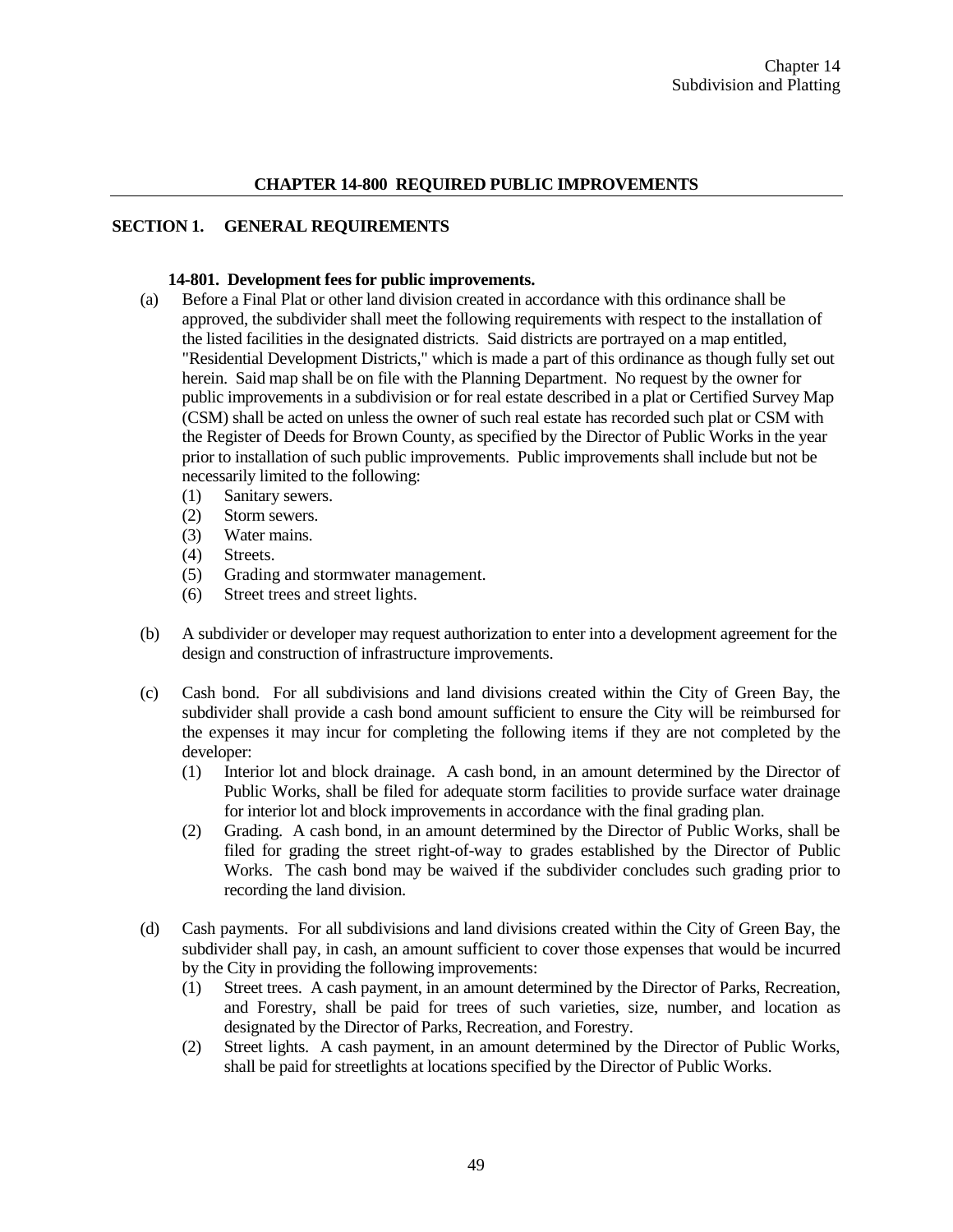# CHAPTER 14-800 REQUIRED PUBLIC IMPROVEMENTS

## SECTION 1. GENERAL REQUIREMENTS

### 14-801. Development fees for public improvements.

(a) Before a Final Plat or other land division created in accordance with this ordinance shall be approved, the subdivider shall meet the following requirements with respect to the installation of the listed facilities in the designated districts. Said districts are portrayed on a map entitled, "Residential Development Districts," which is made a part of this ordinance as though fully set out herein. Said map shall be on file with the Planning Department. No request by the owner for public improvements in a subdivision or for real estate described in a plat or Certified Survey Map (CSM) shall be acted on unless the owner of such real estate has recorded such plat or CSM with the Register of Deeds for Brown County, as specified by the Director of Public Works in the year prior to installation of such public improvements. Public improvements shall include but not be necessarily limited to the following:

(1) Sanitary sewers.
(2) Storm sewers.
(3) Water mains.
(4) Streets.
(5) Grading and stormwater management.
(6) Street trees and street lights.

(b) A subdivider or developer may request authorization to enter into a development agreement for the design and construction of infrastructure improvements.

(c) Cash bond. For all subdivisions and land divisions created within the City of Green Bay, the subdivider shall provide a cash bond amount sufficient to ensure the City will be reimbursed for the expenses it may incur for completing the following items if they are not completed by the developer:

(1) Interior lot and block drainage. A cash bond, in an amount determined by the Director of Public Works, shall be filed for adequate storm facilities to provide surface water drainage for interior lot and block improvements in accordance with the final grading plan.
(2) Grading. A cash bond, in an amount determined by the Director of Public Works, shall be filed for grading the street right-of-way to grades established by the Director of Public Works. The cash bond may be waived if the subdivider concludes such grading prior to recording the land division.

(d) Cash payments. For all subdivisions and land divisions created within the City of Green Bay, the subdivider shall pay, in cash, an amount sufficient to cover those expenses that would be incurred by the City in providing the following improvements:

(1) Street trees. A cash payment, in an amount determined by the Director of Parks, Recreation, and Forestry, shall be paid for trees of such varieties, size, number, and location as designated by the Director of Parks, Recreation, and Forestry.
(2) Street lights. A cash payment, in an amount determined by the Director of Public Works, shall be paid for streetlights at locations specified by the Director of Public Works.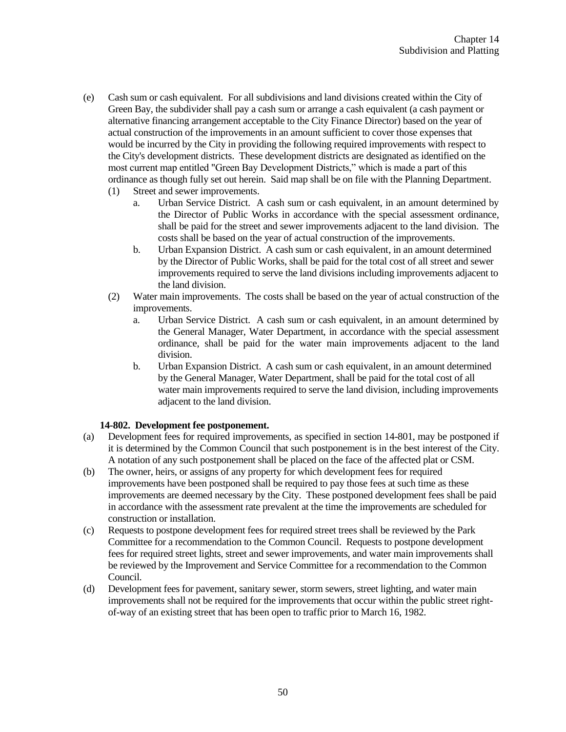(e) Cash sum or cash equivalent. For all subdivisions and land divisions created within the City of Green Bay, the subdivider shall pay a cash sum or arrange a cash equivalent (a cash payment or alternative financing arrangement acceptable to the City Finance Director) based on the year of actual construction of the improvements in an amount sufficient to cover those expenses that would be incurred by the City in providing the following required improvements with respect to the City's development districts. These development districts are designated as identified on the most current map entitled "Green Bay Development Districts," which is made a part of this ordinance as though fully set out herein. Said map shall be on file with the Planning Department.

   (1) Street and sewer improvements.

      a. Urban Service District. A cash sum or cash equivalent, in an amount determined by the Director of Public Works in accordance with the special assessment ordinance, shall be paid for the street and sewer improvements adjacent to the land division. The costs shall be based on the year of actual construction of the improvements.

      b. Urban Expansion District. A cash sum or cash equivalent, in an amount determined by the Director of Public Works, shall be paid for the total cost of all street and sewer improvements required to serve the land divisions including improvements adjacent to the land division.

   (2) Water main improvements. The costs shall be based on the year of actual construction of the improvements.

      a. Urban Service District. A cash sum or cash equivalent, in an amount determined by the General Manager, Water Department, in accordance with the special assessment ordinance, shall be paid for the water main improvements adjacent to the land division.

      b. Urban Expansion District. A cash sum or cash equivalent, in an amount determined by the General Manager, Water Department, shall be paid for the total cost of all water main improvements required to serve the land division, including improvements adjacent to the land division.

**14-802. Development fee postponement.**

(a) Development fees for required improvements, as specified in section 14-801, may be postponed if it is determined by the Common Council that such postponement is in the best interest of the City. A notation of any such postponement shall be placed on the face of the affected plat or CSM.

(b) The owner, heirs, or assigns of any property for which development fees for required improvements have been postponed shall be required to pay those fees at such time as these improvements are deemed necessary by the City. These postponed development fees shall be paid in accordance with the assessment rate prevalent at the time the improvements are scheduled for construction or installation.

(c) Requests to postpone development fees for required street trees shall be reviewed by the Park Committee for a recommendation to the Common Council. Requests to postpone development fees for required street lights, street and sewer improvements, and water main improvements shall be reviewed by the Improvement and Service Committee for a recommendation to the Common Council.

(d) Development fees for pavement, sanitary sewer, storm sewers, street lighting, and water main improvements shall not be required for the improvements that occur within the public street right-of-way of an existing street that has been open to traffic prior to March 16, 1982.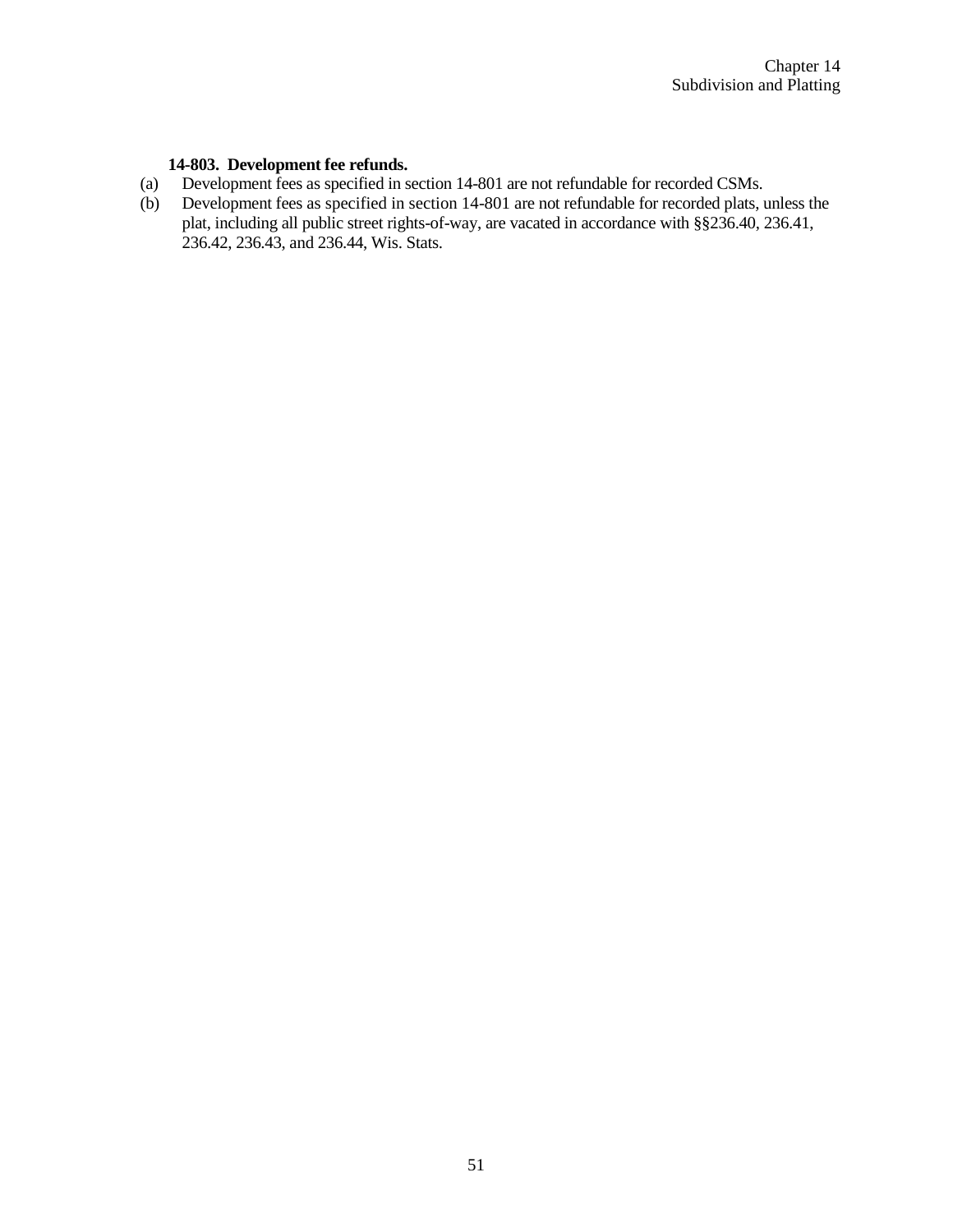**14-803. Development fee refunds.**

(a) Development fees as specified in section 14-801 are not refundable for recorded CSMs.

(b) Development fees as specified in section 14-801 are not refundable for recorded plats, unless the plat, including all public street rights-of-way, are vacated in accordance with §§236.40, 236.41, 236.42, 236.43, and 236.44, Wis. Stats.